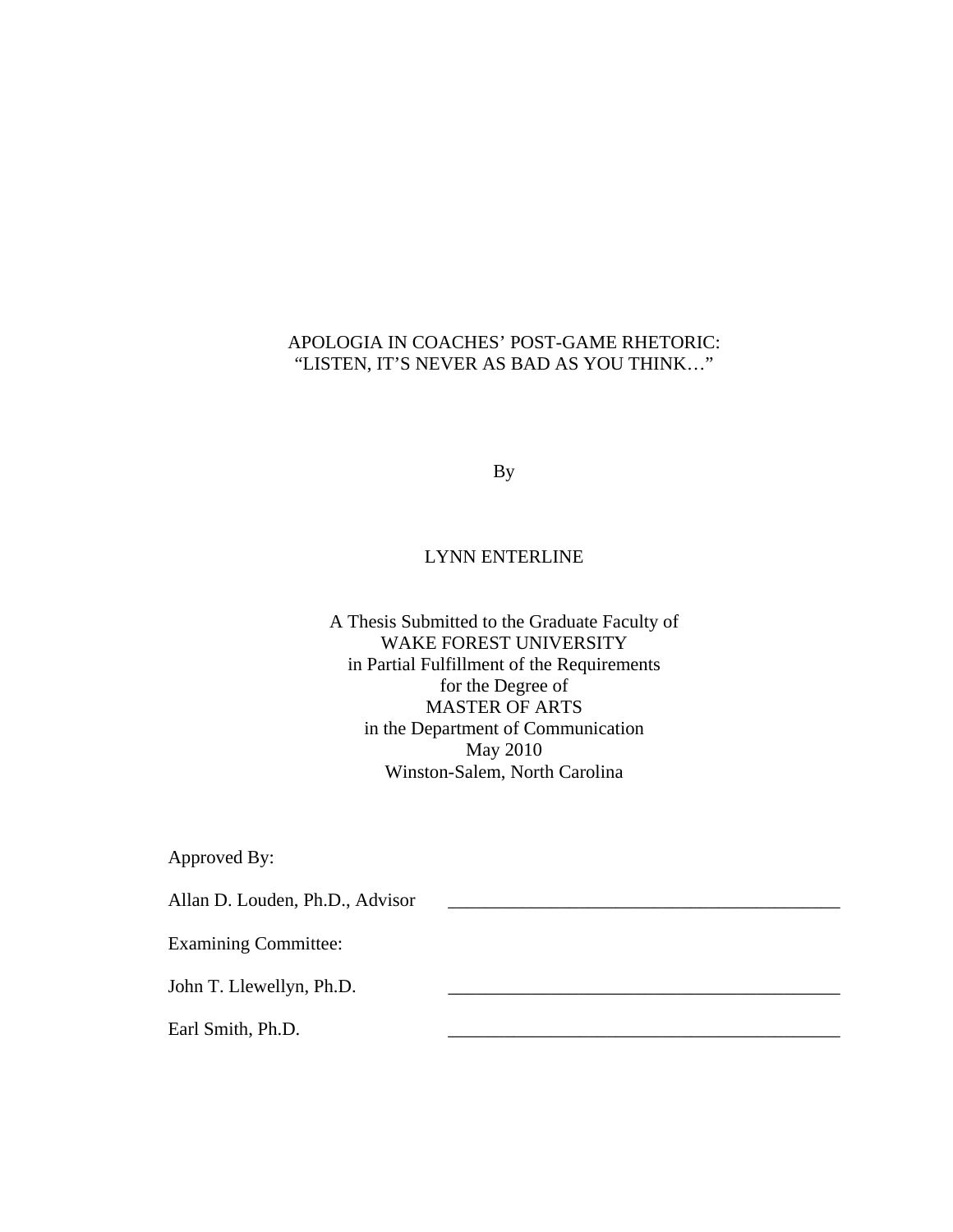# APOLOGIA IN COACHES' POST-GAME RHETORIC: "LISTEN, IT'S NEVER AS BAD AS YOU THINK…"

By

LYNN ENTERLINE

A Thesis Submitted to the Graduate Faculty of
WAKE FOREST UNIVERSITY
in Partial Fulfillment of the Requirements
for the Degree of
MASTER OF ARTS
in the Department of Communication
May 2010
Winston-Salem, North Carolina

Approved By:

Allan D. Louden, Ph.D., Advisor \_\_\_\_\_\_\_\_\_\_\_\_\_\_\_\_\_\_\_\_\_\_\_\_\_\_\_\_\_\_\_\_\_\_\_\_

Examining Committee:

John T. Llewellyn, Ph.D. \_\_\_\_\_\_\_\_\_\_\_\_\_\_\_\_\_\_\_\_\_\_\_\_\_\_\_\_\_\_\_\_\_\_\_\_

Earl Smith, Ph.D. \_\_\_\_\_\_\_\_\_\_\_\_\_\_\_\_\_\_\_\_\_\_\_\_\_\_\_\_\_\_\_\_\_\_\_\_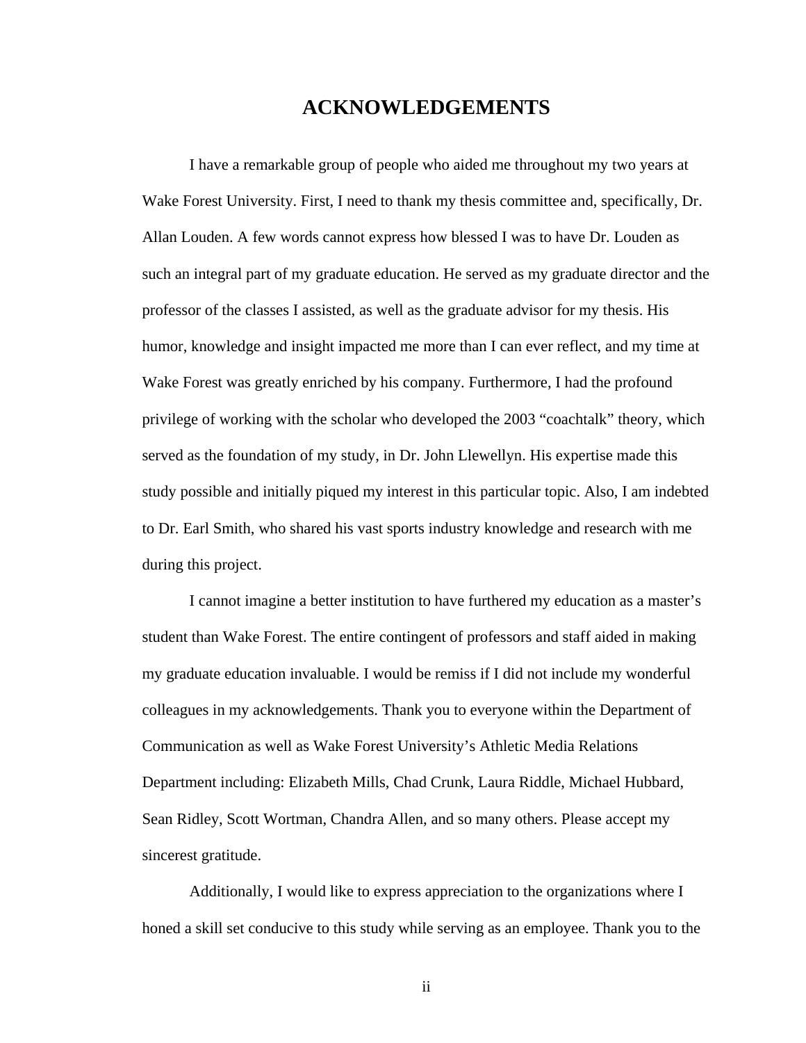# ACKNOWLEDGEMENTS

I have a remarkable group of people who aided me throughout my two years at Wake Forest University. First, I need to thank my thesis committee and, specifically, Dr. Allan Louden. A few words cannot express how blessed I was to have Dr. Louden as such an integral part of my graduate education. He served as my graduate director and the professor of the classes I assisted, as well as the graduate advisor for my thesis. His humor, knowledge and insight impacted me more than I can ever reflect, and my time at Wake Forest was greatly enriched by his company. Furthermore, I had the profound privilege of working with the scholar who developed the 2003 "coachtalk" theory, which served as the foundation of my study, in Dr. John Llewellyn. His expertise made this study possible and initially piqued my interest in this particular topic. Also, I am indebted to Dr. Earl Smith, who shared his vast sports industry knowledge and research with me during this project.

I cannot imagine a better institution to have furthered my education as a master's student than Wake Forest. The entire contingent of professors and staff aided in making my graduate education invaluable. I would be remiss if I did not include my wonderful colleagues in my acknowledgements. Thank you to everyone within the Department of Communication as well as Wake Forest University's Athletic Media Relations Department including: Elizabeth Mills, Chad Crunk, Laura Riddle, Michael Hubbard, Sean Ridley, Scott Wortman, Chandra Allen, and so many others. Please accept my sincerest gratitude.

Additionally, I would like to express appreciation to the organizations where I honed a skill set conducive to this study while serving as an employee. Thank you to the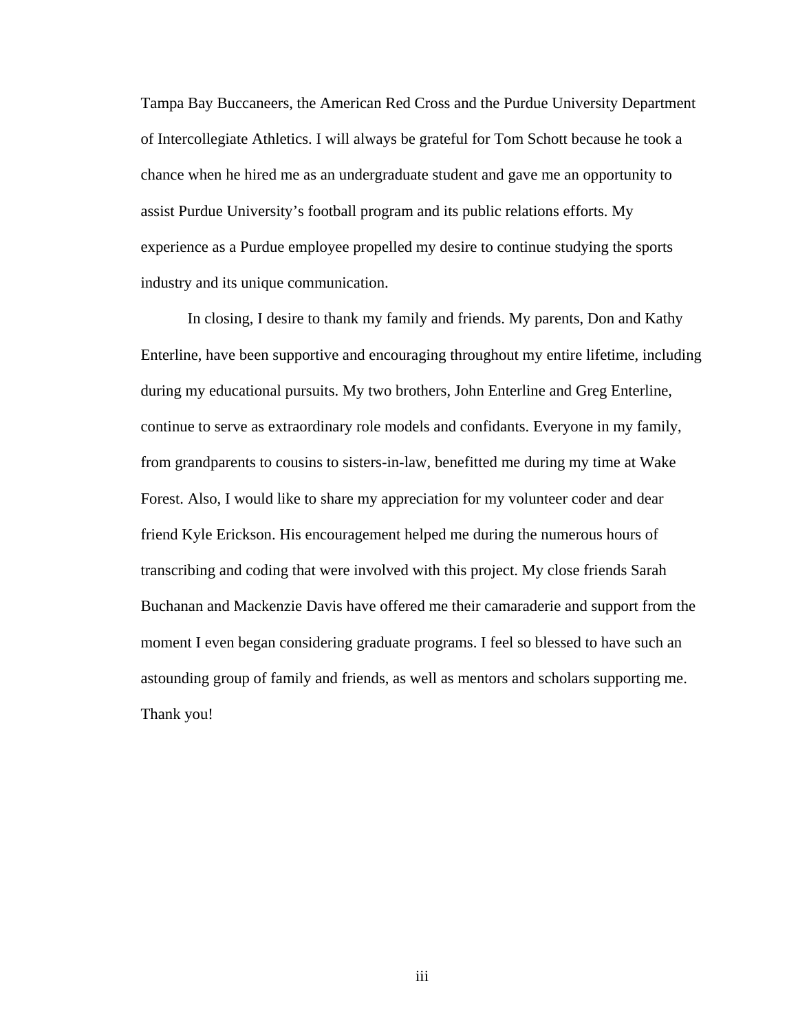Tampa Bay Buccaneers, the American Red Cross and the Purdue University Department of Intercollegiate Athletics. I will always be grateful for Tom Schott because he took a chance when he hired me as an undergraduate student and gave me an opportunity to assist Purdue University's football program and its public relations efforts. My experience as a Purdue employee propelled my desire to continue studying the sports industry and its unique communication.

In closing, I desire to thank my family and friends. My parents, Don and Kathy Enterline, have been supportive and encouraging throughout my entire lifetime, including during my educational pursuits. My two brothers, John Enterline and Greg Enterline, continue to serve as extraordinary role models and confidants. Everyone in my family, from grandparents to cousins to sisters-in-law, benefitted me during my time at Wake Forest. Also, I would like to share my appreciation for my volunteer coder and dear friend Kyle Erickson. His encouragement helped me during the numerous hours of transcribing and coding that were involved with this project. My close friends Sarah Buchanan and Mackenzie Davis have offered me their camaraderie and support from the moment I even began considering graduate programs. I feel so blessed to have such an astounding group of family and friends, as well as mentors and scholars supporting me. Thank you!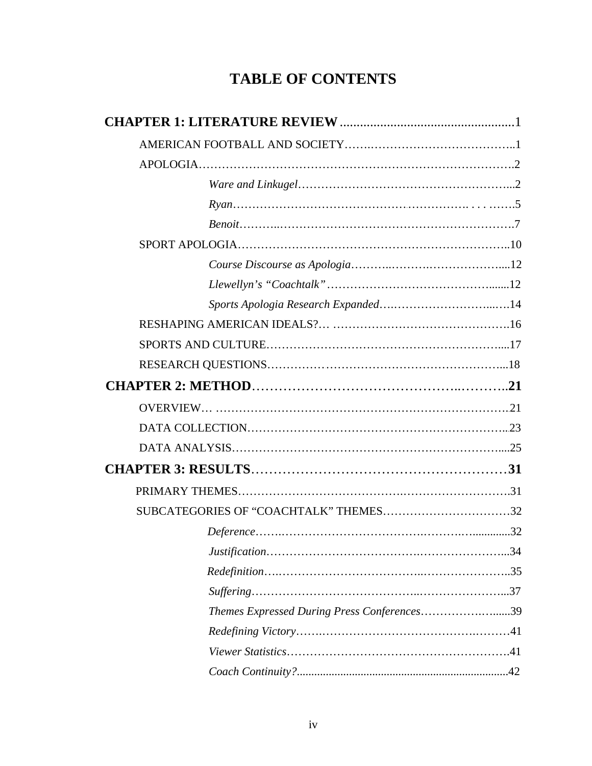# TABLE OF CONTENTS

**CHAPTER 1: LITERATURE REVIEW** ....................................................1

AMERICAN FOOTBALL AND SOCIETY.......................................................1

APOLOGIA.............................................................................................2

*Ware and Linkugel*.................................................................2

*Ryan*.....................................................................................5

*Benoit*....................................................................................7

SPORT APOLOGIA...................................................................................10

*Course Discourse as Apologia*................................................12

*Llewellyn's "Coachtalk"*.........................................................12

*Sports Apologia Research Expanded*.......................................14

RESHAPING AMERICAN IDEALS?......................................................16

SPORTS AND CULTURE.......................................................................17

RESEARCH QUESTIONS.......................................................................18

**CHAPTER 2: METHOD**.....................................................................**21**

OVERVIEW...........................................................................................21

DATA COLLECTION.............................................................................23

DATA ANALYSIS..................................................................................25

**CHAPTER 3: RESULTS**.....................................................................**31**

PRIMARY THEMES.................................................................................31

SUBCATEGORIES OF "COACHTALK" THEMES.....................................32

*Deference*.............................................................................32

*Justification*..........................................................................34

*Redefinition*..........................................................................35

*Suffering*...............................................................................37

*Themes Expressed During Press Conferences*.........................39

*Redefining Victory*..................................................................41

*Viewer Statistics*....................................................................41

*Coach Continuity?*..................................................................42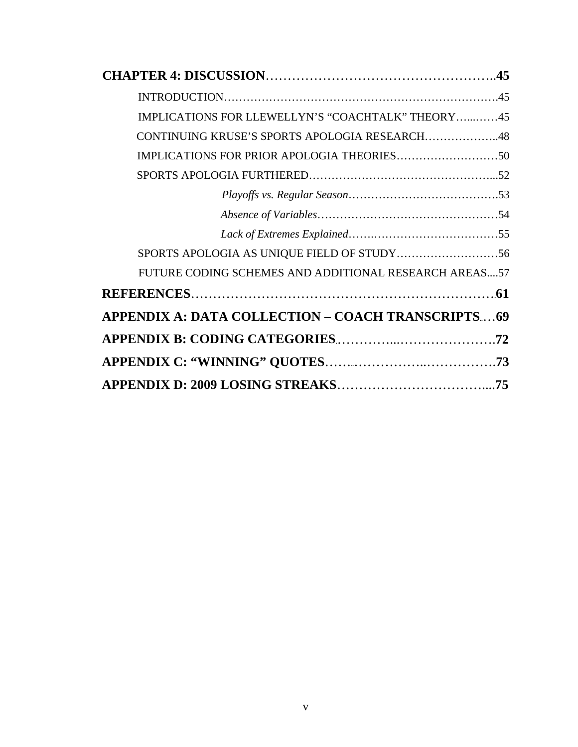**CHAPTER 4: DISCUSSION**……………………………………………..**45**

INTRODUCTION………………………………………………………………….45

IMPLICATIONS FOR LLEWELLYN'S "COACHTALK" THEORY…...……45

CONTINUING KRUSE'S SPORTS APOLOGIA RESEARCH………………..48

IMPLICATIONS FOR PRIOR APOLOGIA THEORIES……….…………….50

SPORTS APOLOGIA FURTHERED…………………………………………...52

*Playoffs vs. Regular Season*………………………………….53

*Absence of Variables*…………………………………………54

*Lack of Extremes Explained*…….……………………………55

SPORTS APOLOGIA AS UNIQUE FIELD OF STUDY……………………..56

FUTURE CODING SCHEMES AND ADDITIONAL RESEARCH AREAS....57

**REFERENCES**……………………………………………………………**61**

**APPENDIX A: DATA COLLECTION – COACH TRANSCRIPTS**……**69**

**APPENDIX B: CODING CATEGORIES**……………...………………….**72**

**APPENDIX C: "WINNING" QUOTES**……..……………..…………….**73**

**APPENDIX D: 2009 LOSING STREAKS**……………………………....**75**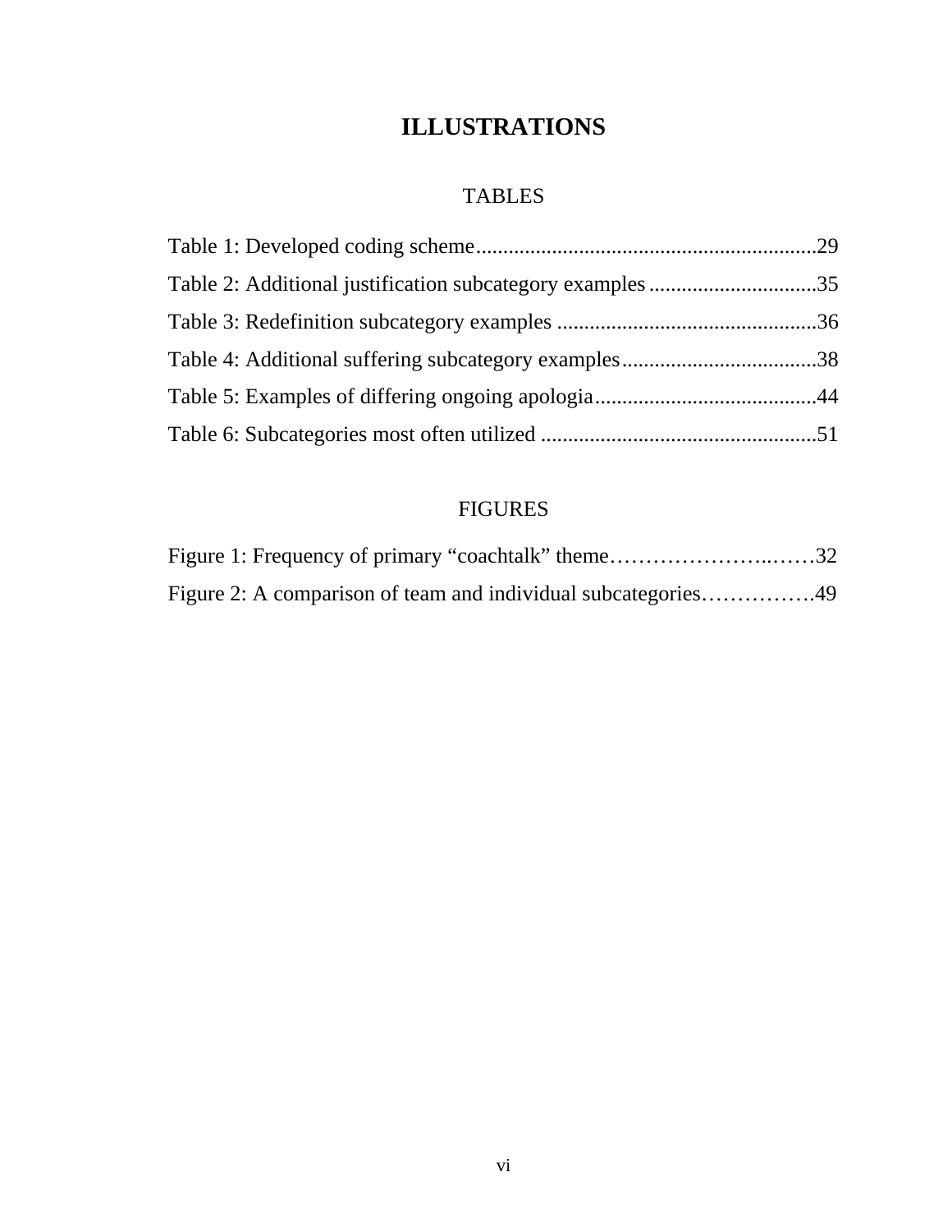# ILLUSTRATIONS

## TABLES

Table 1: Developed coding scheme..............................................................29

Table 2: Additional justification subcategory examples ...............................35

Table 3: Redefinition subcategory examples ................................................36

Table 4: Additional suffering subcategory examples....................................38

Table 5: Examples of differing ongoing apologia.........................................44

Table 6: Subcategories most often utilized ...................................................51

## FIGURES

Figure 1: Frequency of primary "coachtalk" theme……………………..……32

Figure 2: A comparison of team and individual subcategories…………….49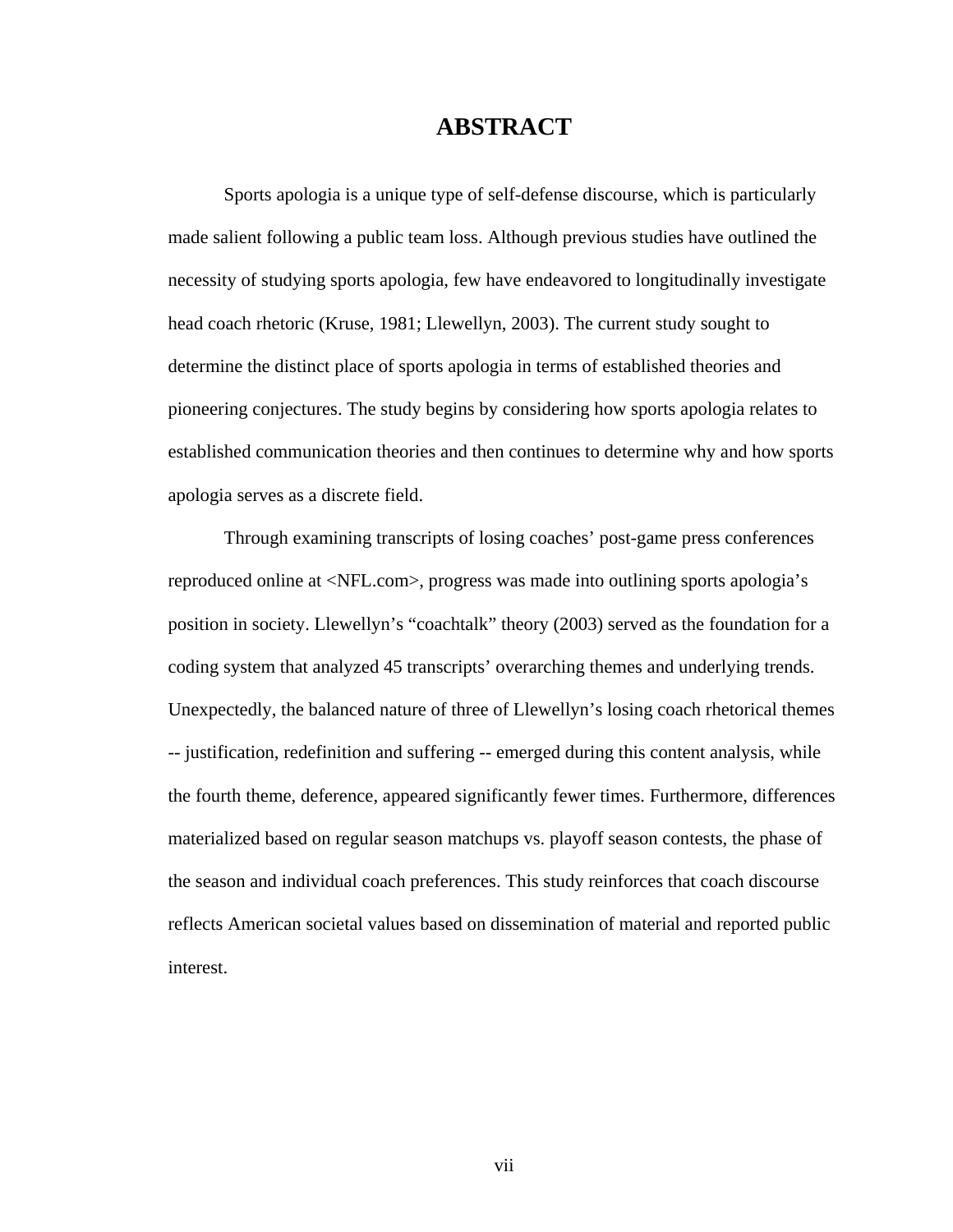# ABSTRACT

Sports apologia is a unique type of self-defense discourse, which is particularly made salient following a public team loss. Although previous studies have outlined the necessity of studying sports apologia, few have endeavored to longitudinally investigate head coach rhetoric (Kruse, 1981; Llewellyn, 2003). The current study sought to determine the distinct place of sports apologia in terms of established theories and pioneering conjectures. The study begins by considering how sports apologia relates to established communication theories and then continues to determine why and how sports apologia serves as a discrete field.

Through examining transcripts of losing coaches' post-game press conferences reproduced online at <NFL.com>, progress was made into outlining sports apologia's position in society. Llewellyn's "coachtalk" theory (2003) served as the foundation for a coding system that analyzed 45 transcripts' overarching themes and underlying trends. Unexpectedly, the balanced nature of three of Llewellyn's losing coach rhetorical themes -- justification, redefinition and suffering -- emerged during this content analysis, while the fourth theme, deference, appeared significantly fewer times. Furthermore, differences materialized based on regular season matchups vs. playoff season contests, the phase of the season and individual coach preferences. This study reinforces that coach discourse reflects American societal values based on dissemination of material and reported public interest.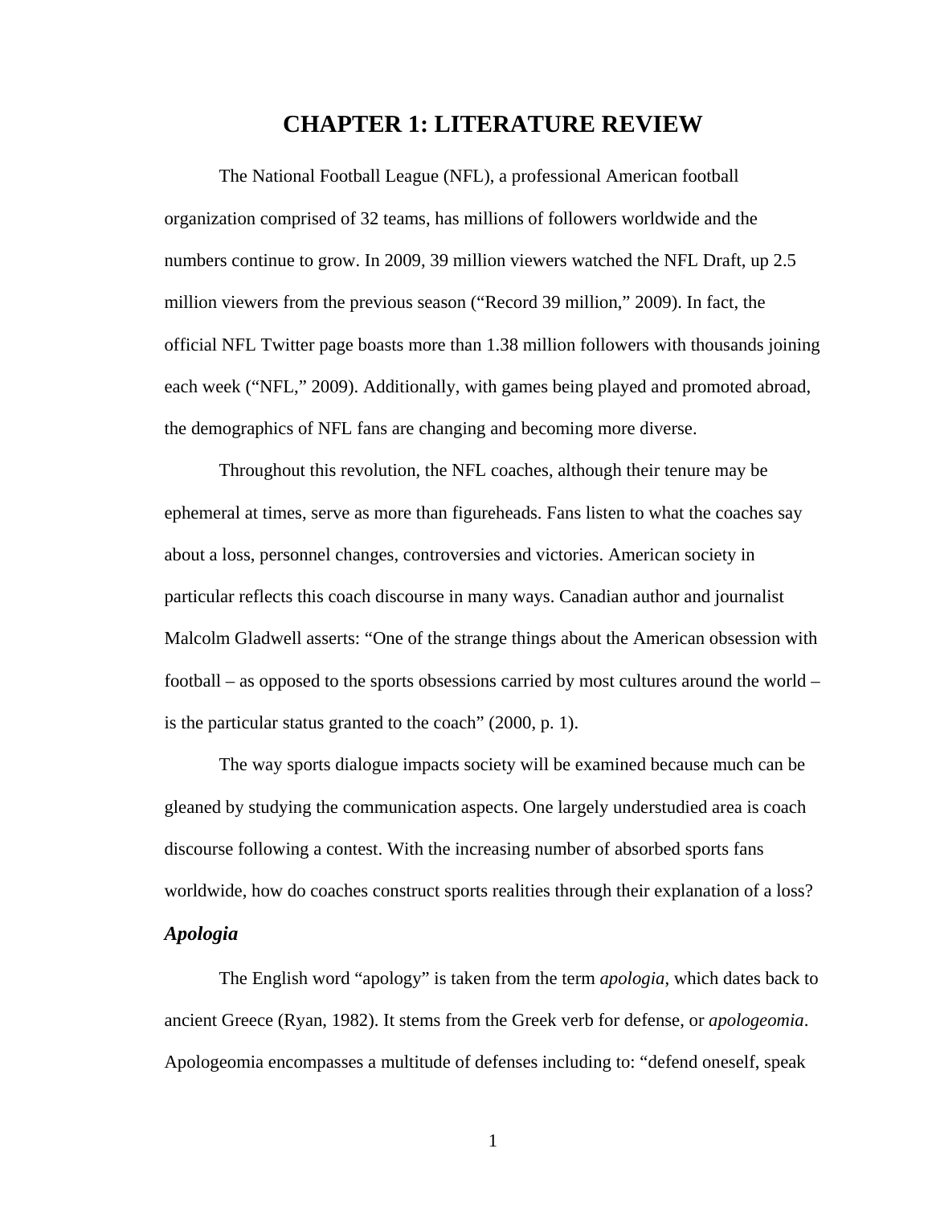# CHAPTER 1: LITERATURE REVIEW

The National Football League (NFL), a professional American football organization comprised of 32 teams, has millions of followers worldwide and the numbers continue to grow. In 2009, 39 million viewers watched the NFL Draft, up 2.5 million viewers from the previous season ("Record 39 million," 2009). In fact, the official NFL Twitter page boasts more than 1.38 million followers with thousands joining each week ("NFL," 2009). Additionally, with games being played and promoted abroad, the demographics of NFL fans are changing and becoming more diverse.

Throughout this revolution, the NFL coaches, although their tenure may be ephemeral at times, serve as more than figureheads. Fans listen to what the coaches say about a loss, personnel changes, controversies and victories. American society in particular reflects this coach discourse in many ways. Canadian author and journalist Malcolm Gladwell asserts: "One of the strange things about the American obsession with football – as opposed to the sports obsessions carried by most cultures around the world – is the particular status granted to the coach" (2000, p. 1).

The way sports dialogue impacts society will be examined because much can be gleaned by studying the communication aspects. One largely understudied area is coach discourse following a contest. With the increasing number of absorbed sports fans worldwide, how do coaches construct sports realities through their explanation of a loss?

### *Apologia*

The English word "apology" is taken from the term *apologia*, which dates back to ancient Greece (Ryan, 1982). It stems from the Greek verb for defense, or *apologeomia*. Apologeomia encompasses a multitude of defenses including to: "defend oneself, speak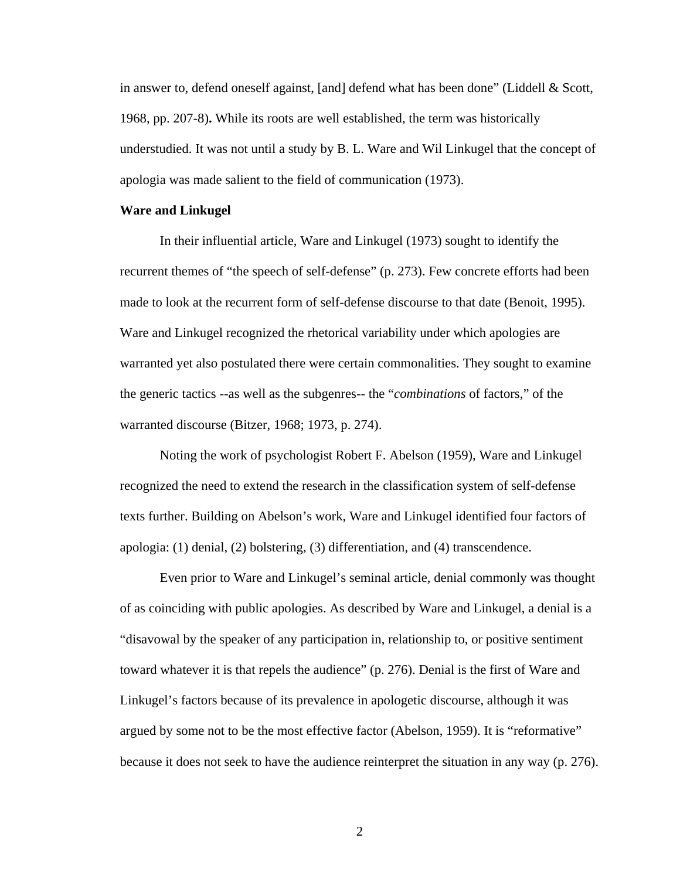in answer to, defend oneself against, [and] defend what has been done" (Liddell & Scott, 1968, pp. 207-8)**.** While its roots are well established, the term was historically understudied. It was not until a study by B. L. Ware and Wil Linkugel that the concept of apologia was made salient to the field of communication (1973).

**Ware and Linkugel**

In their influential article, Ware and Linkugel (1973) sought to identify the recurrent themes of "the speech of self-defense" (p. 273). Few concrete efforts had been made to look at the recurrent form of self-defense discourse to that date (Benoit, 1995). Ware and Linkugel recognized the rhetorical variability under which apologies are warranted yet also postulated there were certain commonalities. They sought to examine the generic tactics --as well as the subgenres-- the "*combinations* of factors," of the warranted discourse (Bitzer, 1968; 1973, p. 274).

Noting the work of psychologist Robert F. Abelson (1959), Ware and Linkugel recognized the need to extend the research in the classification system of self-defense texts further. Building on Abelson's work, Ware and Linkugel identified four factors of apologia: (1) denial, (2) bolstering, (3) differentiation, and (4) transcendence.

Even prior to Ware and Linkugel's seminal article, denial commonly was thought of as coinciding with public apologies. As described by Ware and Linkugel, a denial is a "disavowal by the speaker of any participation in, relationship to, or positive sentiment toward whatever it is that repels the audience" (p. 276). Denial is the first of Ware and Linkugel's factors because of its prevalence in apologetic discourse, although it was argued by some not to be the most effective factor (Abelson, 1959). It is "reformative" because it does not seek to have the audience reinterpret the situation in any way (p. 276).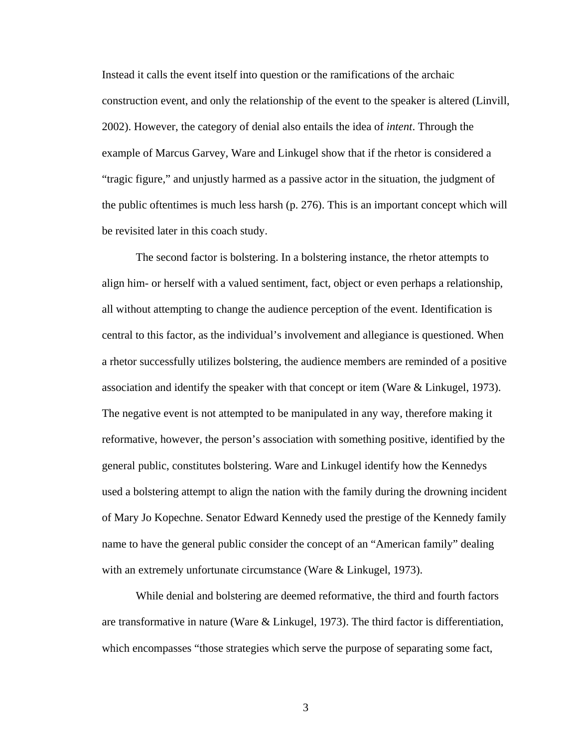Instead it calls the event itself into question or the ramifications of the archaic construction event, and only the relationship of the event to the speaker is altered (Linvill, 2002). However, the category of denial also entails the idea of *intent*. Through the example of Marcus Garvey, Ware and Linkugel show that if the rhetor is considered a "tragic figure," and unjustly harmed as a passive actor in the situation, the judgment of the public oftentimes is much less harsh (p. 276). This is an important concept which will be revisited later in this coach study.

The second factor is bolstering. In a bolstering instance, the rhetor attempts to align him- or herself with a valued sentiment, fact, object or even perhaps a relationship, all without attempting to change the audience perception of the event. Identification is central to this factor, as the individual's involvement and allegiance is questioned. When a rhetor successfully utilizes bolstering, the audience members are reminded of a positive association and identify the speaker with that concept or item (Ware & Linkugel, 1973). The negative event is not attempted to be manipulated in any way, therefore making it reformative, however, the person's association with something positive, identified by the general public, constitutes bolstering. Ware and Linkugel identify how the Kennedys used a bolstering attempt to align the nation with the family during the drowning incident of Mary Jo Kopechne. Senator Edward Kennedy used the prestige of the Kennedy family name to have the general public consider the concept of an "American family" dealing with an extremely unfortunate circumstance (Ware & Linkugel, 1973).

While denial and bolstering are deemed reformative, the third and fourth factors are transformative in nature (Ware & Linkugel, 1973). The third factor is differentiation, which encompasses "those strategies which serve the purpose of separating some fact,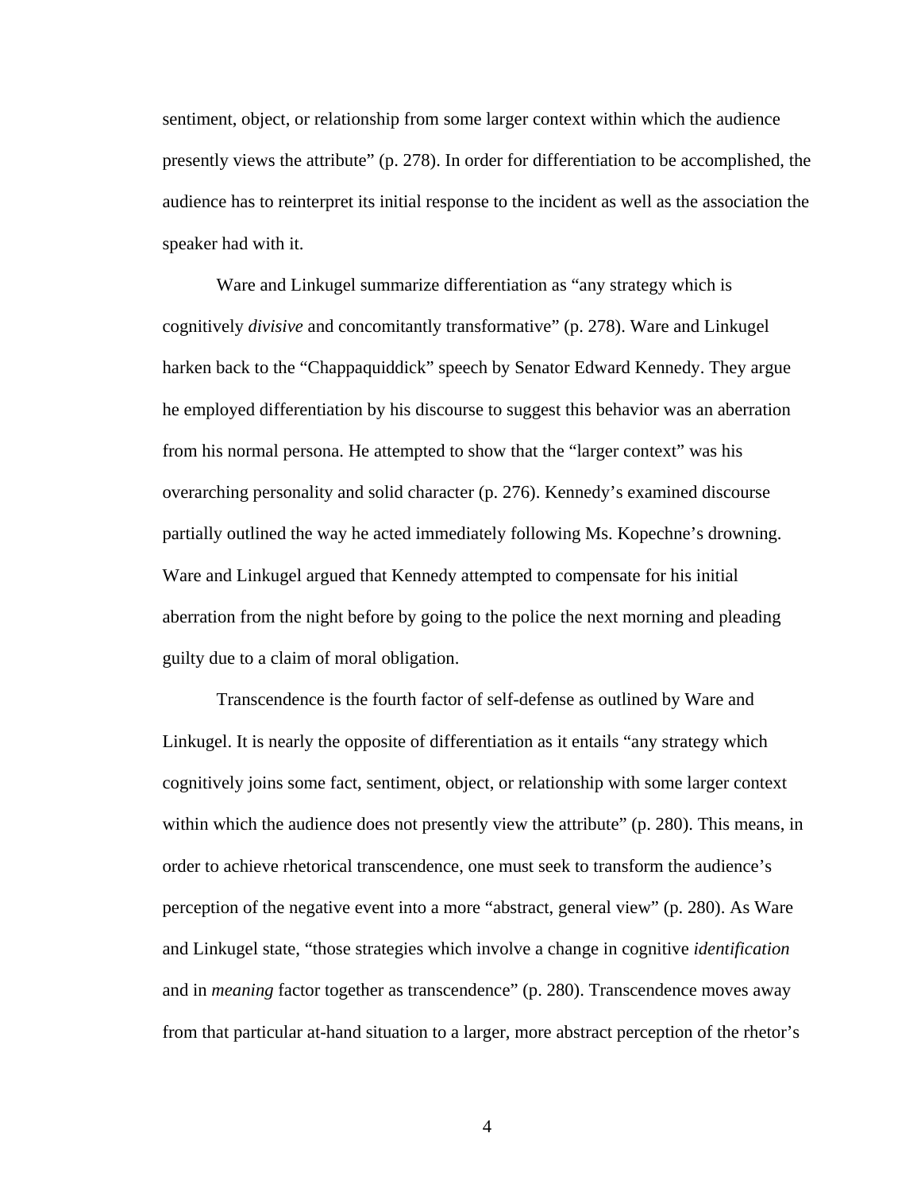sentiment, object, or relationship from some larger context within which the audience presently views the attribute" (p. 278). In order for differentiation to be accomplished, the audience has to reinterpret its initial response to the incident as well as the association the speaker had with it.

Ware and Linkugel summarize differentiation as "any strategy which is cognitively *divisive* and concomitantly transformative" (p. 278). Ware and Linkugel harken back to the "Chappaquiddick" speech by Senator Edward Kennedy. They argue he employed differentiation by his discourse to suggest this behavior was an aberration from his normal persona. He attempted to show that the "larger context" was his overarching personality and solid character (p. 276). Kennedy's examined discourse partially outlined the way he acted immediately following Ms. Kopechne's drowning. Ware and Linkugel argued that Kennedy attempted to compensate for his initial aberration from the night before by going to the police the next morning and pleading guilty due to a claim of moral obligation.

Transcendence is the fourth factor of self-defense as outlined by Ware and Linkugel. It is nearly the opposite of differentiation as it entails "any strategy which cognitively joins some fact, sentiment, object, or relationship with some larger context within which the audience does not presently view the attribute" (p. 280). This means, in order to achieve rhetorical transcendence, one must seek to transform the audience's perception of the negative event into a more "abstract, general view" (p. 280). As Ware and Linkugel state, "those strategies which involve a change in cognitive *identification* and in *meaning* factor together as transcendence" (p. 280). Transcendence moves away from that particular at-hand situation to a larger, more abstract perception of the rhetor's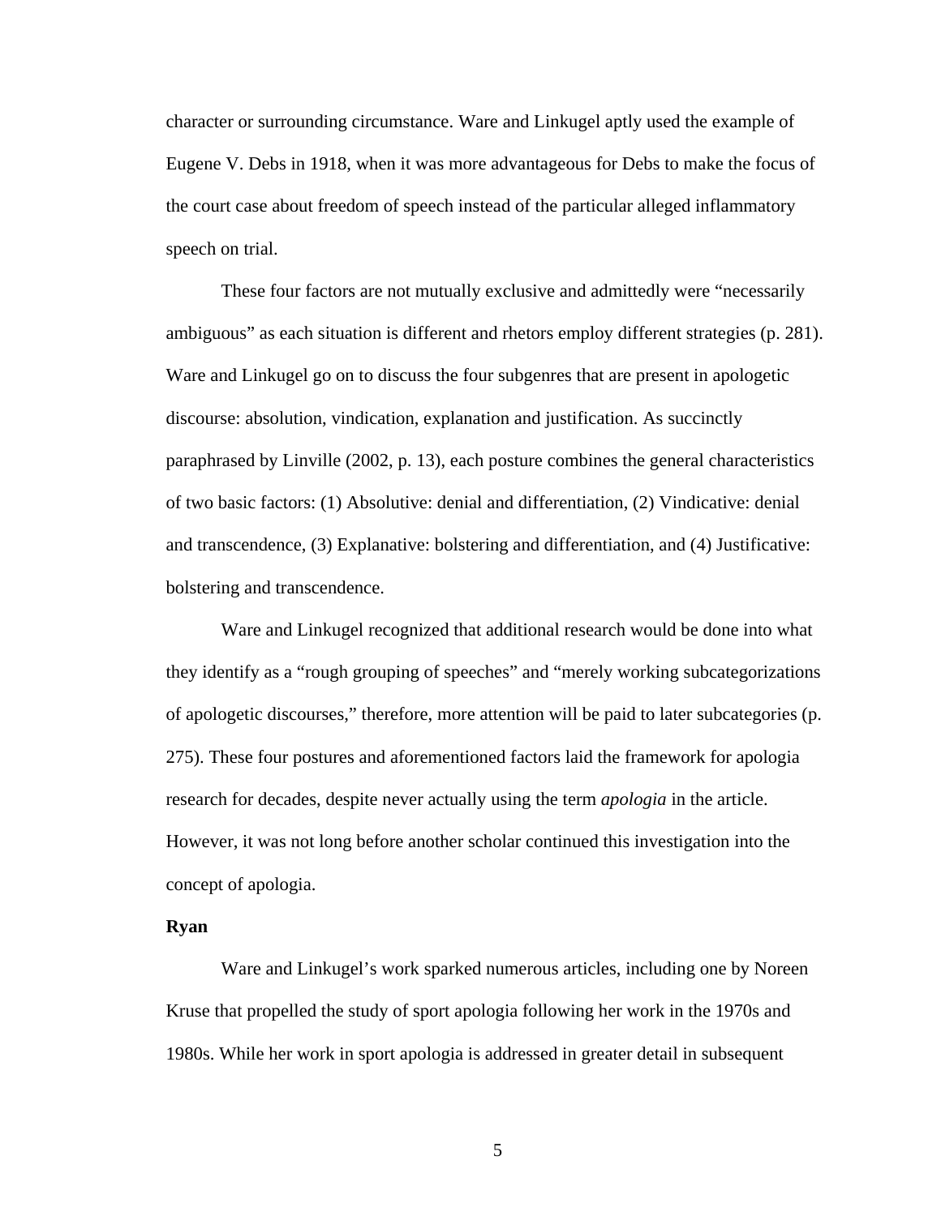character or surrounding circumstance. Ware and Linkugel aptly used the example of Eugene V. Debs in 1918, when it was more advantageous for Debs to make the focus of the court case about freedom of speech instead of the particular alleged inflammatory speech on trial.

These four factors are not mutually exclusive and admittedly were "necessarily ambiguous" as each situation is different and rhetors employ different strategies (p. 281). Ware and Linkugel go on to discuss the four subgenres that are present in apologetic discourse: absolution, vindication, explanation and justification. As succinctly paraphrased by Linville (2002, p. 13), each posture combines the general characteristics of two basic factors: (1) Absolutive: denial and differentiation, (2) Vindicative: denial and transcendence, (3) Explanative: bolstering and differentiation, and (4) Justificative: bolstering and transcendence.

Ware and Linkugel recognized that additional research would be done into what they identify as a "rough grouping of speeches" and "merely working subcategorizations of apologetic discourses," therefore, more attention will be paid to later subcategories (p. 275). These four postures and aforementioned factors laid the framework for apologia research for decades, despite never actually using the term *apologia* in the article. However, it was not long before another scholar continued this investigation into the concept of apologia.

**Ryan**

Ware and Linkugel's work sparked numerous articles, including one by Noreen Kruse that propelled the study of sport apologia following her work in the 1970s and 1980s. While her work in sport apologia is addressed in greater detail in subsequent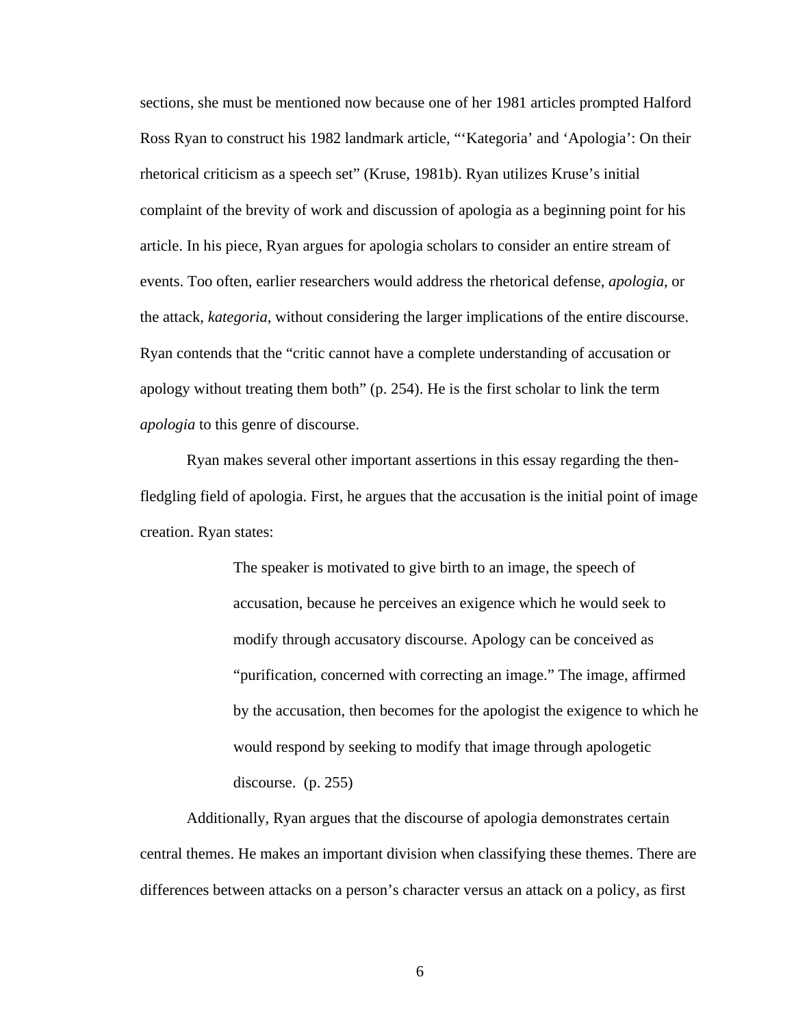sections, she must be mentioned now because one of her 1981 articles prompted Halford Ross Ryan to construct his 1982 landmark article, "'Kategoria' and 'Apologia': On their rhetorical criticism as a speech set" (Kruse, 1981b). Ryan utilizes Kruse's initial complaint of the brevity of work and discussion of apologia as a beginning point for his article. In his piece, Ryan argues for apologia scholars to consider an entire stream of events. Too often, earlier researchers would address the rhetorical defense, *apologia*, or the attack, *kategoria*, without considering the larger implications of the entire discourse. Ryan contends that the "critic cannot have a complete understanding of accusation or apology without treating them both" (p. 254). He is the first scholar to link the term *apologia* to this genre of discourse.

Ryan makes several other important assertions in this essay regarding the then-fledgling field of apologia. First, he argues that the accusation is the initial point of image creation. Ryan states:

> The speaker is motivated to give birth to an image, the speech of accusation, because he perceives an exigence which he would seek to modify through accusatory discourse. Apology can be conceived as "purification, concerned with correcting an image." The image, affirmed by the accusation, then becomes for the apologist the exigence to which he would respond by seeking to modify that image through apologetic discourse. (p. 255)

Additionally, Ryan argues that the discourse of apologia demonstrates certain central themes. He makes an important division when classifying these themes. There are differences between attacks on a person's character versus an attack on a policy, as first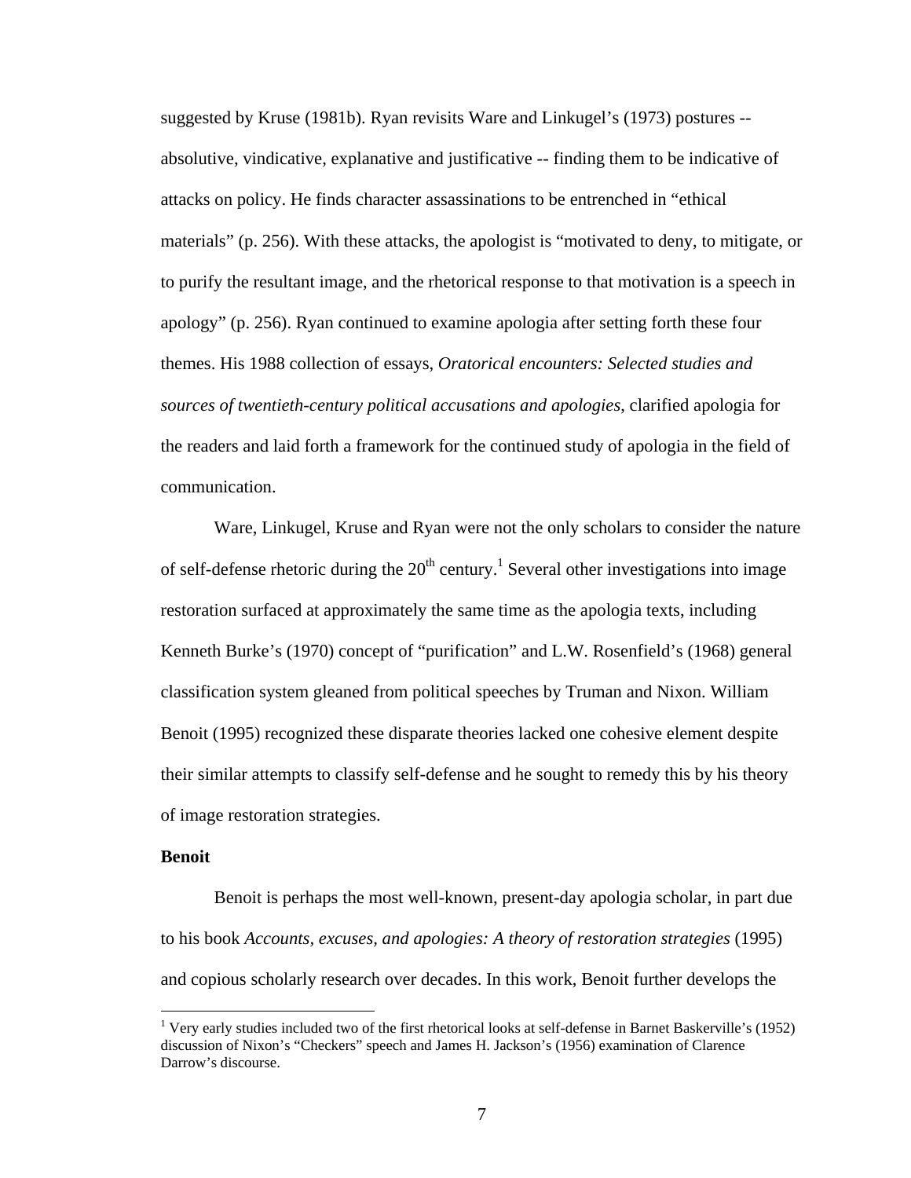suggested by Kruse (1981b). Ryan revisits Ware and Linkugel's (1973) postures -- absolutive, vindicative, explanative and justificative -- finding them to be indicative of attacks on policy. He finds character assassinations to be entrenched in "ethical materials" (p. 256). With these attacks, the apologist is "motivated to deny, to mitigate, or to purify the resultant image, and the rhetorical response to that motivation is a speech in apology" (p. 256). Ryan continued to examine apologia after setting forth these four themes. His 1988 collection of essays, *Oratorical encounters: Selected studies and sources of twentieth-century political accusations and apologies,* clarified apologia for the readers and laid forth a framework for the continued study of apologia in the field of communication.

Ware, Linkugel, Kruse and Ryan were not the only scholars to consider the nature of self-defense rhetoric during the 20th century.[1] Several other investigations into image restoration surfaced at approximately the same time as the apologia texts, including Kenneth Burke's (1970) concept of "purification" and L.W. Rosenfield's (1968) general classification system gleaned from political speeches by Truman and Nixon. William Benoit (1995) recognized these disparate theories lacked one cohesive element despite their similar attempts to classify self-defense and he sought to remedy this by his theory of image restoration strategies.

**Benoit**

Benoit is perhaps the most well-known, present-day apologia scholar, in part due to his book *Accounts, excuses, and apologies: A theory of restoration strategies* (1995) and copious scholarly research over decades. In this work, Benoit further develops the

[1] Very early studies included two of the first rhetorical looks at self-defense in Barnet Baskerville's (1952) discussion of Nixon's "Checkers" speech and James H. Jackson's (1956) examination of Clarence Darrow's discourse.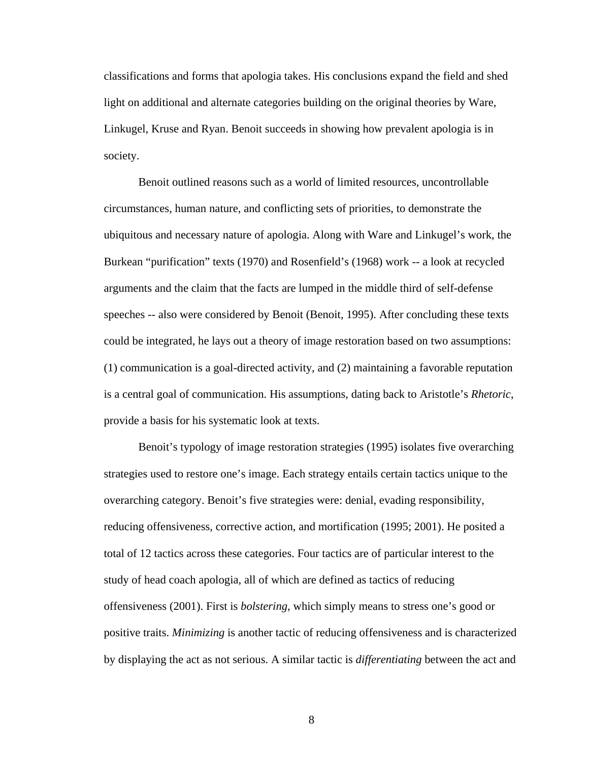classifications and forms that apologia takes. His conclusions expand the field and shed light on additional and alternate categories building on the original theories by Ware, Linkugel, Kruse and Ryan. Benoit succeeds in showing how prevalent apologia is in society.

Benoit outlined reasons such as a world of limited resources, uncontrollable circumstances, human nature, and conflicting sets of priorities, to demonstrate the ubiquitous and necessary nature of apologia. Along with Ware and Linkugel's work, the Burkean "purification" texts (1970) and Rosenfield's (1968) work -- a look at recycled arguments and the claim that the facts are lumped in the middle third of self-defense speeches -- also were considered by Benoit (Benoit, 1995). After concluding these texts could be integrated, he lays out a theory of image restoration based on two assumptions: (1) communication is a goal-directed activity, and (2) maintaining a favorable reputation is a central goal of communication. His assumptions, dating back to Aristotle's *Rhetoric*, provide a basis for his systematic look at texts.

Benoit's typology of image restoration strategies (1995) isolates five overarching strategies used to restore one's image. Each strategy entails certain tactics unique to the overarching category. Benoit's five strategies were: denial, evading responsibility, reducing offensiveness, corrective action, and mortification (1995; 2001). He posited a total of 12 tactics across these categories. Four tactics are of particular interest to the study of head coach apologia, all of which are defined as tactics of reducing offensiveness (2001). First is *bolstering*, which simply means to stress one's good or positive traits. *Minimizing* is another tactic of reducing offensiveness and is characterized by displaying the act as not serious. A similar tactic is *differentiating* between the act and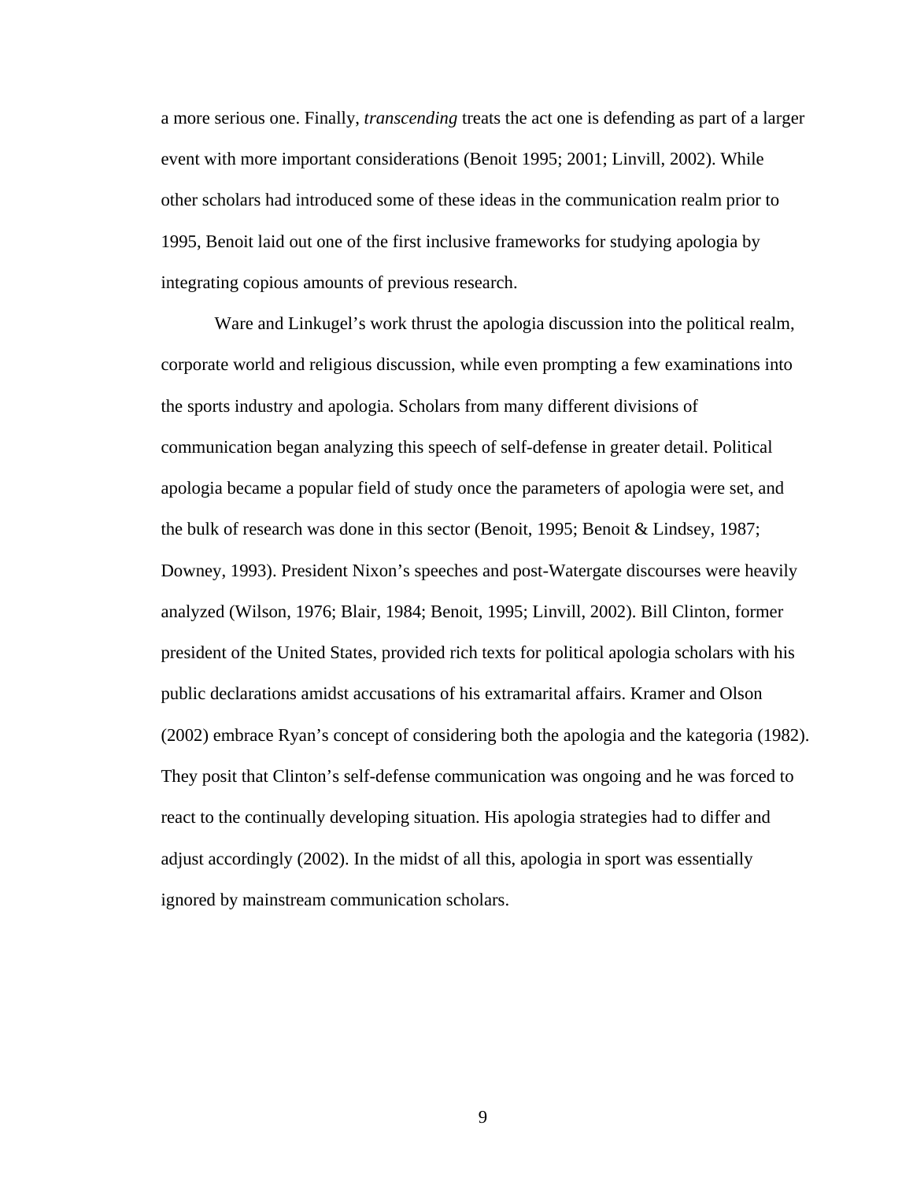a more serious one. Finally, *transcending* treats the act one is defending as part of a larger event with more important considerations (Benoit 1995; 2001; Linvill, 2002). While other scholars had introduced some of these ideas in the communication realm prior to 1995, Benoit laid out one of the first inclusive frameworks for studying apologia by integrating copious amounts of previous research.

Ware and Linkugel's work thrust the apologia discussion into the political realm, corporate world and religious discussion, while even prompting a few examinations into the sports industry and apologia. Scholars from many different divisions of communication began analyzing this speech of self-defense in greater detail. Political apologia became a popular field of study once the parameters of apologia were set, and the bulk of research was done in this sector (Benoit, 1995; Benoit & Lindsey, 1987; Downey, 1993). President Nixon's speeches and post-Watergate discourses were heavily analyzed (Wilson, 1976; Blair, 1984; Benoit, 1995; Linvill, 2002). Bill Clinton, former president of the United States, provided rich texts for political apologia scholars with his public declarations amidst accusations of his extramarital affairs. Kramer and Olson (2002) embrace Ryan's concept of considering both the apologia and the kategoria (1982). They posit that Clinton's self-defense communication was ongoing and he was forced to react to the continually developing situation. His apologia strategies had to differ and adjust accordingly (2002). In the midst of all this, apologia in sport was essentially ignored by mainstream communication scholars.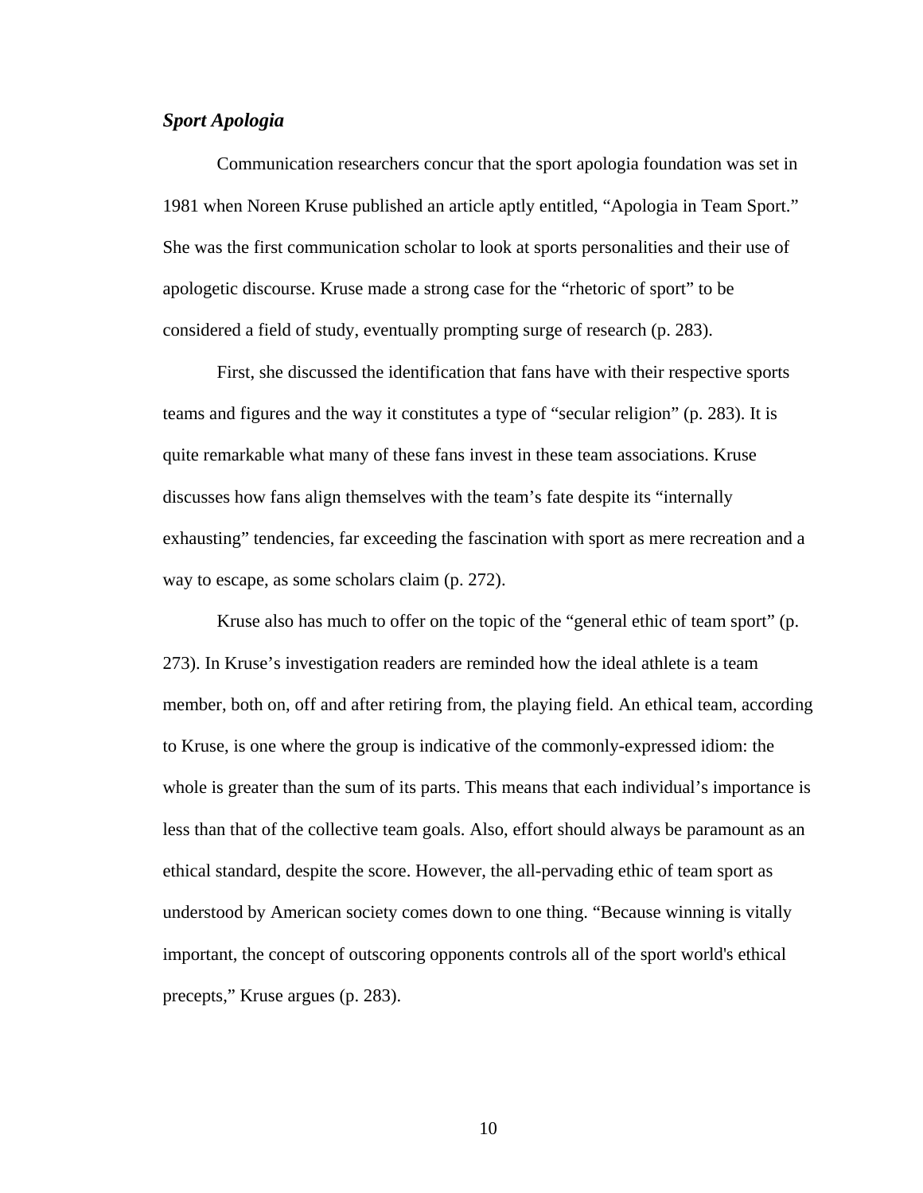### *Sport Apologia*

Communication researchers concur that the sport apologia foundation was set in 1981 when Noreen Kruse published an article aptly entitled, "Apologia in Team Sport." She was the first communication scholar to look at sports personalities and their use of apologetic discourse. Kruse made a strong case for the "rhetoric of sport" to be considered a field of study, eventually prompting surge of research (p. 283).

First, she discussed the identification that fans have with their respective sports teams and figures and the way it constitutes a type of "secular religion" (p. 283). It is quite remarkable what many of these fans invest in these team associations. Kruse discusses how fans align themselves with the team's fate despite its "internally exhausting" tendencies, far exceeding the fascination with sport as mere recreation and a way to escape, as some scholars claim (p. 272).

Kruse also has much to offer on the topic of the "general ethic of team sport" (p. 273). In Kruse's investigation readers are reminded how the ideal athlete is a team member, both on, off and after retiring from, the playing field. An ethical team, according to Kruse, is one where the group is indicative of the commonly-expressed idiom: the whole is greater than the sum of its parts. This means that each individual's importance is less than that of the collective team goals. Also, effort should always be paramount as an ethical standard, despite the score. However, the all-pervading ethic of team sport as understood by American society comes down to one thing. "Because winning is vitally important, the concept of outscoring opponents controls all of the sport world's ethical precepts," Kruse argues (p. 283).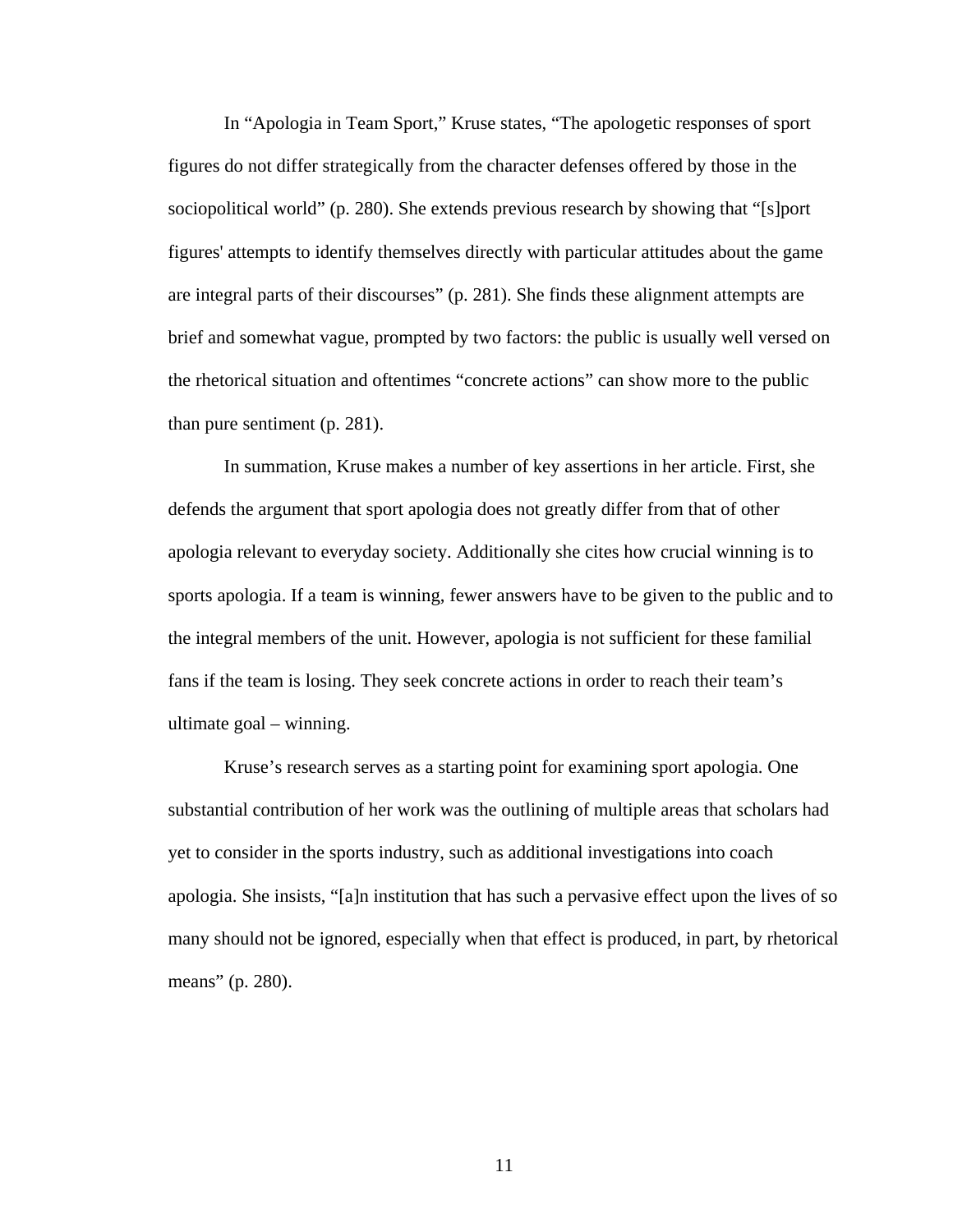In “Apologia in Team Sport,” Kruse states, “The apologetic responses of sport figures do not differ strategically from the character defenses offered by those in the sociopolitical world” (p. 280). She extends previous research by showing that “[s]port figures' attempts to identify themselves directly with particular attitudes about the game are integral parts of their discourses” (p. 281). She finds these alignment attempts are brief and somewhat vague, prompted by two factors: the public is usually well versed on the rhetorical situation and oftentimes “concrete actions” can show more to the public than pure sentiment (p. 281).

In summation, Kruse makes a number of key assertions in her article. First, she defends the argument that sport apologia does not greatly differ from that of other apologia relevant to everyday society. Additionally she cites how crucial winning is to sports apologia. If a team is winning, fewer answers have to be given to the public and to the integral members of the unit. However, apologia is not sufficient for these familial fans if the team is losing. They seek concrete actions in order to reach their team’s ultimate goal – winning.

Kruse’s research serves as a starting point for examining sport apologia. One substantial contribution of her work was the outlining of multiple areas that scholars had yet to consider in the sports industry, such as additional investigations into coach apologia. She insists, “[a]n institution that has such a pervasive effect upon the lives of so many should not be ignored, especially when that effect is produced, in part, by rhetorical means” (p. 280).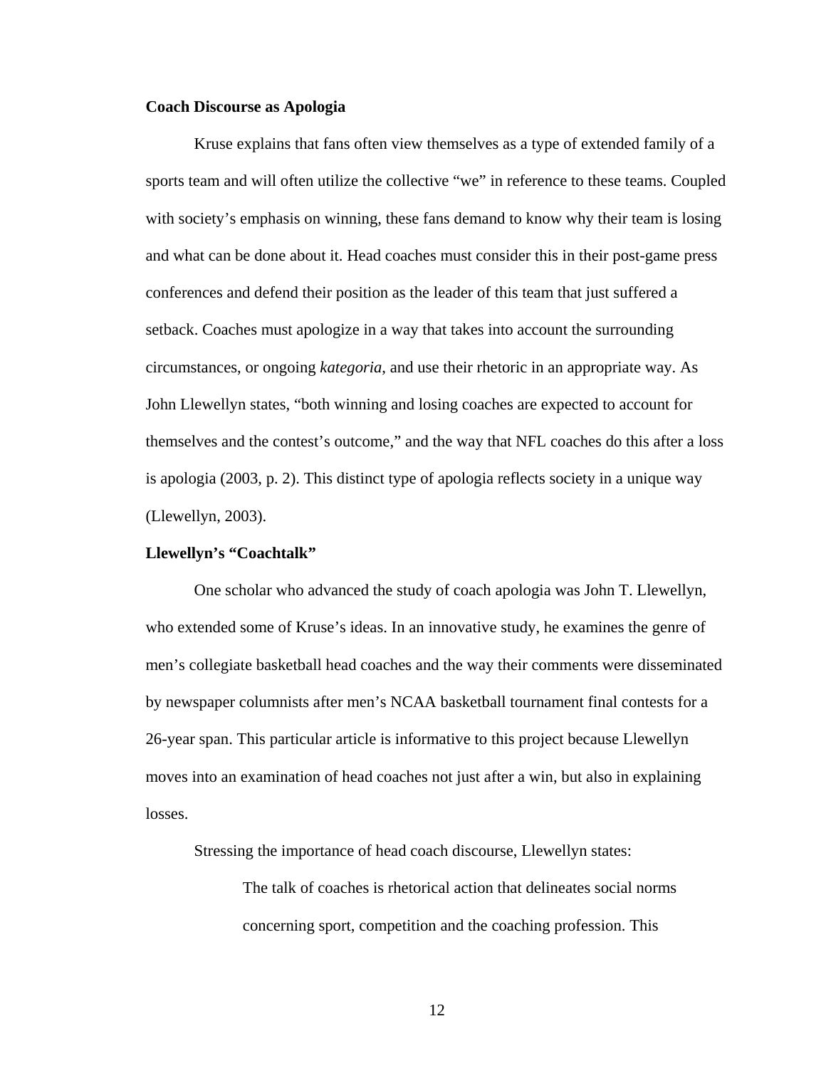**Coach Discourse as Apologia**

Kruse explains that fans often view themselves as a type of extended family of a sports team and will often utilize the collective "we" in reference to these teams. Coupled with society's emphasis on winning, these fans demand to know why their team is losing and what can be done about it. Head coaches must consider this in their post-game press conferences and defend their position as the leader of this team that just suffered a setback. Coaches must apologize in a way that takes into account the surrounding circumstances, or ongoing *kategoria*, and use their rhetoric in an appropriate way. As John Llewellyn states, "both winning and losing coaches are expected to account for themselves and the contest's outcome," and the way that NFL coaches do this after a loss is apologia (2003, p. 2). This distinct type of apologia reflects society in a unique way (Llewellyn, 2003).

**Llewellyn's "Coachtalk"**

One scholar who advanced the study of coach apologia was John T. Llewellyn, who extended some of Kruse's ideas. In an innovative study, he examines the genre of men's collegiate basketball head coaches and the way their comments were disseminated by newspaper columnists after men's NCAA basketball tournament final contests for a 26-year span. This particular article is informative to this project because Llewellyn moves into an examination of head coaches not just after a win, but also in explaining losses.

Stressing the importance of head coach discourse, Llewellyn states:

> The talk of coaches is rhetorical action that delineates social norms concerning sport, competition and the coaching profession. This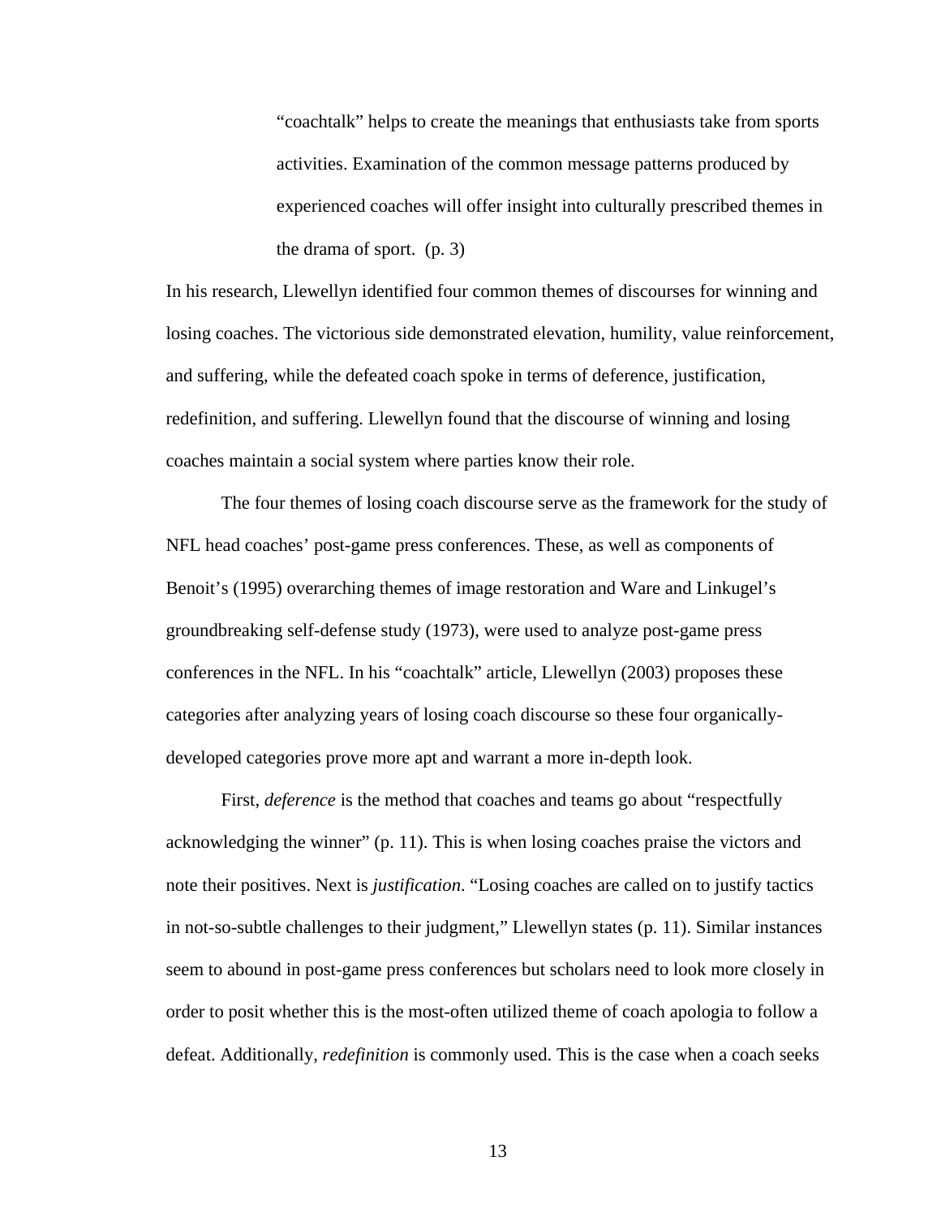> "coachtalk" helps to create the meanings that enthusiasts take from sports activities. Examination of the common message patterns produced by experienced coaches will offer insight into culturally prescribed themes in the drama of sport. (p. 3)

In his research, Llewellyn identified four common themes of discourses for winning and losing coaches. The victorious side demonstrated elevation, humility, value reinforcement, and suffering, while the defeated coach spoke in terms of deference, justification, redefinition, and suffering. Llewellyn found that the discourse of winning and losing coaches maintain a social system where parties know their role.

The four themes of losing coach discourse serve as the framework for the study of NFL head coaches' post-game press conferences. These, as well as components of Benoit's (1995) overarching themes of image restoration and Ware and Linkugel's groundbreaking self-defense study (1973), were used to analyze post-game press conferences in the NFL. In his "coachtalk" article, Llewellyn (2003) proposes these categories after analyzing years of losing coach discourse so these four organically-developed categories prove more apt and warrant a more in-depth look.

First, *deference* is the method that coaches and teams go about "respectfully acknowledging the winner" (p. 11). This is when losing coaches praise the victors and note their positives. Next is *justification*. "Losing coaches are called on to justify tactics in not-so-subtle challenges to their judgment," Llewellyn states (p. 11). Similar instances seem to abound in post-game press conferences but scholars need to look more closely in order to posit whether this is the most-often utilized theme of coach apologia to follow a defeat. Additionally, *redefinition* is commonly used. This is the case when a coach seeks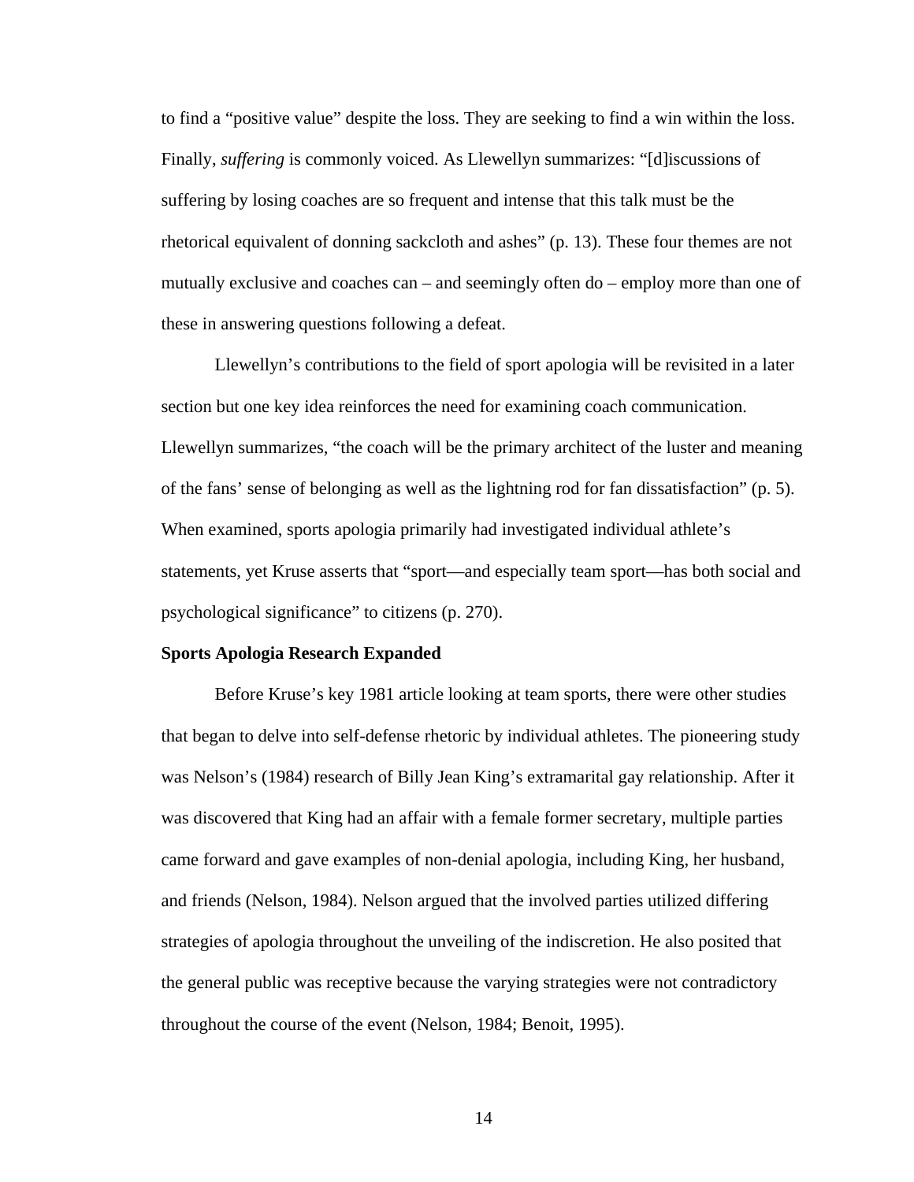to find a "positive value" despite the loss. They are seeking to find a win within the loss. Finally, *suffering* is commonly voiced. As Llewellyn summarizes: "[d]iscussions of suffering by losing coaches are so frequent and intense that this talk must be the rhetorical equivalent of donning sackcloth and ashes" (p. 13). These four themes are not mutually exclusive and coaches can – and seemingly often do – employ more than one of these in answering questions following a defeat.

Llewellyn's contributions to the field of sport apologia will be revisited in a later section but one key idea reinforces the need for examining coach communication. Llewellyn summarizes, "the coach will be the primary architect of the luster and meaning of the fans' sense of belonging as well as the lightning rod for fan dissatisfaction" (p. 5). When examined, sports apologia primarily had investigated individual athlete's statements, yet Kruse asserts that "sport—and especially team sport—has both social and psychological significance" to citizens (p. 270).

**Sports Apologia Research Expanded**

Before Kruse's key 1981 article looking at team sports, there were other studies that began to delve into self-defense rhetoric by individual athletes. The pioneering study was Nelson's (1984) research of Billy Jean King's extramarital gay relationship. After it was discovered that King had an affair with a female former secretary, multiple parties came forward and gave examples of non-denial apologia, including King, her husband, and friends (Nelson, 1984). Nelson argued that the involved parties utilized differing strategies of apologia throughout the unveiling of the indiscretion. He also posited that the general public was receptive because the varying strategies were not contradictory throughout the course of the event (Nelson, 1984; Benoit, 1995).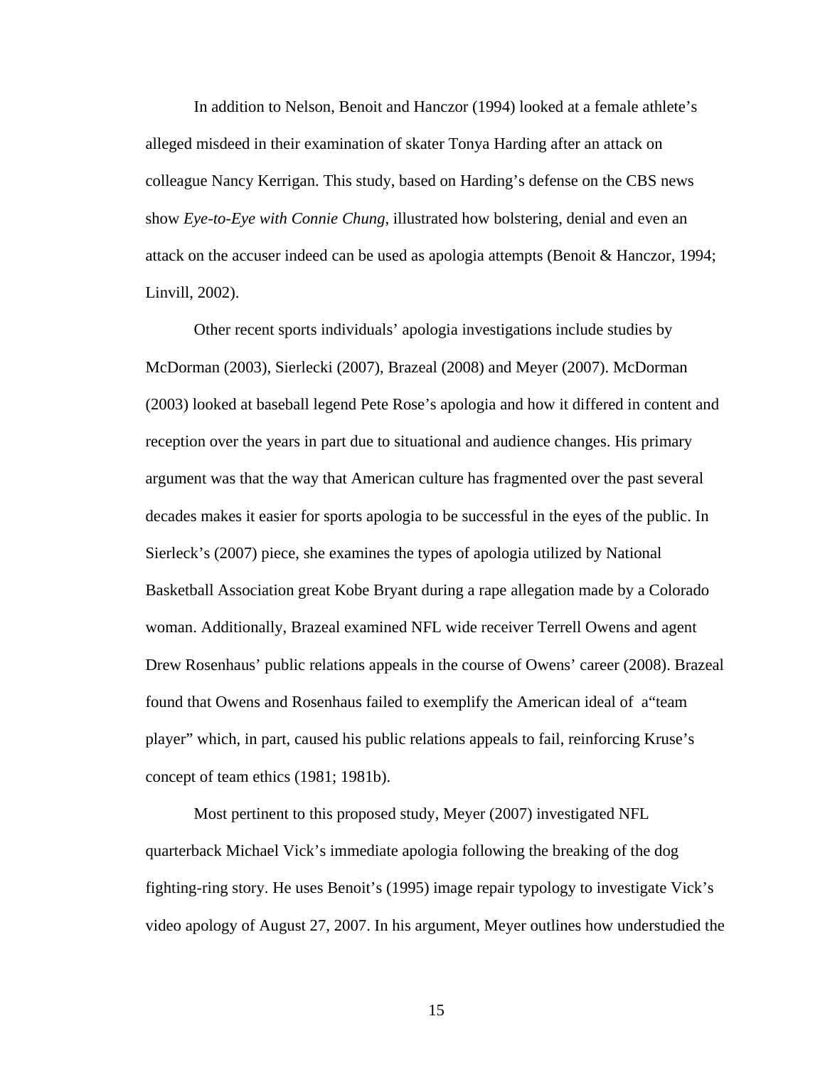In addition to Nelson, Benoit and Hanczor (1994) looked at a female athlete's alleged misdeed in their examination of skater Tonya Harding after an attack on colleague Nancy Kerrigan. This study, based on Harding's defense on the CBS news show *Eye-to-Eye with Connie Chung*, illustrated how bolstering, denial and even an attack on the accuser indeed can be used as apologia attempts (Benoit & Hanczor, 1994; Linvill, 2002).

Other recent sports individuals' apologia investigations include studies by McDorman (2003), Sierlecki (2007), Brazeal (2008) and Meyer (2007). McDorman (2003) looked at baseball legend Pete Rose's apologia and how it differed in content and reception over the years in part due to situational and audience changes. His primary argument was that the way that American culture has fragmented over the past several decades makes it easier for sports apologia to be successful in the eyes of the public. In Sierleck's (2007) piece, she examines the types of apologia utilized by National Basketball Association great Kobe Bryant during a rape allegation made by a Colorado woman. Additionally, Brazeal examined NFL wide receiver Terrell Owens and agent Drew Rosenhaus' public relations appeals in the course of Owens' career (2008). Brazeal found that Owens and Rosenhaus failed to exemplify the American ideal of a"team player" which, in part, caused his public relations appeals to fail, reinforcing Kruse's concept of team ethics (1981; 1981b).

Most pertinent to this proposed study, Meyer (2007) investigated NFL quarterback Michael Vick's immediate apologia following the breaking of the dog fighting-ring story. He uses Benoit's (1995) image repair typology to investigate Vick's video apology of August 27, 2007. In his argument, Meyer outlines how understudied the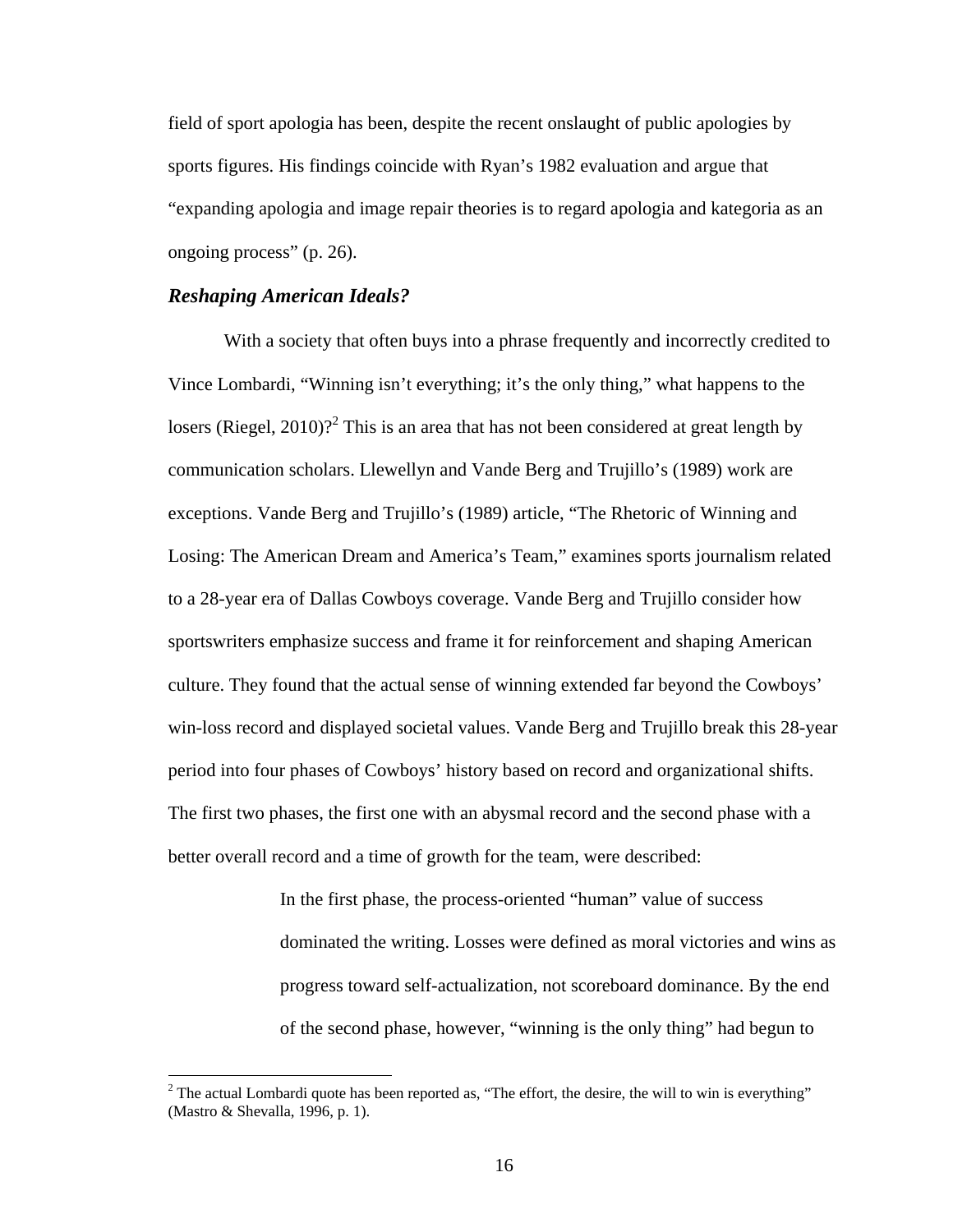field of sport apologia has been, despite the recent onslaught of public apologies by sports figures. His findings coincide with Ryan's 1982 evaluation and argue that "expanding apologia and image repair theories is to regard apologia and kategoria as an ongoing process" (p. 26).

### ***Reshaping American Ideals?***

With a society that often buys into a phrase frequently and incorrectly credited to Vince Lombardi, "Winning isn't everything; it's the only thing," what happens to the losers (Riegel, 2010)?[2] This is an area that has not been considered at great length by communication scholars. Llewellyn and Vande Berg and Trujillo's (1989) work are exceptions. Vande Berg and Trujillo's (1989) article, "The Rhetoric of Winning and Losing: The American Dream and America's Team," examines sports journalism related to a 28-year era of Dallas Cowboys coverage. Vande Berg and Trujillo consider how sportswriters emphasize success and frame it for reinforcement and shaping American culture. They found that the actual sense of winning extended far beyond the Cowboys' win-loss record and displayed societal values. Vande Berg and Trujillo break this 28-year period into four phases of Cowboys' history based on record and organizational shifts. The first two phases, the first one with an abysmal record and the second phase with a better overall record and a time of growth for the team, were described:

> In the first phase, the process-oriented "human" value of success dominated the writing. Losses were defined as moral victories and wins as progress toward self-actualization, not scoreboard dominance. By the end of the second phase, however, "winning is the only thing" had begun to

[2] The actual Lombardi quote has been reported as, "The effort, the desire, the will to win is everything" (Mastro & Shevalla, 1996, p. 1).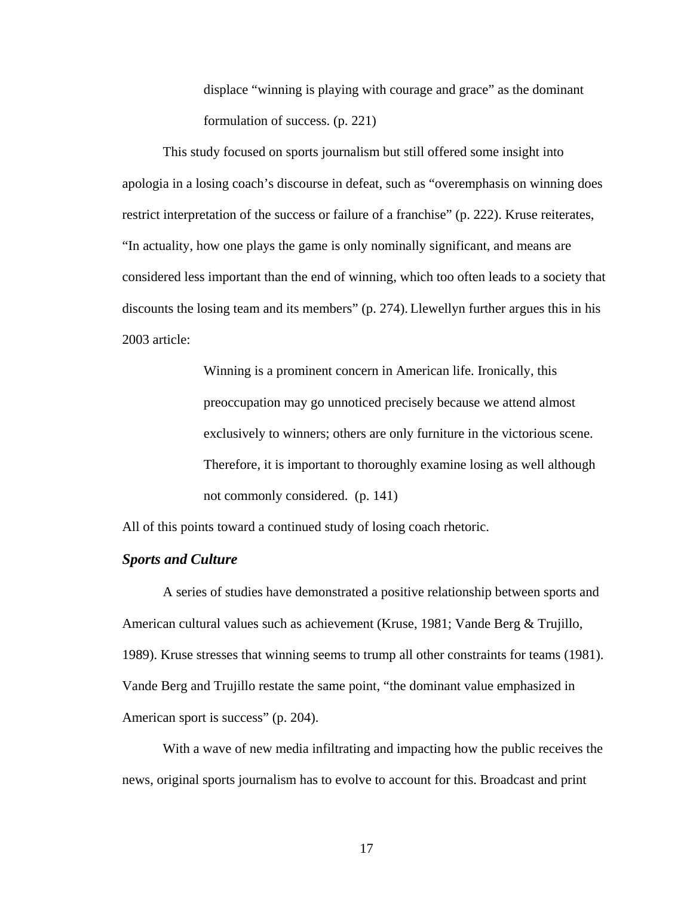> displace “winning is playing with courage and grace” as the dominant formulation of success. (p. 221)

This study focused on sports journalism but still offered some insight into apologia in a losing coach’s discourse in defeat, such as “overemphasis on winning does restrict interpretation of the success or failure of a franchise” (p. 222). Kruse reiterates, “In actuality, how one plays the game is only nominally significant, and means are considered less important than the end of winning, which too often leads to a society that discounts the losing team and its members” (p. 274). Llewellyn further argues this in his 2003 article:

> Winning is a prominent concern in American life. Ironically, this preoccupation may go unnoticed precisely because we attend almost exclusively to winners; others are only furniture in the victorious scene. Therefore, it is important to thoroughly examine losing as well although not commonly considered. (p. 141)

All of this points toward a continued study of losing coach rhetoric.

### *Sports and Culture*

A series of studies have demonstrated a positive relationship between sports and American cultural values such as achievement (Kruse, 1981; Vande Berg & Trujillo, 1989). Kruse stresses that winning seems to trump all other constraints for teams (1981). Vande Berg and Trujillo restate the same point, “the dominant value emphasized in American sport is success” (p. 204).

With a wave of new media infiltrating and impacting how the public receives the news, original sports journalism has to evolve to account for this. Broadcast and print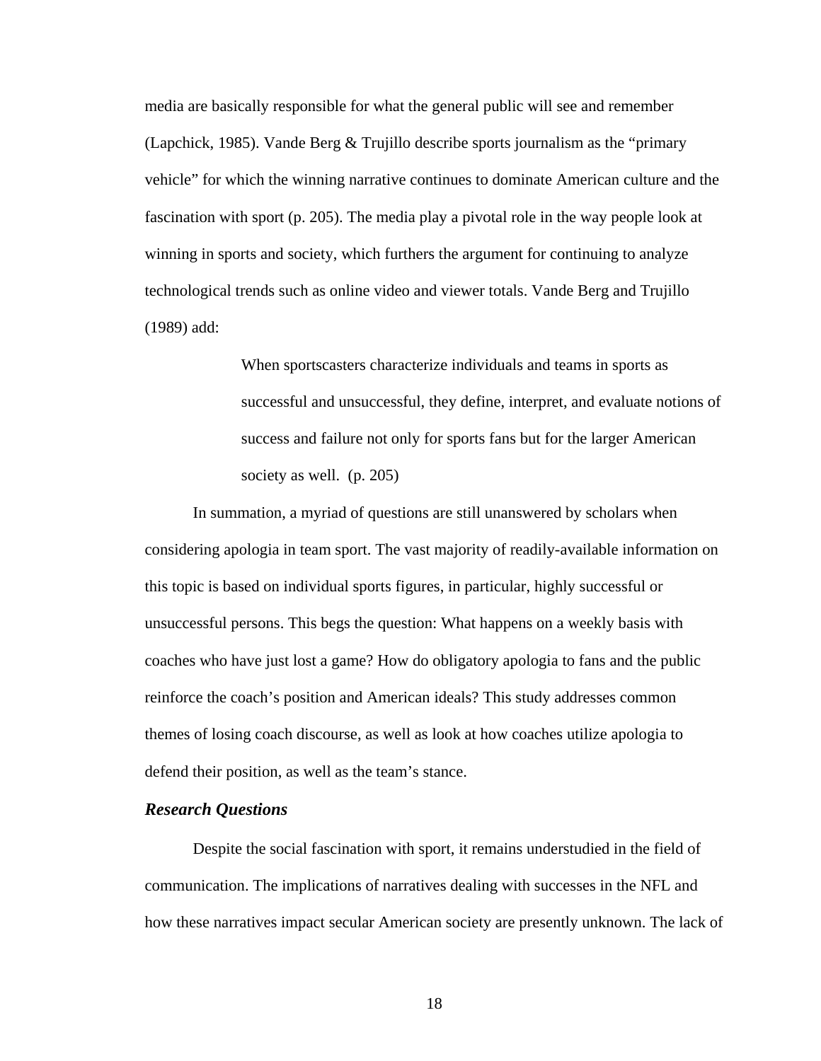media are basically responsible for what the general public will see and remember (Lapchick, 1985). Vande Berg & Trujillo describe sports journalism as the "primary vehicle" for which the winning narrative continues to dominate American culture and the fascination with sport (p. 205). The media play a pivotal role in the way people look at winning in sports and society, which furthers the argument for continuing to analyze technological trends such as online video and viewer totals. Vande Berg and Trujillo (1989) add:

> When sportscasters characterize individuals and teams in sports as successful and unsuccessful, they define, interpret, and evaluate notions of success and failure not only for sports fans but for the larger American society as well. (p. 205)

In summation, a myriad of questions are still unanswered by scholars when considering apologia in team sport. The vast majority of readily-available information on this topic is based on individual sports figures, in particular, highly successful or unsuccessful persons. This begs the question: What happens on a weekly basis with coaches who have just lost a game? How do obligatory apologia to fans and the public reinforce the coach's position and American ideals? This study addresses common themes of losing coach discourse, as well as look at how coaches utilize apologia to defend their position, as well as the team's stance.

### ***Research Questions***

Despite the social fascination with sport, it remains understudied in the field of communication. The implications of narratives dealing with successes in the NFL and how these narratives impact secular American society are presently unknown. The lack of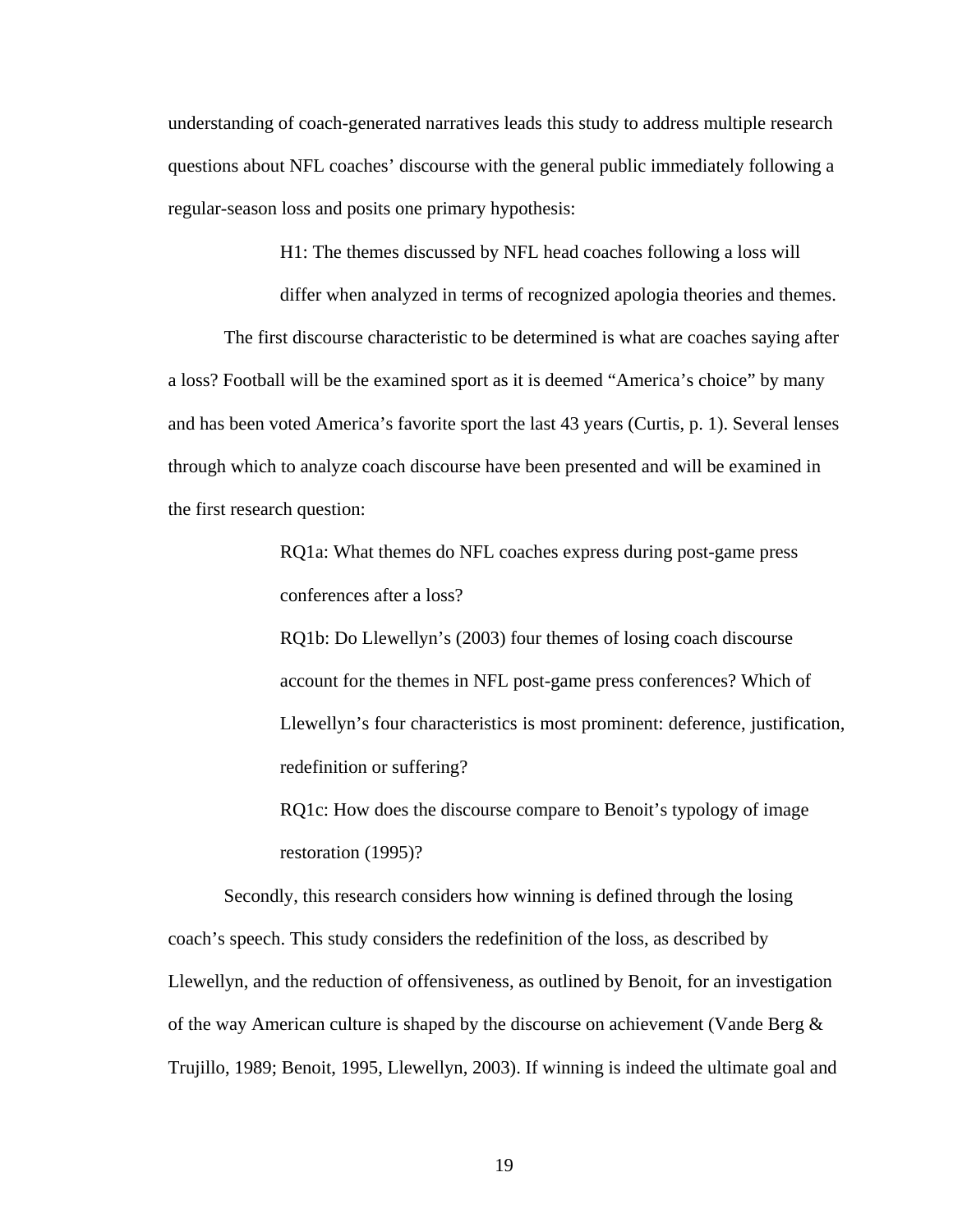understanding of coach-generated narratives leads this study to address multiple research questions about NFL coaches' discourse with the general public immediately following a regular-season loss and posits one primary hypothesis:

> H1: The themes discussed by NFL head coaches following a loss will differ when analyzed in terms of recognized apologia theories and themes.

The first discourse characteristic to be determined is what are coaches saying after a loss? Football will be the examined sport as it is deemed "America's choice" by many and has been voted America's favorite sport the last 43 years (Curtis, p. 1). Several lenses through which to analyze coach discourse have been presented and will be examined in the first research question:

> RQ1a: What themes do NFL coaches express during post-game press conferences after a loss?
>
> RQ1b: Do Llewellyn's (2003) four themes of losing coach discourse account for the themes in NFL post-game press conferences? Which of Llewellyn's four characteristics is most prominent: deference, justification, redefinition or suffering?
>
> RQ1c: How does the discourse compare to Benoit's typology of image restoration (1995)?

Secondly, this research considers how winning is defined through the losing coach's speech. This study considers the redefinition of the loss, as described by Llewellyn, and the reduction of offensiveness, as outlined by Benoit, for an investigation of the way American culture is shaped by the discourse on achievement (Vande Berg & Trujillo, 1989; Benoit, 1995, Llewellyn, 2003). If winning is indeed the ultimate goal and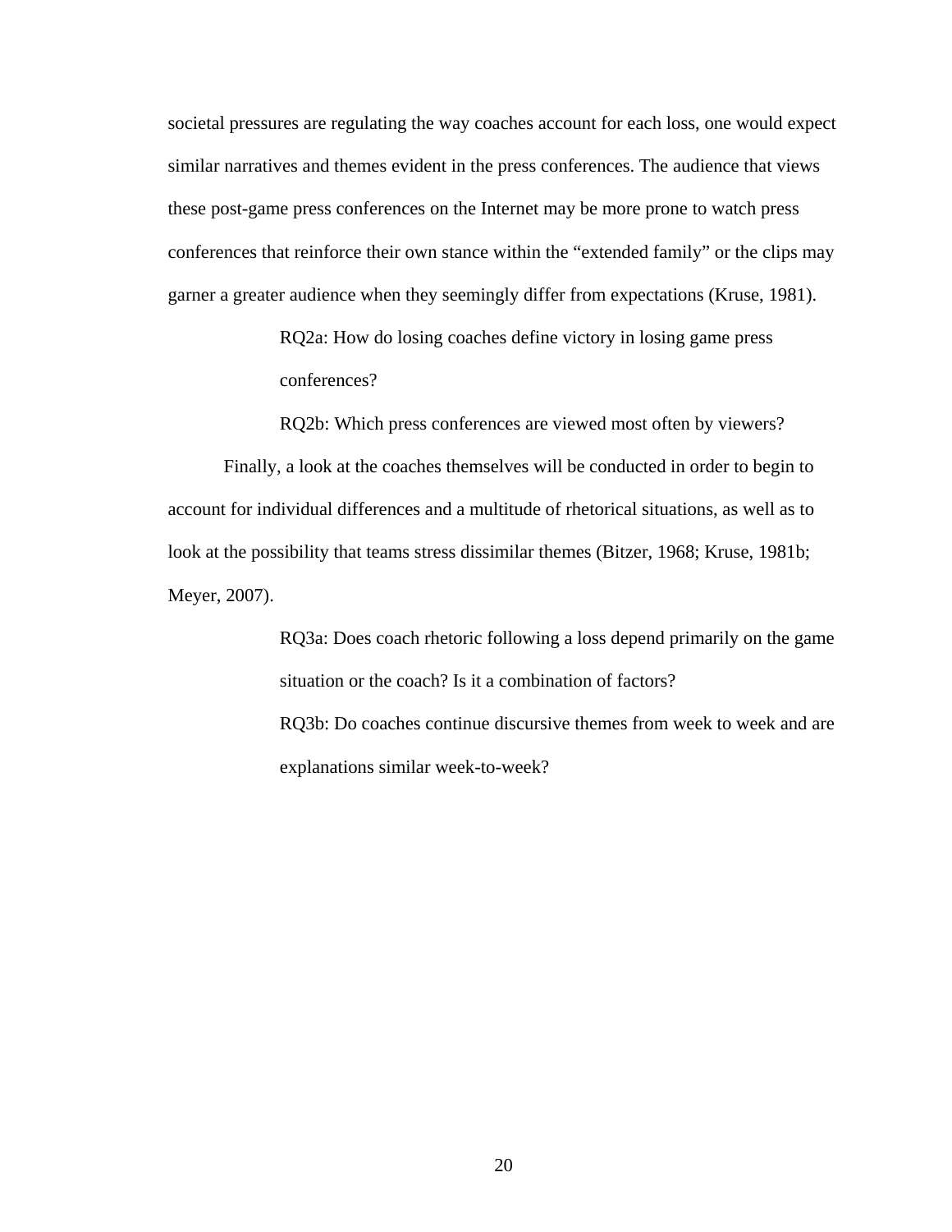societal pressures are regulating the way coaches account for each loss, one would expect similar narratives and themes evident in the press conferences. The audience that views these post-game press conferences on the Internet may be more prone to watch press conferences that reinforce their own stance within the “extended family” or the clips may garner a greater audience when they seemingly differ from expectations (Kruse, 1981).

> RQ2a: How do losing coaches define victory in losing game press conferences?
>
> RQ2b: Which press conferences are viewed most often by viewers?

Finally, a look at the coaches themselves will be conducted in order to begin to account for individual differences and a multitude of rhetorical situations, as well as to look at the possibility that teams stress dissimilar themes (Bitzer, 1968; Kruse, 1981b; Meyer, 2007).

> RQ3a: Does coach rhetoric following a loss depend primarily on the game situation or the coach? Is it a combination of factors?
>
> RQ3b: Do coaches continue discursive themes from week to week and are explanations similar week-to-week?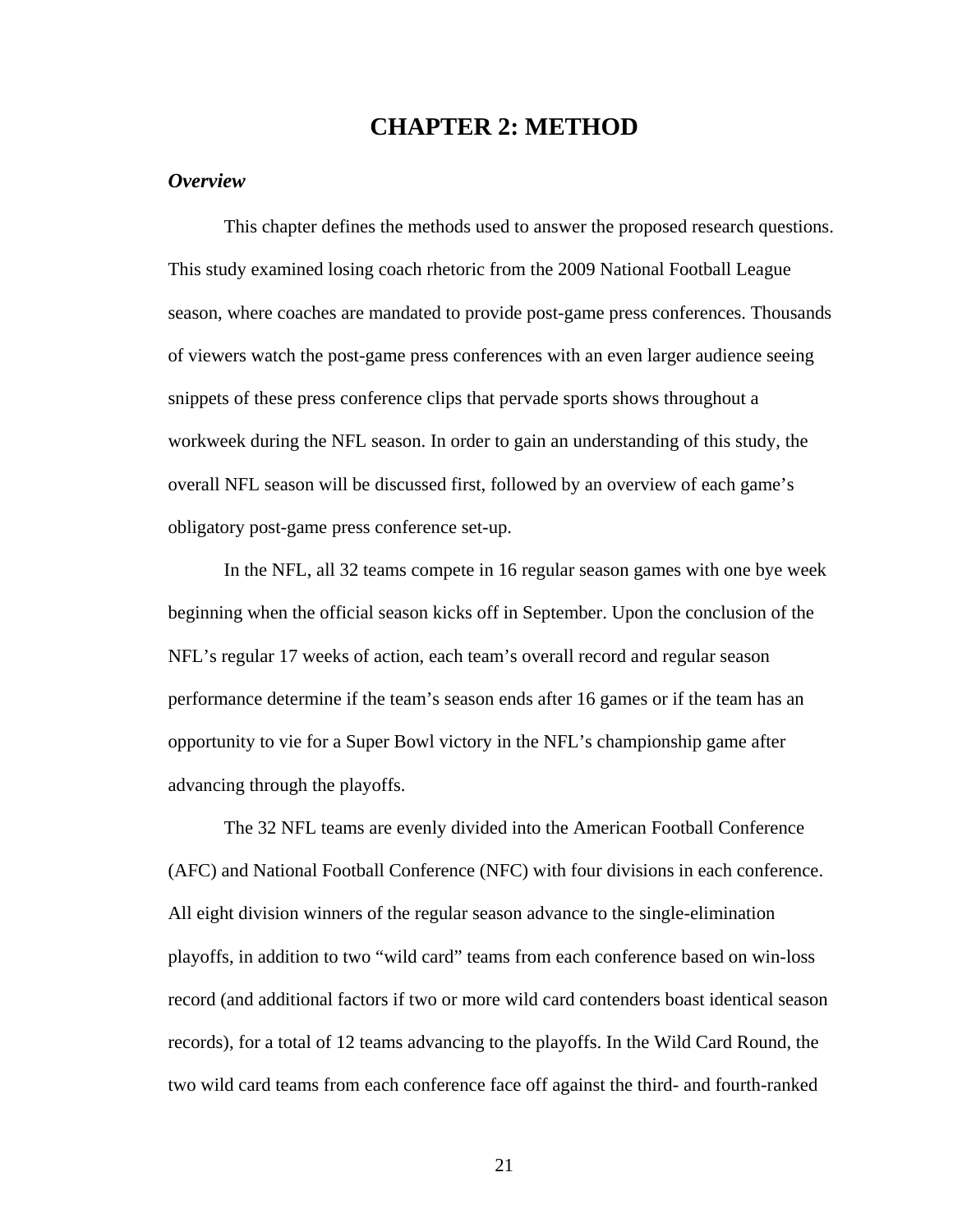# CHAPTER 2: METHOD

***Overview***

This chapter defines the methods used to answer the proposed research questions. This study examined losing coach rhetoric from the 2009 National Football League season, where coaches are mandated to provide post-game press conferences. Thousands of viewers watch the post-game press conferences with an even larger audience seeing snippets of these press conference clips that pervade sports shows throughout a workweek during the NFL season. In order to gain an understanding of this study, the overall NFL season will be discussed first, followed by an overview of each game's obligatory post-game press conference set-up.

In the NFL, all 32 teams compete in 16 regular season games with one bye week beginning when the official season kicks off in September. Upon the conclusion of the NFL's regular 17 weeks of action, each team's overall record and regular season performance determine if the team's season ends after 16 games or if the team has an opportunity to vie for a Super Bowl victory in the NFL's championship game after advancing through the playoffs.

The 32 NFL teams are evenly divided into the American Football Conference (AFC) and National Football Conference (NFC) with four divisions in each conference. All eight division winners of the regular season advance to the single-elimination playoffs, in addition to two "wild card" teams from each conference based on win-loss record (and additional factors if two or more wild card contenders boast identical season records), for a total of 12 teams advancing to the playoffs. In the Wild Card Round, the two wild card teams from each conference face off against the third- and fourth-ranked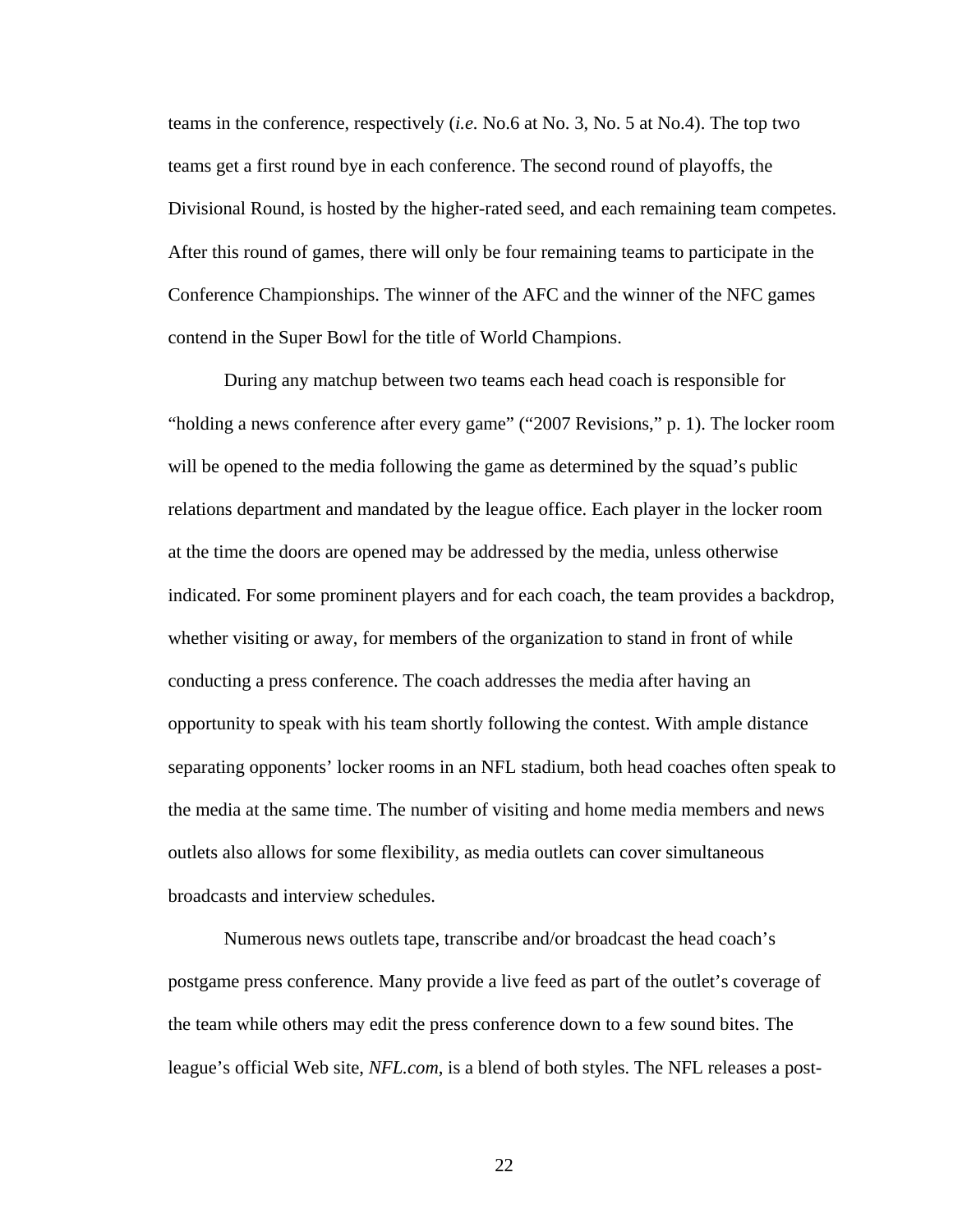teams in the conference, respectively (*i.e.* No.6 at No. 3, No. 5 at No.4). The top two teams get a first round bye in each conference. The second round of playoffs, the Divisional Round, is hosted by the higher-rated seed, and each remaining team competes. After this round of games, there will only be four remaining teams to participate in the Conference Championships. The winner of the AFC and the winner of the NFC games contend in the Super Bowl for the title of World Champions.

During any matchup between two teams each head coach is responsible for "holding a news conference after every game" ("2007 Revisions," p. 1). The locker room will be opened to the media following the game as determined by the squad's public relations department and mandated by the league office. Each player in the locker room at the time the doors are opened may be addressed by the media, unless otherwise indicated. For some prominent players and for each coach, the team provides a backdrop, whether visiting or away, for members of the organization to stand in front of while conducting a press conference. The coach addresses the media after having an opportunity to speak with his team shortly following the contest. With ample distance separating opponents' locker rooms in an NFL stadium, both head coaches often speak to the media at the same time. The number of visiting and home media members and news outlets also allows for some flexibility, as media outlets can cover simultaneous broadcasts and interview schedules.

Numerous news outlets tape, transcribe and/or broadcast the head coach's postgame press conference. Many provide a live feed as part of the outlet's coverage of the team while others may edit the press conference down to a few sound bites. The league's official Web site, *NFL.com*, is a blend of both styles. The NFL releases a post-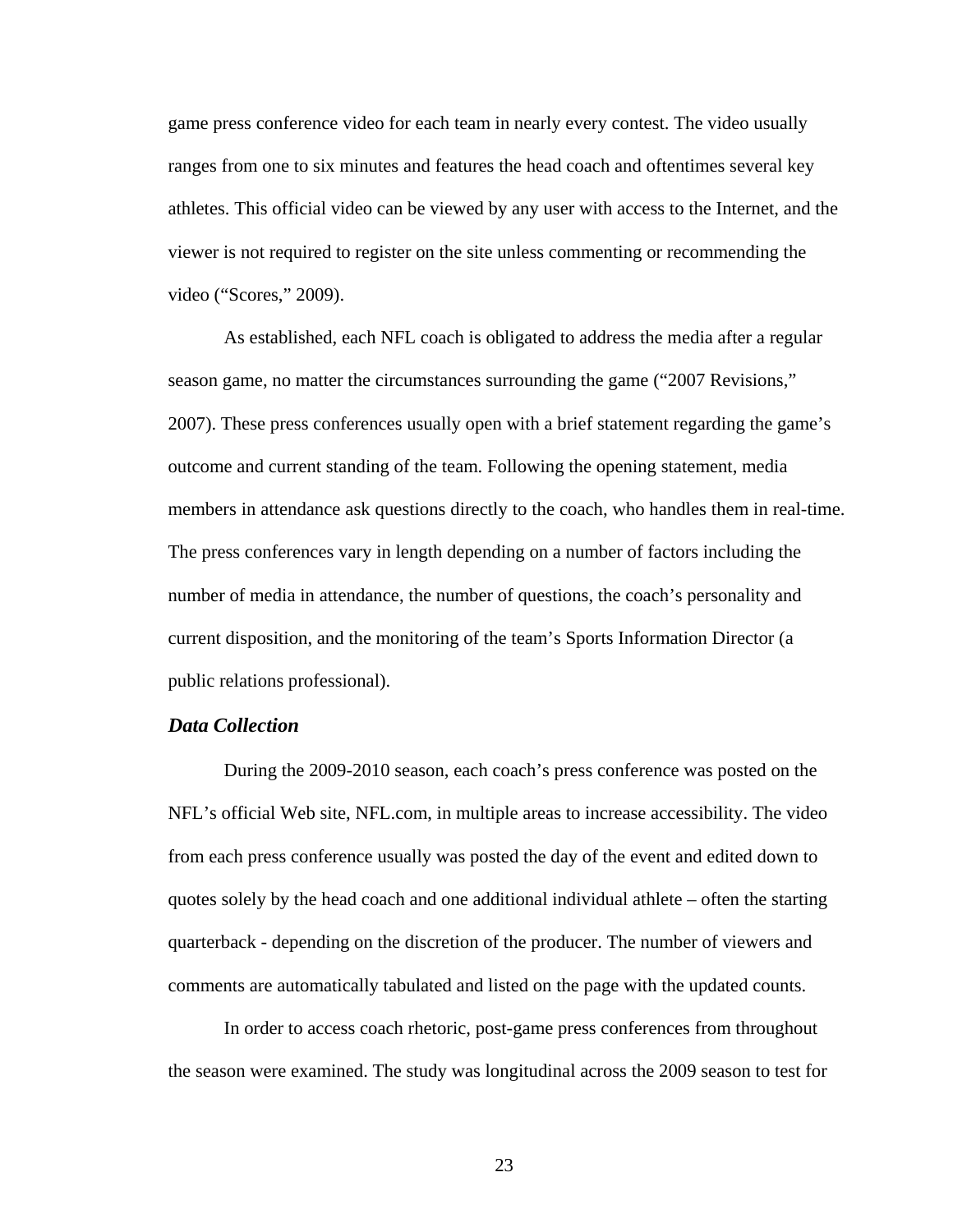game press conference video for each team in nearly every contest. The video usually ranges from one to six minutes and features the head coach and oftentimes several key athletes. This official video can be viewed by any user with access to the Internet, and the viewer is not required to register on the site unless commenting or recommending the video ("Scores," 2009).

As established, each NFL coach is obligated to address the media after a regular season game, no matter the circumstances surrounding the game ("2007 Revisions," 2007). These press conferences usually open with a brief statement regarding the game's outcome and current standing of the team. Following the opening statement, media members in attendance ask questions directly to the coach, who handles them in real-time. The press conferences vary in length depending on a number of factors including the number of media in attendance, the number of questions, the coach's personality and current disposition, and the monitoring of the team's Sports Information Director (a public relations professional).

### *Data Collection*

During the 2009-2010 season, each coach's press conference was posted on the NFL's official Web site, NFL.com, in multiple areas to increase accessibility. The video from each press conference usually was posted the day of the event and edited down to quotes solely by the head coach and one additional individual athlete – often the starting quarterback - depending on the discretion of the producer. The number of viewers and comments are automatically tabulated and listed on the page with the updated counts.

In order to access coach rhetoric, post-game press conferences from throughout the season were examined. The study was longitudinal across the 2009 season to test for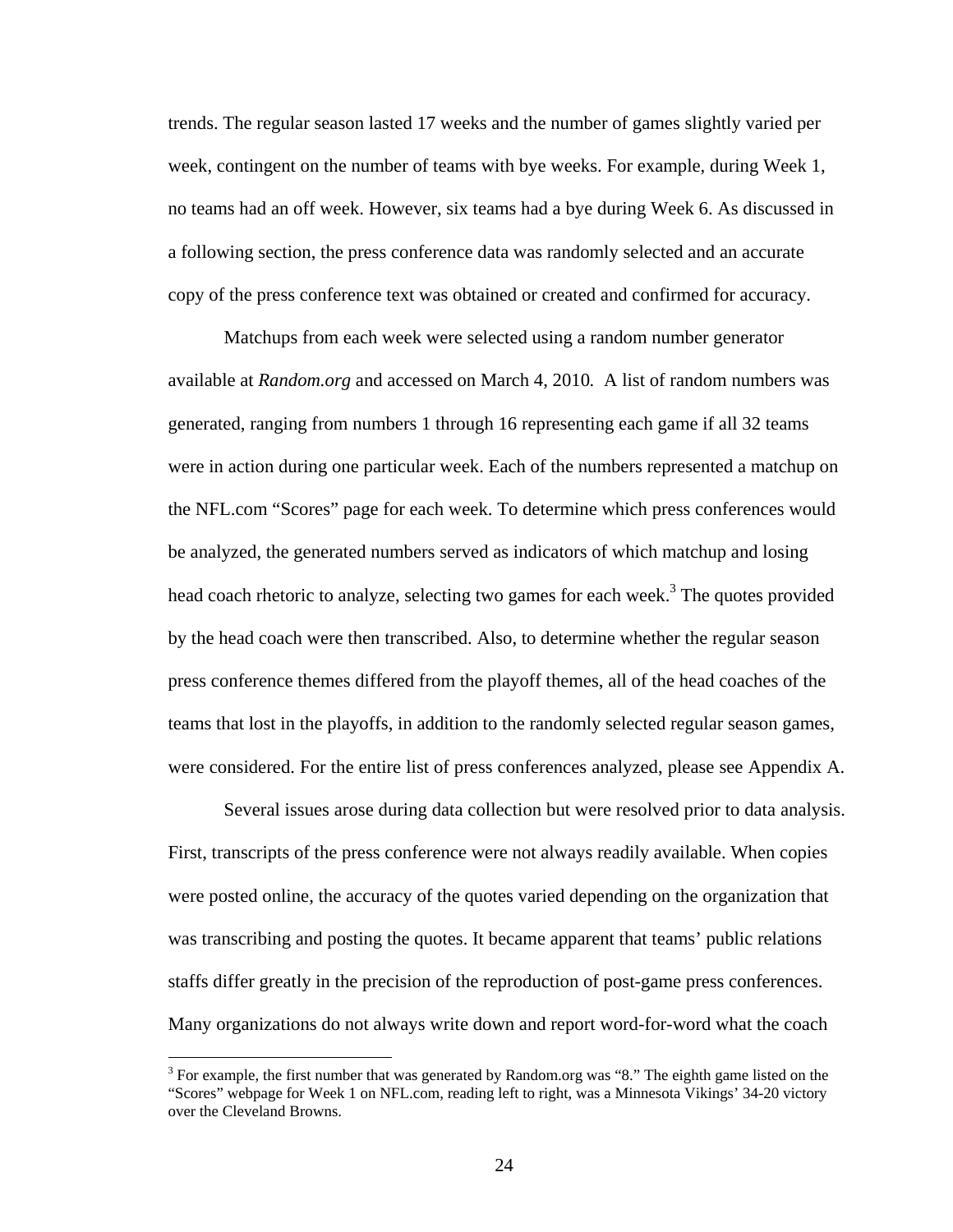trends. The regular season lasted 17 weeks and the number of games slightly varied per week, contingent on the number of teams with bye weeks. For example, during Week 1, no teams had an off week. However, six teams had a bye during Week 6. As discussed in a following section, the press conference data was randomly selected and an accurate copy of the press conference text was obtained or created and confirmed for accuracy.

Matchups from each week were selected using a random number generator available at *Random.org* and accessed on March 4, 2010. A list of random numbers was generated, ranging from numbers 1 through 16 representing each game if all 32 teams were in action during one particular week. Each of the numbers represented a matchup on the NFL.com "Scores" page for each week. To determine which press conferences would be analyzed, the generated numbers served as indicators of which matchup and losing head coach rhetoric to analyze, selecting two games for each week.[3] The quotes provided by the head coach were then transcribed. Also, to determine whether the regular season press conference themes differed from the playoff themes, all of the head coaches of the teams that lost in the playoffs, in addition to the randomly selected regular season games, were considered. For the entire list of press conferences analyzed, please see Appendix A.

Several issues arose during data collection but were resolved prior to data analysis. First, transcripts of the press conference were not always readily available. When copies were posted online, the accuracy of the quotes varied depending on the organization that was transcribing and posting the quotes. It became apparent that teams' public relations staffs differ greatly in the precision of the reproduction of post-game press conferences. Many organizations do not always write down and report word-for-word what the coach

---

[3] For example, the first number that was generated by Random.org was "8." The eighth game listed on the "Scores" webpage for Week 1 on NFL.com, reading left to right, was a Minnesota Vikings' 34-20 victory over the Cleveland Browns.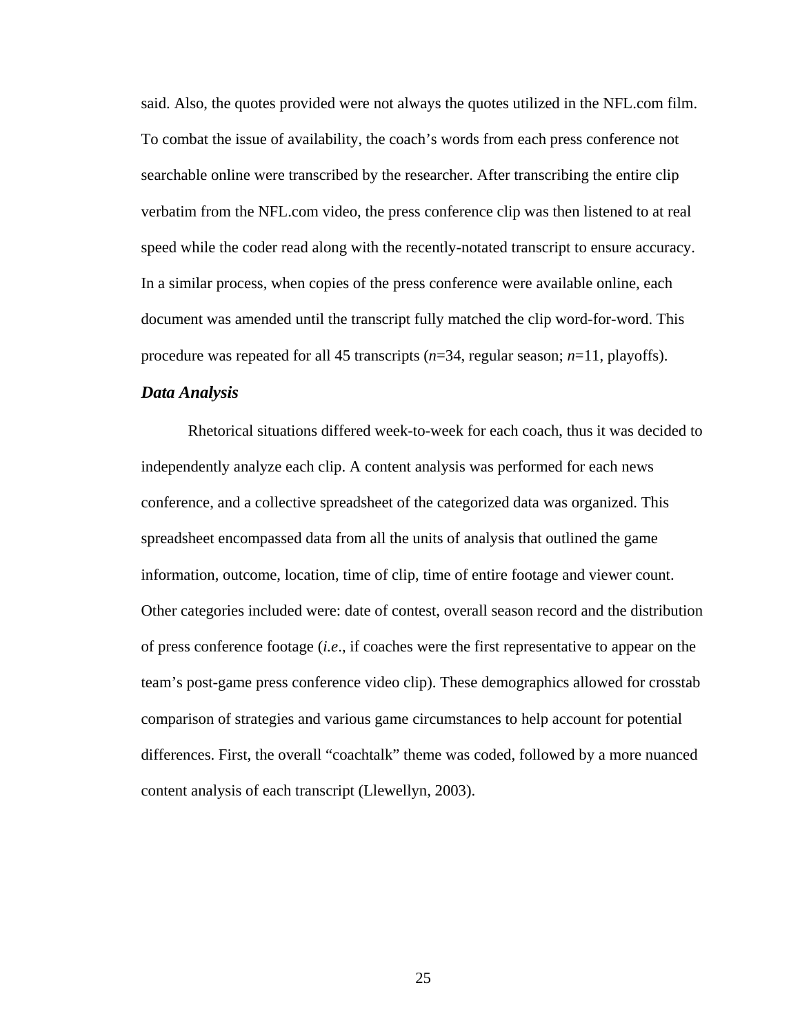said. Also, the quotes provided were not always the quotes utilized in the NFL.com film. To combat the issue of availability, the coach's words from each press conference not searchable online were transcribed by the researcher. After transcribing the entire clip verbatim from the NFL.com video, the press conference clip was then listened to at real speed while the coder read along with the recently-notated transcript to ensure accuracy. In a similar process, when copies of the press conference were available online, each document was amended until the transcript fully matched the clip word-for-word. This procedure was repeated for all 45 transcripts (*n*=34, regular season; *n*=11, playoffs).

### *Data Analysis*

Rhetorical situations differed week-to-week for each coach, thus it was decided to independently analyze each clip. A content analysis was performed for each news conference, and a collective spreadsheet of the categorized data was organized. This spreadsheet encompassed data from all the units of analysis that outlined the game information, outcome, location, time of clip, time of entire footage and viewer count. Other categories included were: date of contest, overall season record and the distribution of press conference footage (*i.e*., if coaches were the first representative to appear on the team's post-game press conference video clip). These demographics allowed for crosstab comparison of strategies and various game circumstances to help account for potential differences. First, the overall "coachtalk" theme was coded, followed by a more nuanced content analysis of each transcript (Llewellyn, 2003).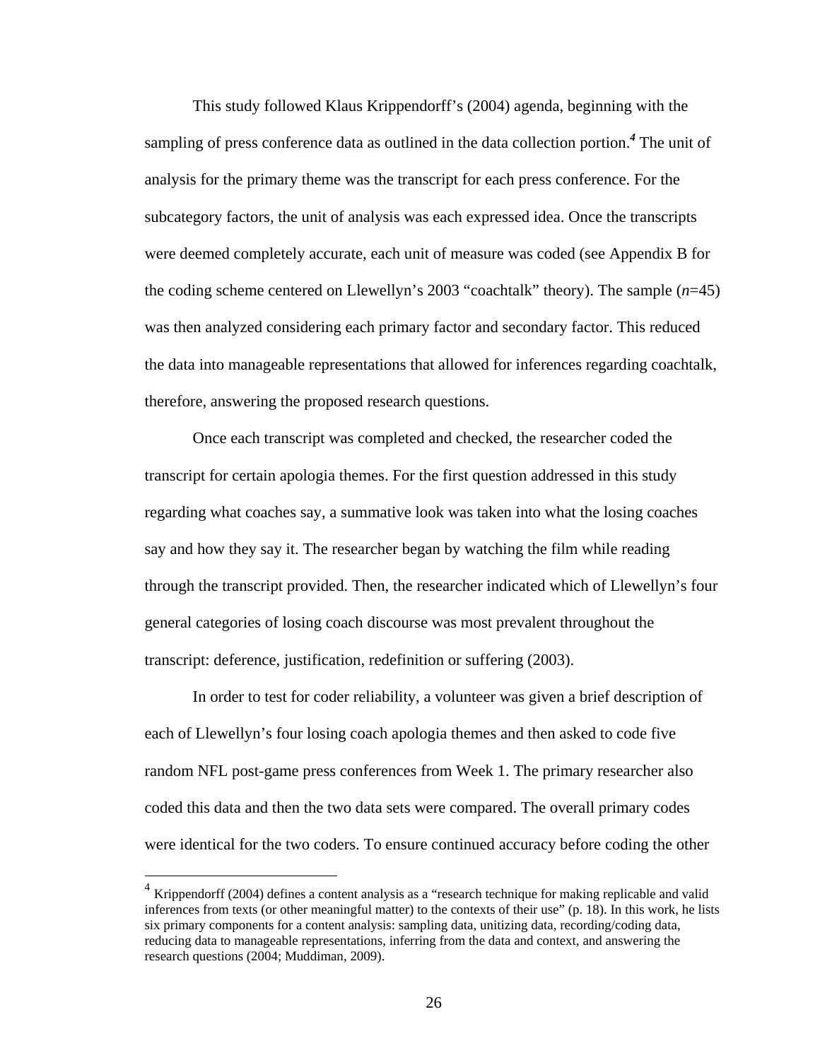This study followed Klaus Krippendorff's (2004) agenda, beginning with the sampling of press conference data as outlined in the data collection portion.[4] The unit of analysis for the primary theme was the transcript for each press conference. For the subcategory factors, the unit of analysis was each expressed idea. Once the transcripts were deemed completely accurate, each unit of measure was coded (see Appendix B for the coding scheme centered on Llewellyn's 2003 "coachtalk" theory). The sample ($n$=45) was then analyzed considering each primary factor and secondary factor. This reduced the data into manageable representations that allowed for inferences regarding coachtalk, therefore, answering the proposed research questions.

Once each transcript was completed and checked, the researcher coded the transcript for certain apologia themes. For the first question addressed in this study regarding what coaches say, a summative look was taken into what the losing coaches say and how they say it. The researcher began by watching the film while reading through the transcript provided. Then, the researcher indicated which of Llewellyn's four general categories of losing coach discourse was most prevalent throughout the transcript: deference, justification, redefinition or suffering (2003).

In order to test for coder reliability, a volunteer was given a brief description of each of Llewellyn's four losing coach apologia themes and then asked to code five random NFL post-game press conferences from Week 1. The primary researcher also coded this data and then the two data sets were compared. The overall primary codes were identical for the two coders. To ensure continued accuracy before coding the other

---

[4] Krippendorff (2004) defines a content analysis as a "research technique for making replicable and valid inferences from texts (or other meaningful matter) to the contexts of their use" (p. 18). In this work, he lists six primary components for a content analysis: sampling data, unitizing data, recording/coding data, reducing data to manageable representations, inferring from the data and context, and answering the research questions (2004; Muddiman, 2009).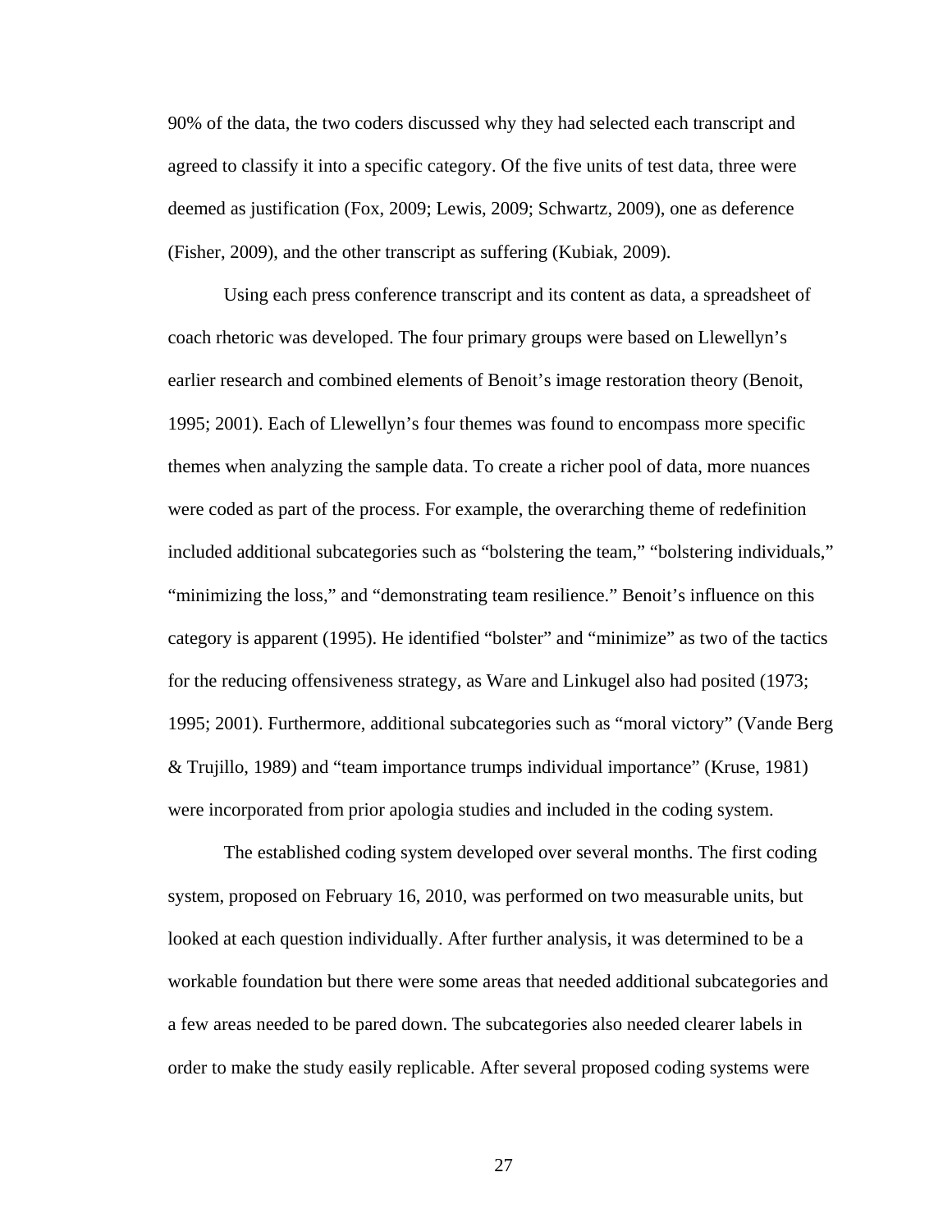90% of the data, the two coders discussed why they had selected each transcript and agreed to classify it into a specific category. Of the five units of test data, three were deemed as justification (Fox, 2009; Lewis, 2009; Schwartz, 2009), one as deference (Fisher, 2009), and the other transcript as suffering (Kubiak, 2009).

Using each press conference transcript and its content as data, a spreadsheet of coach rhetoric was developed. The four primary groups were based on Llewellyn's earlier research and combined elements of Benoit's image restoration theory (Benoit, 1995; 2001). Each of Llewellyn's four themes was found to encompass more specific themes when analyzing the sample data. To create a richer pool of data, more nuances were coded as part of the process. For example, the overarching theme of redefinition included additional subcategories such as "bolstering the team," "bolstering individuals," "minimizing the loss," and "demonstrating team resilience." Benoit's influence on this category is apparent (1995). He identified "bolster" and "minimize" as two of the tactics for the reducing offensiveness strategy, as Ware and Linkugel also had posited (1973; 1995; 2001). Furthermore, additional subcategories such as "moral victory" (Vande Berg & Trujillo, 1989) and "team importance trumps individual importance" (Kruse, 1981) were incorporated from prior apologia studies and included in the coding system.

The established coding system developed over several months. The first coding system, proposed on February 16, 2010, was performed on two measurable units, but looked at each question individually. After further analysis, it was determined to be a workable foundation but there were some areas that needed additional subcategories and a few areas needed to be pared down. The subcategories also needed clearer labels in order to make the study easily replicable. After several proposed coding systems were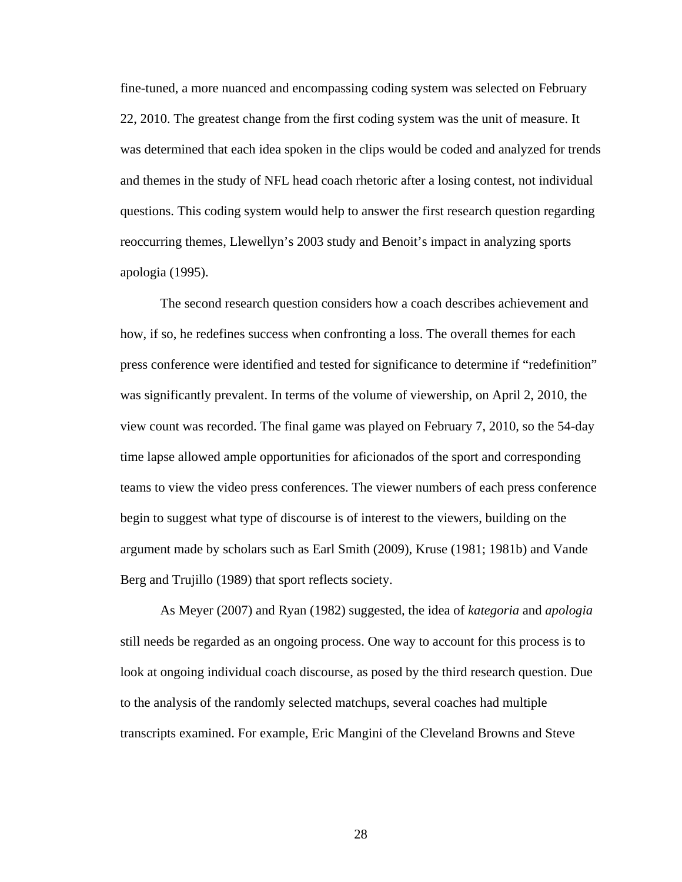fine-tuned, a more nuanced and encompassing coding system was selected on February 22, 2010. The greatest change from the first coding system was the unit of measure. It was determined that each idea spoken in the clips would be coded and analyzed for trends and themes in the study of NFL head coach rhetoric after a losing contest, not individual questions. This coding system would help to answer the first research question regarding reoccurring themes, Llewellyn's 2003 study and Benoit's impact in analyzing sports apologia (1995).

The second research question considers how a coach describes achievement and how, if so, he redefines success when confronting a loss. The overall themes for each press conference were identified and tested for significance to determine if "redefinition" was significantly prevalent. In terms of the volume of viewership, on April 2, 2010, the view count was recorded. The final game was played on February 7, 2010, so the 54-day time lapse allowed ample opportunities for aficionados of the sport and corresponding teams to view the video press conferences. The viewer numbers of each press conference begin to suggest what type of discourse is of interest to the viewers, building on the argument made by scholars such as Earl Smith (2009), Kruse (1981; 1981b) and Vande Berg and Trujillo (1989) that sport reflects society.

As Meyer (2007) and Ryan (1982) suggested, the idea of *kategoria* and *apologia* still needs be regarded as an ongoing process. One way to account for this process is to look at ongoing individual coach discourse, as posed by the third research question. Due to the analysis of the randomly selected matchups, several coaches had multiple transcripts examined. For example, Eric Mangini of the Cleveland Browns and Steve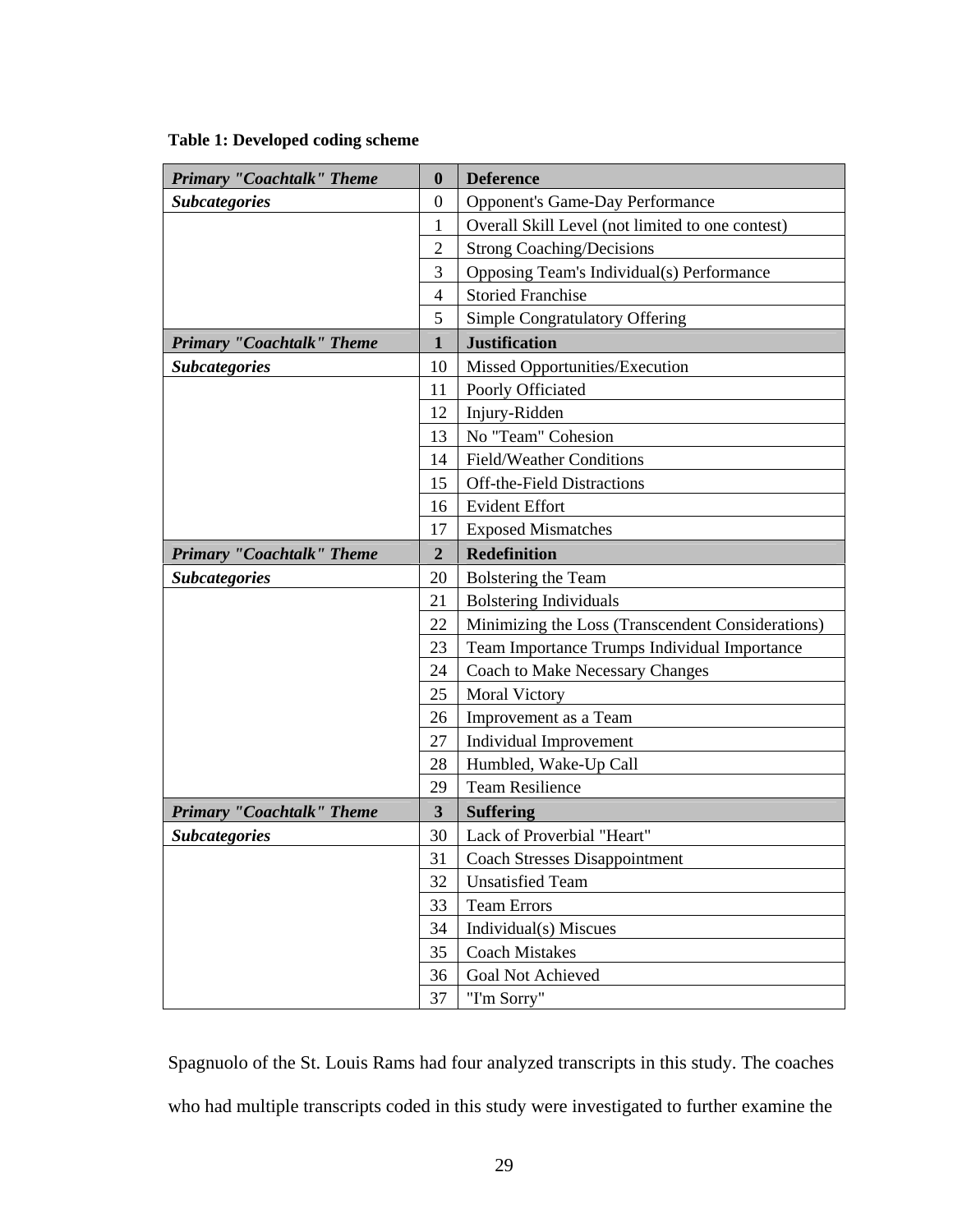**Table 1: Developed coding scheme**

| ***Primary "Coachtalk" Theme*** | **0** | **Deference** |
|---|---|---|
| ***Subcategories*** | 0 | Opponent's Game-Day Performance |
| | 1 | Overall Skill Level (not limited to one contest) |
| | 2 | Strong Coaching/Decisions |
| | 3 | Opposing Team's Individual(s) Performance |
| | 4 | Storied Franchise |
| | 5 | Simple Congratulatory Offering |
| ***Primary "Coachtalk" Theme*** | **1** | **Justification** |
| ***Subcategories*** | 10 | Missed Opportunities/Execution |
| | 11 | Poorly Officiated |
| | 12 | Injury-Ridden |
| | 13 | No "Team" Cohesion |
| | 14 | Field/Weather Conditions |
| | 15 | Off-the-Field Distractions |
| | 16 | Evident Effort |
| | 17 | Exposed Mismatches |
| ***Primary "Coachtalk" Theme*** | **2** | **Redefinition** |
| ***Subcategories*** | 20 | Bolstering the Team |
| | 21 | Bolstering Individuals |
| | 22 | Minimizing the Loss (Transcendent Considerations) |
| | 23 | Team Importance Trumps Individual Importance |
| | 24 | Coach to Make Necessary Changes |
| | 25 | Moral Victory |
| | 26 | Improvement as a Team |
| | 27 | Individual Improvement |
| | 28 | Humbled, Wake-Up Call |
| | 29 | Team Resilience |
| ***Primary "Coachtalk" Theme*** | **3** | **Suffering** |
| ***Subcategories*** | 30 | Lack of Proverbial "Heart" |
| | 31 | Coach Stresses Disappointment |
| | 32 | Unsatisfied Team |
| | 33 | Team Errors |
| | 34 | Individual(s) Miscues |
| | 35 | Coach Mistakes |
| | 36 | Goal Not Achieved |
| | 37 | "I'm Sorry" |

Spagnuolo of the St. Louis Rams had four analyzed transcripts in this study. The coaches who had multiple transcripts coded in this study were investigated to further examine the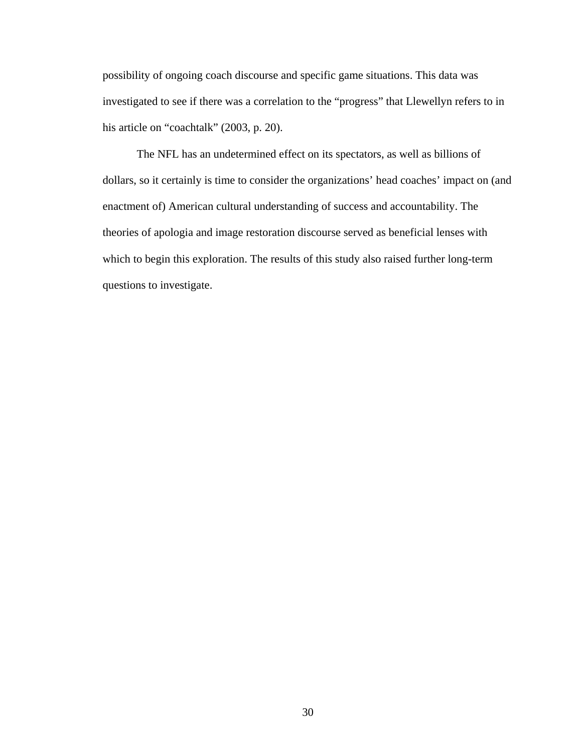possibility of ongoing coach discourse and specific game situations. This data was investigated to see if there was a correlation to the "progress" that Llewellyn refers to in his article on "coachtalk" (2003, p. 20).

The NFL has an undetermined effect on its spectators, as well as billions of dollars, so it certainly is time to consider the organizations' head coaches' impact on (and enactment of) American cultural understanding of success and accountability. The theories of apologia and image restoration discourse served as beneficial lenses with which to begin this exploration. The results of this study also raised further long-term questions to investigate.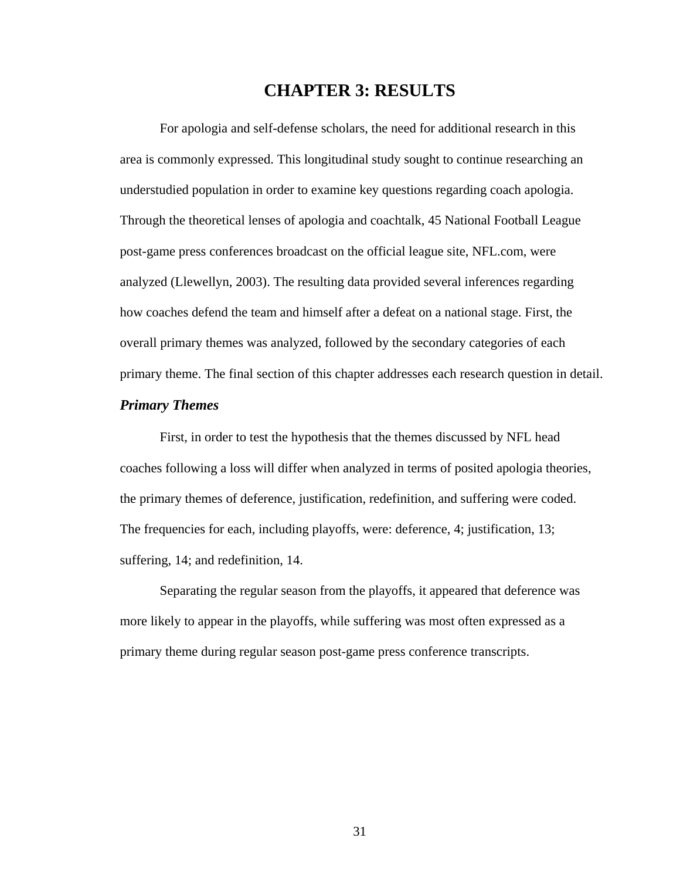# CHAPTER 3: RESULTS

For apologia and self-defense scholars, the need for additional research in this area is commonly expressed. This longitudinal study sought to continue researching an understudied population in order to examine key questions regarding coach apologia. Through the theoretical lenses of apologia and coachtalk, 45 National Football League post-game press conferences broadcast on the official league site, NFL.com, were analyzed (Llewellyn, 2003). The resulting data provided several inferences regarding how coaches defend the team and himself after a defeat on a national stage. First, the overall primary themes was analyzed, followed by the secondary categories of each primary theme. The final section of this chapter addresses each research question in detail.

### *Primary Themes*

First, in order to test the hypothesis that the themes discussed by NFL head coaches following a loss will differ when analyzed in terms of posited apologia theories, the primary themes of deference, justification, redefinition, and suffering were coded. The frequencies for each, including playoffs, were: deference, 4; justification, 13; suffering, 14; and redefinition, 14.

Separating the regular season from the playoffs, it appeared that deference was more likely to appear in the playoffs, while suffering was most often expressed as a primary theme during regular season post-game press conference transcripts.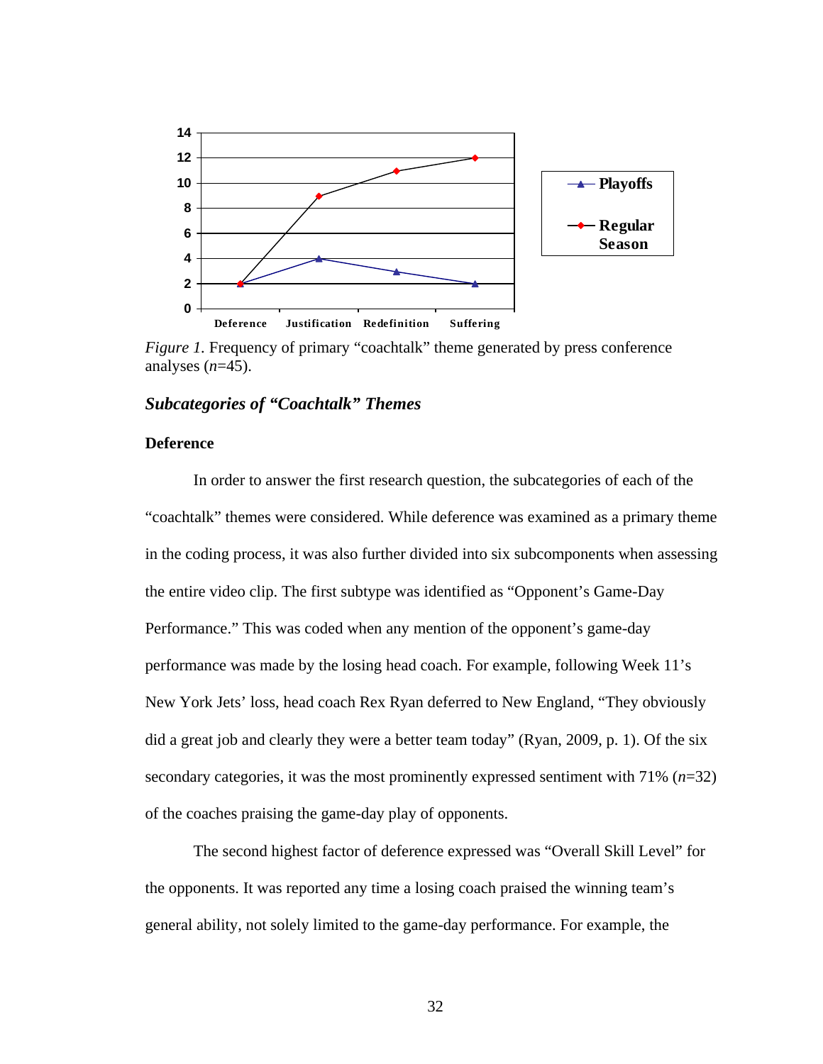*Figure 1.* Frequency of primary "coachtalk" theme generated by press conference analyses (*n*=45).

### *Subcategories of "Coachtalk" Themes*

**Deference**

In order to answer the first research question, the subcategories of each of the "coachtalk" themes were considered. While deference was examined as a primary theme in the coding process, it was also further divided into six subcomponents when assessing the entire video clip. The first subtype was identified as "Opponent's Game-Day Performance." This was coded when any mention of the opponent's game-day performance was made by the losing head coach. For example, following Week 11's New York Jets' loss, head coach Rex Ryan deferred to New England, "They obviously did a great job and clearly they were a better team today" (Ryan, 2009, p. 1). Of the six secondary categories, it was the most prominently expressed sentiment with 71% (*n*=32) of the coaches praising the game-day play of opponents.

The second highest factor of deference expressed was "Overall Skill Level" for the opponents. It was reported any time a losing coach praised the winning team's general ability, not solely limited to the game-day performance. For example, the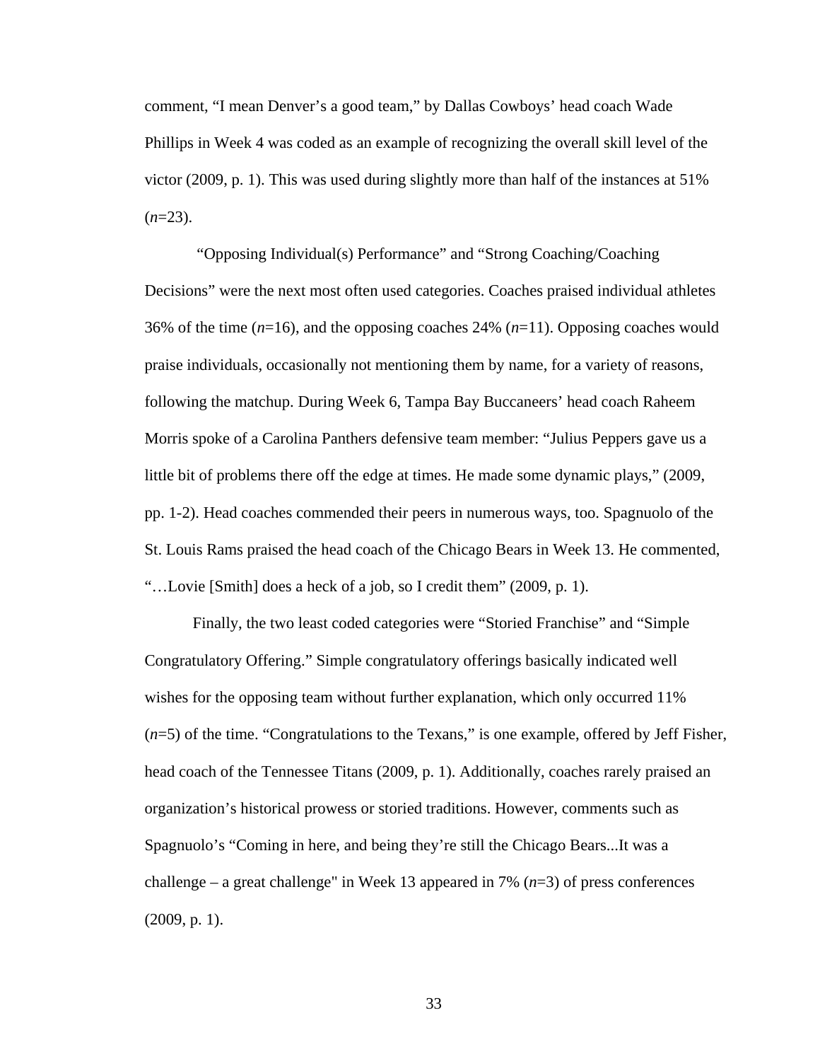comment, "I mean Denver's a good team," by Dallas Cowboys' head coach Wade Phillips in Week 4 was coded as an example of recognizing the overall skill level of the victor (2009, p. 1). This was used during slightly more than half of the instances at 51% (*n*=23).

"Opposing Individual(s) Performance" and "Strong Coaching/Coaching Decisions" were the next most often used categories. Coaches praised individual athletes 36% of the time (*n*=16), and the opposing coaches 24% (*n*=11). Opposing coaches would praise individuals, occasionally not mentioning them by name, for a variety of reasons, following the matchup. During Week 6, Tampa Bay Buccaneers' head coach Raheem Morris spoke of a Carolina Panthers defensive team member: "Julius Peppers gave us a little bit of problems there off the edge at times. He made some dynamic plays," (2009, pp. 1-2). Head coaches commended their peers in numerous ways, too. Spagnuolo of the St. Louis Rams praised the head coach of the Chicago Bears in Week 13. He commented, "…Lovie [Smith] does a heck of a job, so I credit them" (2009, p. 1).

Finally, the two least coded categories were "Storied Franchise" and "Simple Congratulatory Offering." Simple congratulatory offerings basically indicated well wishes for the opposing team without further explanation, which only occurred 11% (*n*=5) of the time. "Congratulations to the Texans," is one example, offered by Jeff Fisher, head coach of the Tennessee Titans (2009, p. 1). Additionally, coaches rarely praised an organization's historical prowess or storied traditions. However, comments such as Spagnuolo's "Coming in here, and being they're still the Chicago Bears...It was a challenge – a great challenge" in Week 13 appeared in 7% (*n*=3) of press conferences (2009, p. 1).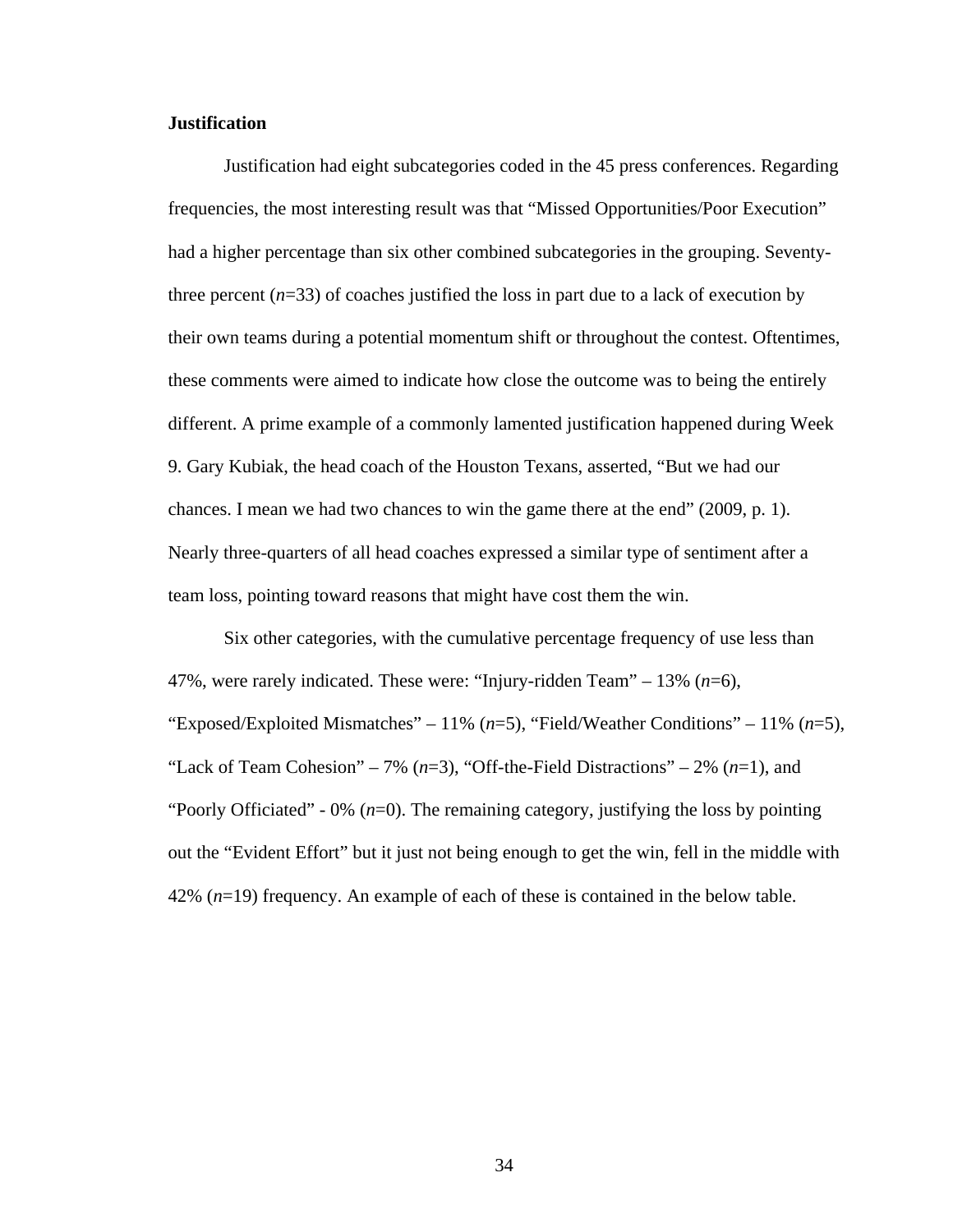**Justification**

Justification had eight subcategories coded in the 45 press conferences. Regarding frequencies, the most interesting result was that "Missed Opportunities/Poor Execution" had a higher percentage than six other combined subcategories in the grouping. Seventy-three percent (*n*=33) of coaches justified the loss in part due to a lack of execution by their own teams during a potential momentum shift or throughout the contest. Oftentimes, these comments were aimed to indicate how close the outcome was to being the entirely different. A prime example of a commonly lamented justification happened during Week 9. Gary Kubiak, the head coach of the Houston Texans, asserted, "But we had our chances. I mean we had two chances to win the game there at the end" (2009, p. 1). Nearly three-quarters of all head coaches expressed a similar type of sentiment after a team loss, pointing toward reasons that might have cost them the win.

Six other categories, with the cumulative percentage frequency of use less than 47%, were rarely indicated. These were: "Injury-ridden Team" – 13% (*n*=6), "Exposed/Exploited Mismatches" – 11% (*n*=5), "Field/Weather Conditions" – 11% (*n*=5), "Lack of Team Cohesion" – 7% (*n*=3), "Off-the-Field Distractions" – 2% (*n*=1), and "Poorly Officiated" - 0% (*n*=0). The remaining category, justifying the loss by pointing out the "Evident Effort" but it just not being enough to get the win, fell in the middle with 42% (*n*=19) frequency. An example of each of these is contained in the below table.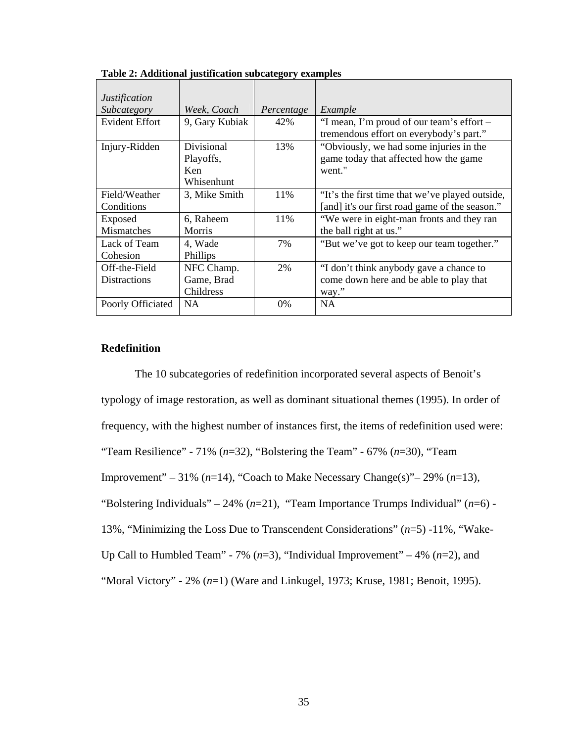**Table 2: Additional justification subcategory examples**

| *Justification Subcategory* | *Week, Coach* | *Percentage* | *Example* |
|---|---|---|---|
| Evident Effort | 9, Gary Kubiak | 42% | "I mean, I'm proud of our team's effort – tremendous effort on everybody's part." |
| Injury-Ridden | Divisional Playoffs, Ken Whisenhunt | 13% | "Obviously, we had some injuries in the game today that affected how the game went." |
| Field/Weather Conditions | 3, Mike Smith | 11% | "It's the first time that we've played outside, [and] it's our first road game of the season." |
| Exposed Mismatches | 6, Raheem Morris | 11% | "We were in eight-man fronts and they ran the ball right at us." |
| Lack of Team Cohesion | 4, Wade Phillips | 7% | "But we've got to keep our team together." |
| Off-the-Field Distractions | NFC Champ. Game, Brad Childress | 2% | "I don't think anybody gave a chance to come down here and be able to play that way." |
| Poorly Officiated | NA | 0% | NA |

**Redefinition**

The 10 subcategories of redefinition incorporated several aspects of Benoit's typology of image restoration, as well as dominant situational themes (1995). In order of frequency, with the highest number of instances first, the items of redefinition used were: "Team Resilience" - 71% ($n$=32), "Bolstering the Team" - 67% ($n$=30), "Team Improvement" – 31% ($n$=14), "Coach to Make Necessary Change(s)"– 29% ($n$=13), "Bolstering Individuals" – 24% ($n$=21), "Team Importance Trumps Individual" ($n$=6) - 13%, "Minimizing the Loss Due to Transcendent Considerations" ($n$=5) -11%, "Wake-Up Call to Humbled Team" - 7% ($n$=3), "Individual Improvement" – 4% ($n$=2), and "Moral Victory" - 2% ($n$=1) (Ware and Linkugel, 1973; Kruse, 1981; Benoit, 1995).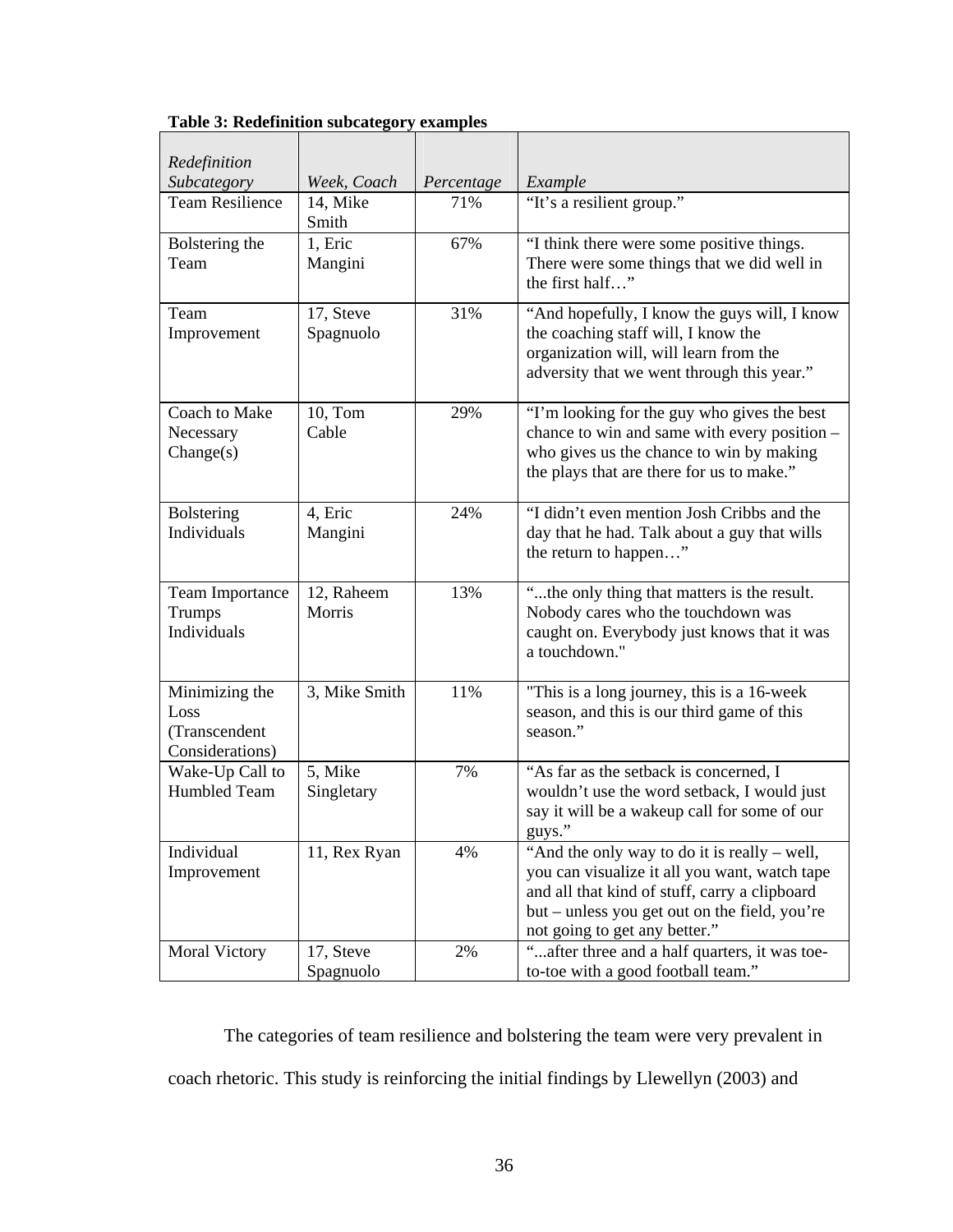**Table 3: Redefinition subcategory examples**

| *Redefinition Subcategory* | *Week, Coach* | *Percentage* | *Example* |
|---|---|---|---|
| Team Resilience | 14, Mike Smith | 71% | "It's a resilient group." |
| Bolstering the Team | 1, Eric Mangini | 67% | "I think there were some positive things. There were some things that we did well in the first half…" |
| Team Improvement | 17, Steve Spagnuolo | 31% | "And hopefully, I know the guys will, I know the coaching staff will, I know the organization will, will learn from the adversity that we went through this year." |
| Coach to Make Necessary Change(s) | 10, Tom Cable | 29% | "I'm looking for the guy who gives the best chance to win and same with every position – who gives us the chance to win by making the plays that are there for us to make." |
| Bolstering Individuals | 4, Eric Mangini | 24% | "I didn't even mention Josh Cribbs and the day that he had. Talk about a guy that wills the return to happen…" |
| Team Importance Trumps Individuals | 12, Raheem Morris | 13% | "...the only thing that matters is the result. Nobody cares who the touchdown was caught on. Everybody just knows that it was a touchdown." |
| Minimizing the Loss (Transcendent Considerations) | 3, Mike Smith | 11% | "This is a long journey, this is a 16-week season, and this is our third game of this season." |
| Wake-Up Call to Humbled Team | 5, Mike Singletary | 7% | "As far as the setback is concerned, I wouldn't use the word setback, I would just say it will be a wakeup call for some of our guys." |
| Individual Improvement | 11, Rex Ryan | 4% | "And the only way to do it is really – well, you can visualize it all you want, watch tape and all that kind of stuff, carry a clipboard but – unless you get out on the field, you're not going to get any better." |
| Moral Victory | 17, Steve Spagnuolo | 2% | "...after three and a half quarters, it was toe-to-toe with a good football team." |

The categories of team resilience and bolstering the team were very prevalent in coach rhetoric. This study is reinforcing the initial findings by Llewellyn (2003) and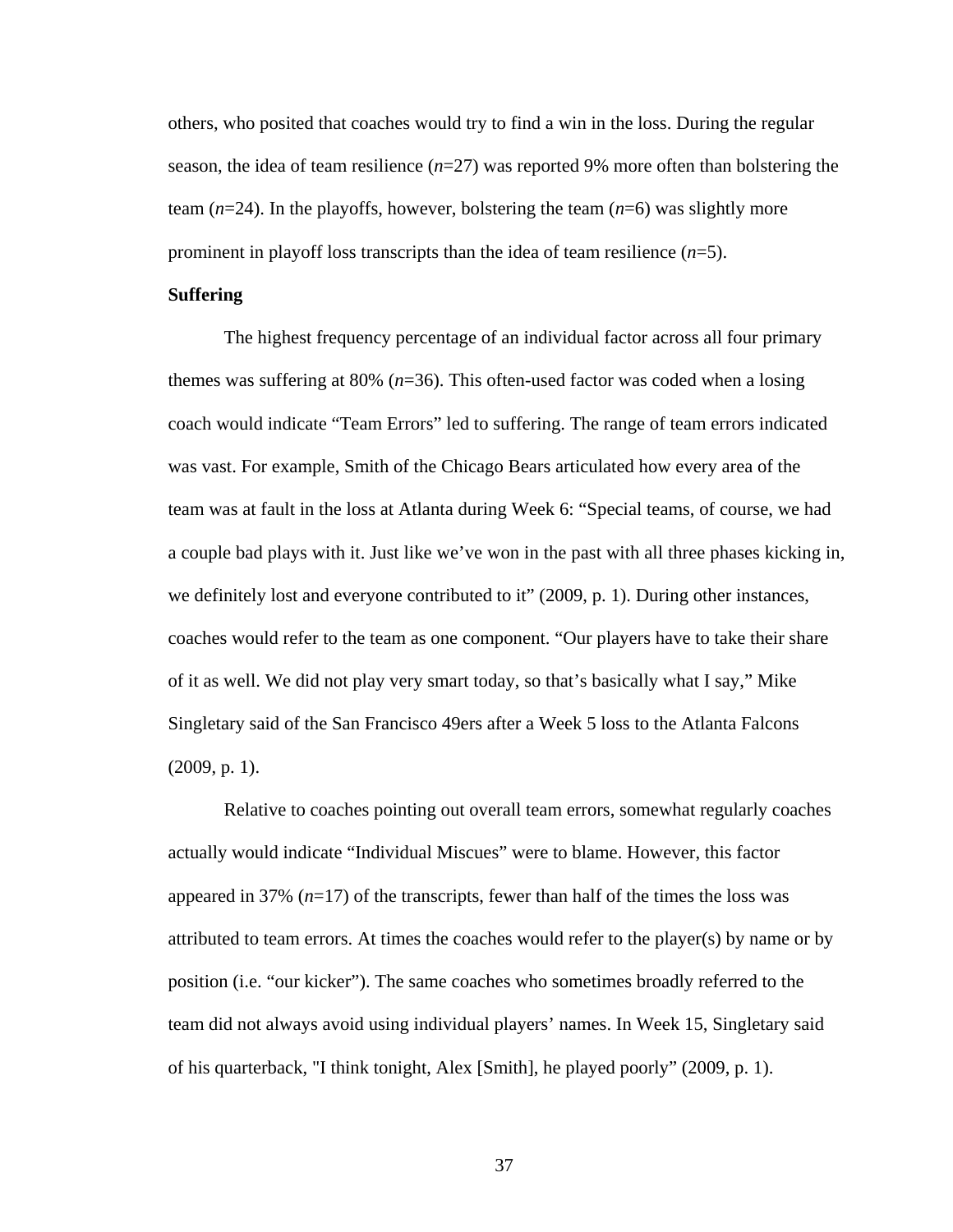others, who posited that coaches would try to find a win in the loss. During the regular season, the idea of team resilience (*n*=27) was reported 9% more often than bolstering the team (*n*=24). In the playoffs, however, bolstering the team (*n*=6) was slightly more prominent in playoff loss transcripts than the idea of team resilience (*n*=5).

**Suffering**

The highest frequency percentage of an individual factor across all four primary themes was suffering at 80% (*n*=36). This often-used factor was coded when a losing coach would indicate "Team Errors" led to suffering. The range of team errors indicated was vast. For example, Smith of the Chicago Bears articulated how every area of the team was at fault in the loss at Atlanta during Week 6: "Special teams, of course, we had a couple bad plays with it. Just like we've won in the past with all three phases kicking in, we definitely lost and everyone contributed to it" (2009, p. 1). During other instances, coaches would refer to the team as one component. "Our players have to take their share of it as well. We did not play very smart today, so that's basically what I say," Mike Singletary said of the San Francisco 49ers after a Week 5 loss to the Atlanta Falcons (2009, p. 1).

Relative to coaches pointing out overall team errors, somewhat regularly coaches actually would indicate "Individual Miscues" were to blame. However, this factor appeared in 37% (*n*=17) of the transcripts, fewer than half of the times the loss was attributed to team errors. At times the coaches would refer to the player(s) by name or by position (i.e. "our kicker"). The same coaches who sometimes broadly referred to the team did not always avoid using individual players' names. In Week 15, Singletary said of his quarterback, "I think tonight, Alex [Smith], he played poorly" (2009, p. 1).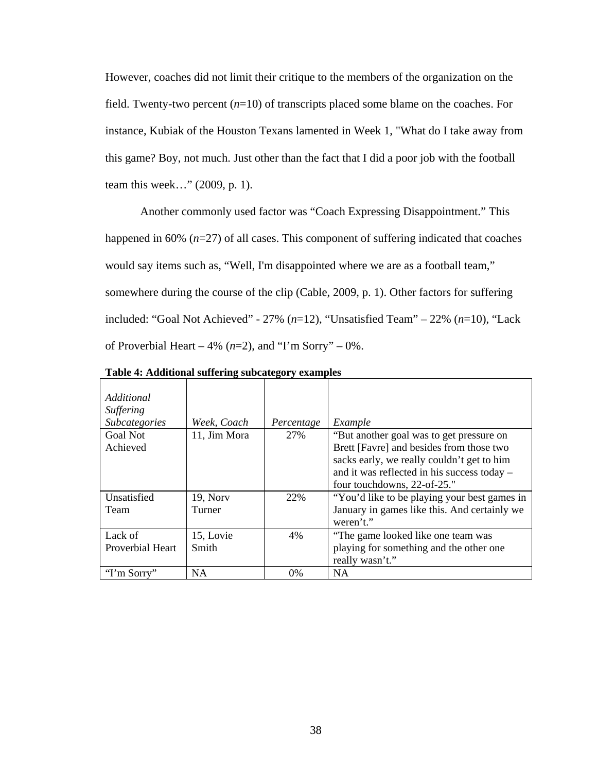However, coaches did not limit their critique to the members of the organization on the field. Twenty-two percent (*n*=10) of transcripts placed some blame on the coaches. For instance, Kubiak of the Houston Texans lamented in Week 1, "What do I take away from this game? Boy, not much. Just other than the fact that I did a poor job with the football team this week…" (2009, p. 1).

Another commonly used factor was “Coach Expressing Disappointment.” This happened in 60% (*n*=27) of all cases. This component of suffering indicated that coaches would say items such as, “Well, I'm disappointed where we are as a football team,” somewhere during the course of the clip (Cable, 2009, p. 1). Other factors for suffering included: “Goal Not Achieved” - 27% (*n*=12), “Unsatisfied Team” – 22% (*n*=10), “Lack of Proverbial Heart – 4% (*n*=2), and “I’m Sorry” – 0%.

**Table 4: Additional suffering subcategory examples**

| *Additional Suffering Subcategories* | *Week, Coach* | *Percentage* | *Example* |
|---|---|---|---|
| Goal Not Achieved | 11, Jim Mora | 27% | “But another goal was to get pressure on Brett [Favre] and besides from those two sacks early, we really couldn’t get to him and it was reflected in his success today – four touchdowns, 22-of-25." |
| Unsatisfied Team | 19, Norv Turner | 22% | “You’d like to be playing your best games in January in games like this. And certainly we weren’t.” |
| Lack of Proverbial Heart | 15, Lovie Smith | 4% | “The game looked like one team was playing for something and the other one really wasn’t.” |
| “I’m Sorry” | NA | 0% | NA |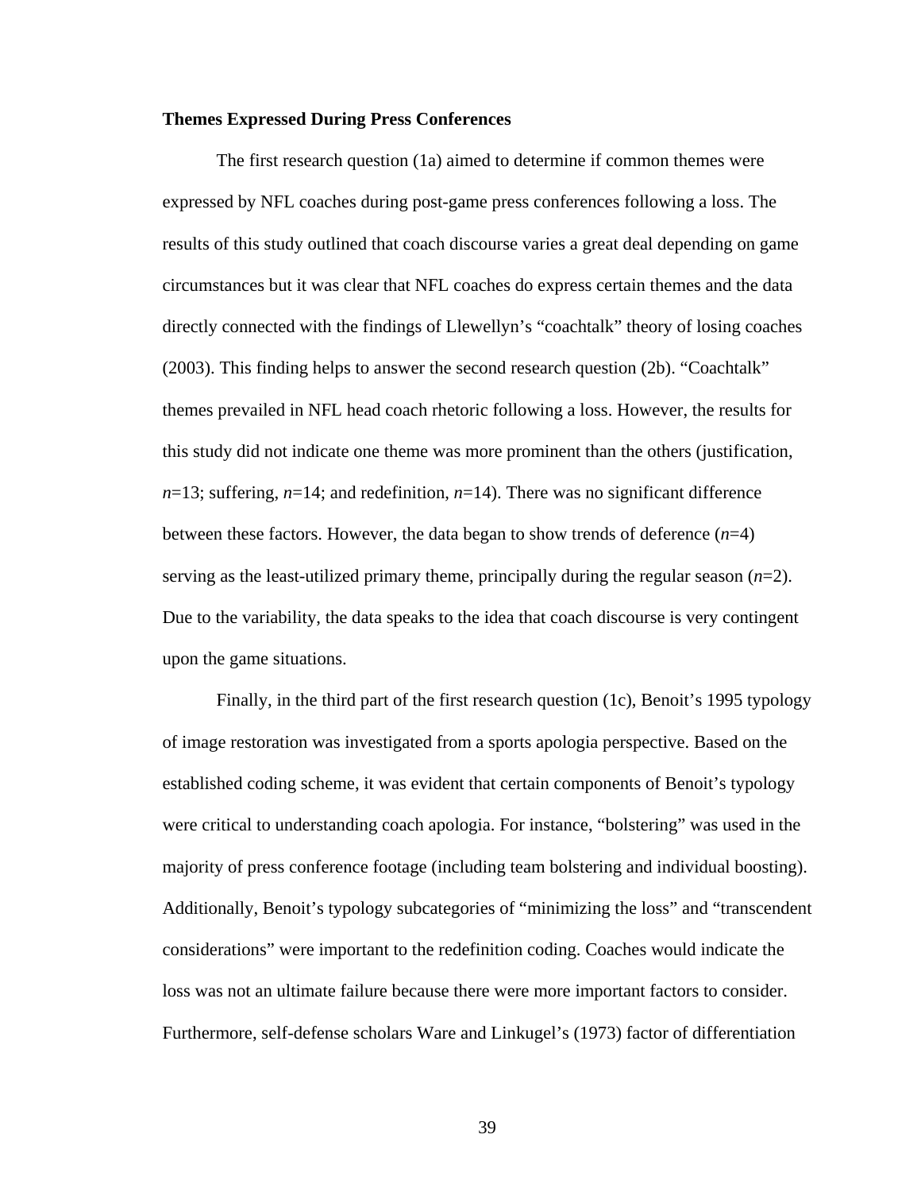**Themes Expressed During Press Conferences**

The first research question (1a) aimed to determine if common themes were expressed by NFL coaches during post-game press conferences following a loss. The results of this study outlined that coach discourse varies a great deal depending on game circumstances but it was clear that NFL coaches do express certain themes and the data directly connected with the findings of Llewellyn's "coachtalk" theory of losing coaches (2003). This finding helps to answer the second research question (2b). "Coachtalk" themes prevailed in NFL head coach rhetoric following a loss. However, the results for this study did not indicate one theme was more prominent than the others (justification, $n$=13; suffering, $n$=14; and redefinition, $n$=14). There was no significant difference between these factors. However, the data began to show trends of deference ($n$=4) serving as the least-utilized primary theme, principally during the regular season ($n$=2). Due to the variability, the data speaks to the idea that coach discourse is very contingent upon the game situations.

Finally, in the third part of the first research question (1c), Benoit's 1995 typology of image restoration was investigated from a sports apologia perspective. Based on the established coding scheme, it was evident that certain components of Benoit's typology were critical to understanding coach apologia. For instance, "bolstering" was used in the majority of press conference footage (including team bolstering and individual boosting). Additionally, Benoit's typology subcategories of "minimizing the loss" and "transcendent considerations" were important to the redefinition coding. Coaches would indicate the loss was not an ultimate failure because there were more important factors to consider. Furthermore, self-defense scholars Ware and Linkugel's (1973) factor of differentiation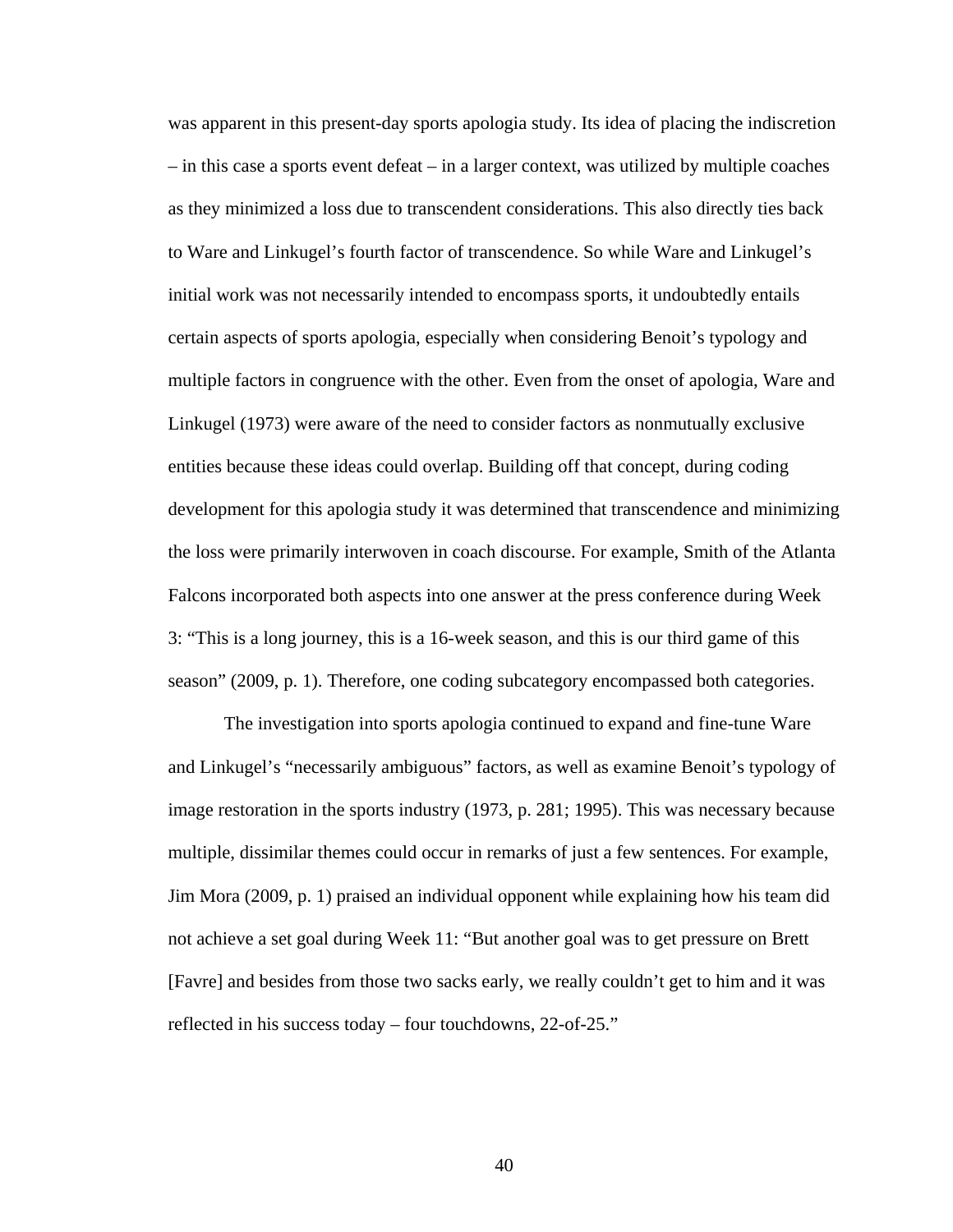was apparent in this present-day sports apologia study. Its idea of placing the indiscretion – in this case a sports event defeat – in a larger context, was utilized by multiple coaches as they minimized a loss due to transcendent considerations. This also directly ties back to Ware and Linkugel's fourth factor of transcendence. So while Ware and Linkugel's initial work was not necessarily intended to encompass sports, it undoubtedly entails certain aspects of sports apologia, especially when considering Benoit's typology and multiple factors in congruence with the other. Even from the onset of apologia, Ware and Linkugel (1973) were aware of the need to consider factors as nonmutually exclusive entities because these ideas could overlap. Building off that concept, during coding development for this apologia study it was determined that transcendence and minimizing the loss were primarily interwoven in coach discourse. For example, Smith of the Atlanta Falcons incorporated both aspects into one answer at the press conference during Week 3: "This is a long journey, this is a 16-week season, and this is our third game of this season" (2009, p. 1). Therefore, one coding subcategory encompassed both categories.

The investigation into sports apologia continued to expand and fine-tune Ware and Linkugel's "necessarily ambiguous" factors, as well as examine Benoit's typology of image restoration in the sports industry (1973, p. 281; 1995). This was necessary because multiple, dissimilar themes could occur in remarks of just a few sentences. For example, Jim Mora (2009, p. 1) praised an individual opponent while explaining how his team did not achieve a set goal during Week 11: "But another goal was to get pressure on Brett [Favre] and besides from those two sacks early, we really couldn't get to him and it was reflected in his success today – four touchdowns, 22-of-25."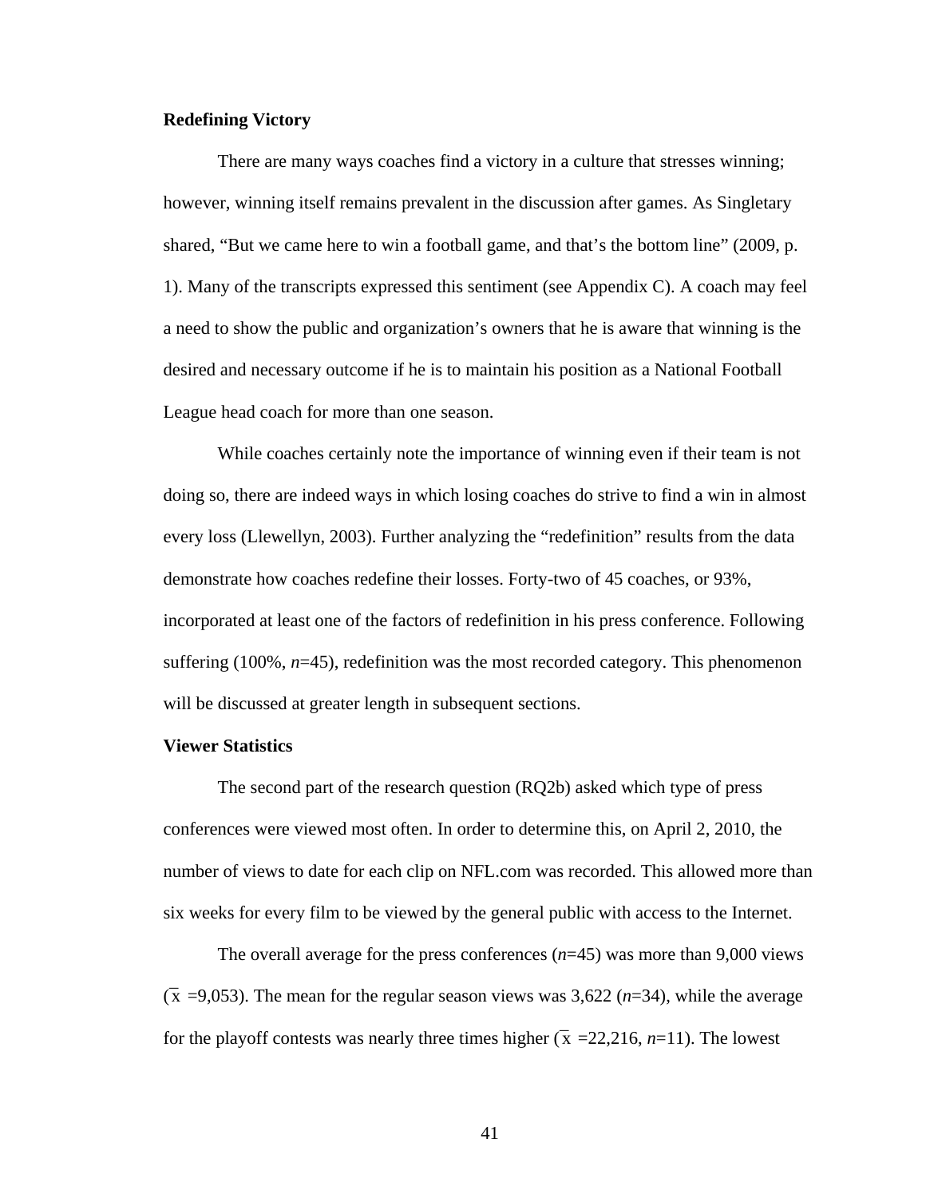**Redefining Victory**

There are many ways coaches find a victory in a culture that stresses winning; however, winning itself remains prevalent in the discussion after games. As Singletary shared, “But we came here to win a football game, and that’s the bottom line” (2009, p. 1). Many of the transcripts expressed this sentiment (see Appendix C). A coach may feel a need to show the public and organization’s owners that he is aware that winning is the desired and necessary outcome if he is to maintain his position as a National Football League head coach for more than one season.

While coaches certainly note the importance of winning even if their team is not doing so, there are indeed ways in which losing coaches do strive to find a win in almost every loss (Llewellyn, 2003). Further analyzing the “redefinition” results from the data demonstrate how coaches redefine their losses. Forty-two of 45 coaches, or 93%, incorporated at least one of the factors of redefinition in his press conference. Following suffering (100%, *n*=45), redefinition was the most recorded category. This phenomenon will be discussed at greater length in subsequent sections.

**Viewer Statistics**

The second part of the research question (RQ2b) asked which type of press conferences were viewed most often. In order to determine this, on April 2, 2010, the number of views to date for each clip on NFL.com was recorded. This allowed more than six weeks for every film to be viewed by the general public with access to the Internet.

The overall average for the press conferences (*n*=45) was more than 9,000 views ($\bar{x}$ =9,053). The mean for the regular season views was 3,622 (*n*=34), while the average for the playoff contests was nearly three times higher ($\bar{x}$ =22,216, *n*=11). The lowest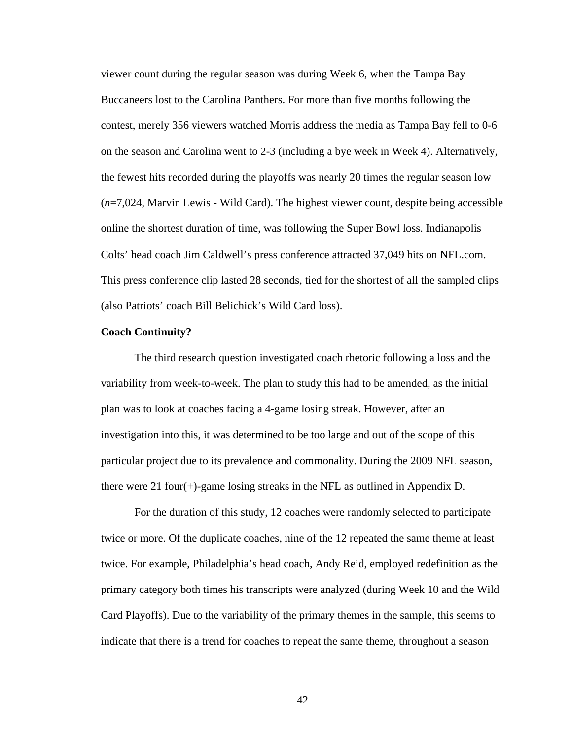viewer count during the regular season was during Week 6, when the Tampa Bay Buccaneers lost to the Carolina Panthers. For more than five months following the contest, merely 356 viewers watched Morris address the media as Tampa Bay fell to 0-6 on the season and Carolina went to 2-3 (including a bye week in Week 4). Alternatively, the fewest hits recorded during the playoffs was nearly 20 times the regular season low ($n$=7,024, Marvin Lewis - Wild Card). The highest viewer count, despite being accessible online the shortest duration of time, was following the Super Bowl loss. Indianapolis Colts' head coach Jim Caldwell's press conference attracted 37,049 hits on NFL.com. This press conference clip lasted 28 seconds, tied for the shortest of all the sampled clips (also Patriots' coach Bill Belichick's Wild Card loss).

**Coach Continuity?**

The third research question investigated coach rhetoric following a loss and the variability from week-to-week. The plan to study this had to be amended, as the initial plan was to look at coaches facing a 4-game losing streak. However, after an investigation into this, it was determined to be too large and out of the scope of this particular project due to its prevalence and commonality. During the 2009 NFL season, there were 21 four(+)-game losing streaks in the NFL as outlined in Appendix D.

For the duration of this study, 12 coaches were randomly selected to participate twice or more. Of the duplicate coaches, nine of the 12 repeated the same theme at least twice. For example, Philadelphia's head coach, Andy Reid, employed redefinition as the primary category both times his transcripts were analyzed (during Week 10 and the Wild Card Playoffs). Due to the variability of the primary themes in the sample, this seems to indicate that there is a trend for coaches to repeat the same theme, throughout a season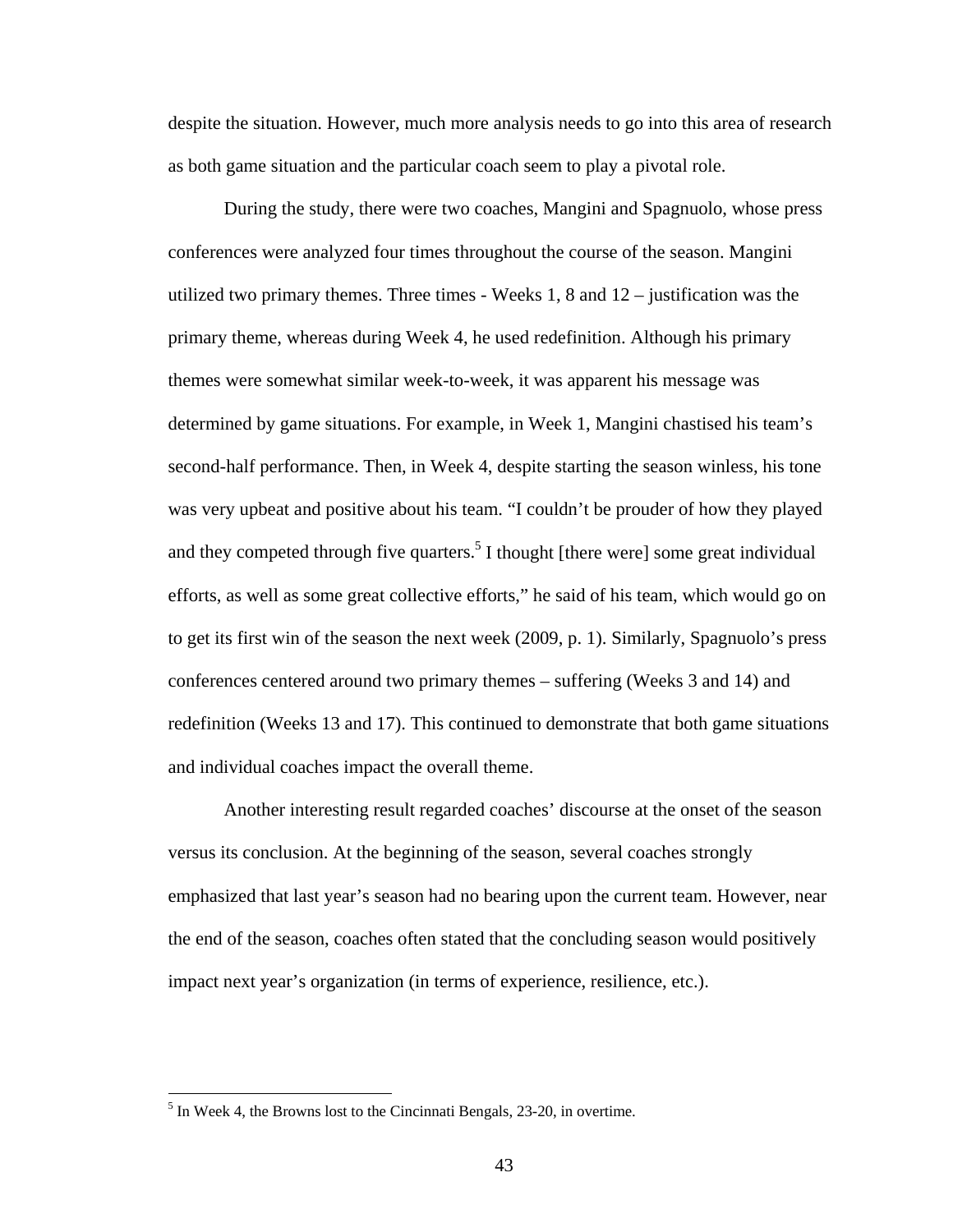despite the situation. However, much more analysis needs to go into this area of research as both game situation and the particular coach seem to play a pivotal role.

During the study, there were two coaches, Mangini and Spagnuolo, whose press conferences were analyzed four times throughout the course of the season. Mangini utilized two primary themes. Three times - Weeks 1, 8 and 12 – justification was the primary theme, whereas during Week 4, he used redefinition. Although his primary themes were somewhat similar week-to-week, it was apparent his message was determined by game situations. For example, in Week 1, Mangini chastised his team's second-half performance. Then, in Week 4, despite starting the season winless, his tone was very upbeat and positive about his team. "I couldn't be prouder of how they played and they competed through five quarters.[5] I thought [there were] some great individual efforts, as well as some great collective efforts," he said of his team, which would go on to get its first win of the season the next week (2009, p. 1). Similarly, Spagnuolo's press conferences centered around two primary themes – suffering (Weeks 3 and 14) and redefinition (Weeks 13 and 17). This continued to demonstrate that both game situations and individual coaches impact the overall theme.

Another interesting result regarded coaches' discourse at the onset of the season versus its conclusion. At the beginning of the season, several coaches strongly emphasized that last year's season had no bearing upon the current team. However, near the end of the season, coaches often stated that the concluding season would positively impact next year's organization (in terms of experience, resilience, etc.).

---

[5] In Week 4, the Browns lost to the Cincinnati Bengals, 23-20, in overtime.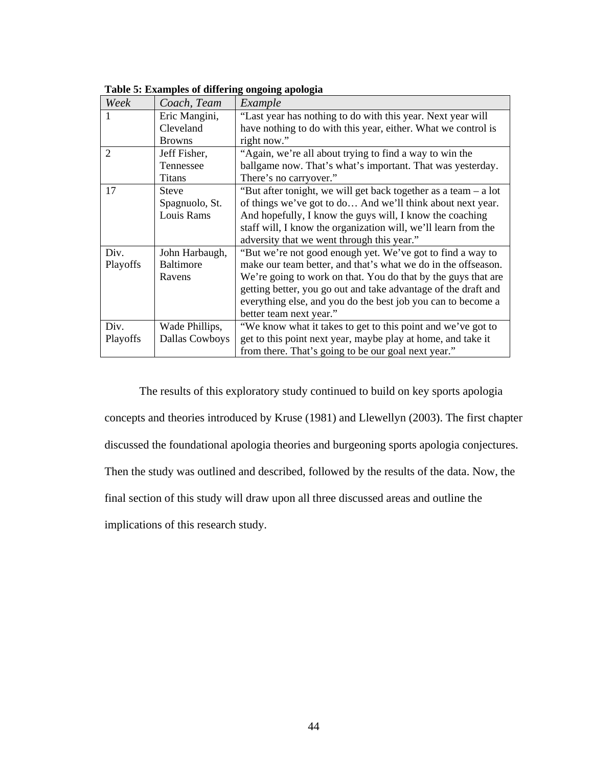**Table 5: Examples of differing ongoing apologia**

| *Week* | *Coach, Team* | *Example* |
|---|---|---|
| 1 | Eric Mangini, Cleveland Browns | "Last year has nothing to do with this year. Next year will have nothing to do with this year, either. What we control is right now." |
| 2 | Jeff Fisher, Tennessee Titans | "Again, we're all about trying to find a way to win the ballgame now. That's what's important. That was yesterday. There's no carryover." |
| 17 | Steve Spagnuolo, St. Louis Rams | "But after tonight, we will get back together as a team – a lot of things we've got to do… And we'll think about next year. And hopefully, I know the guys will, I know the coaching staff will, I know the organization will, we'll learn from the adversity that we went through this year." |
| Div. Playoffs | John Harbaugh, Baltimore Ravens | "But we're not good enough yet. We've got to find a way to make our team better, and that's what we do in the offseason. We're going to work on that. You do that by the guys that are getting better, you go out and take advantage of the draft and everything else, and you do the best job you can to become a better team next year." |
| Div. Playoffs | Wade Phillips, Dallas Cowboys | "We know what it takes to get to this point and we've got to get to this point next year, maybe play at home, and take it from there. That's going to be our goal next year." |

The results of this exploratory study continued to build on key sports apologia concepts and theories introduced by Kruse (1981) and Llewellyn (2003). The first chapter discussed the foundational apologia theories and burgeoning sports apologia conjectures. Then the study was outlined and described, followed by the results of the data. Now, the final section of this study will draw upon all three discussed areas and outline the implications of this research study.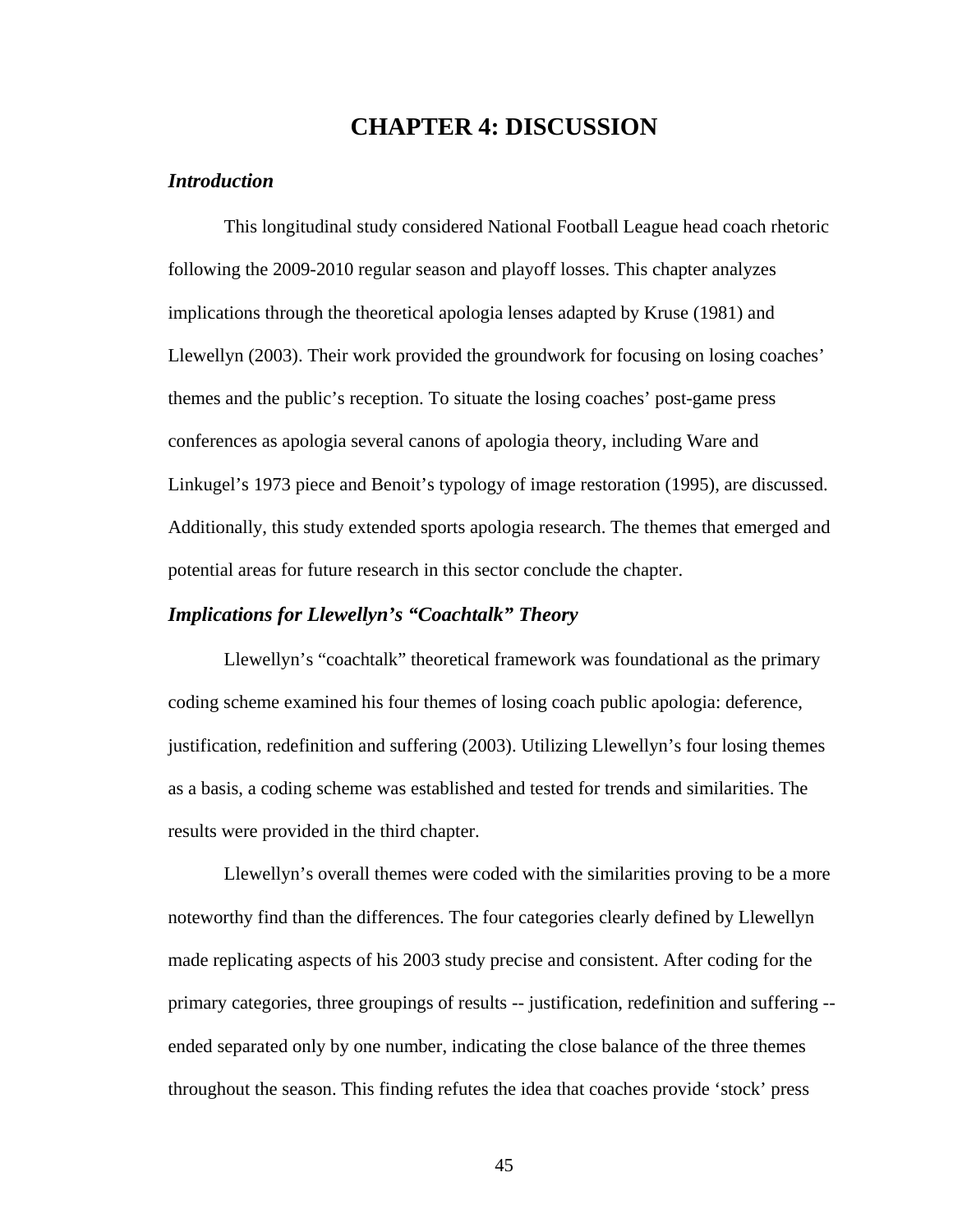# CHAPTER 4: DISCUSSION

### *Introduction*

This longitudinal study considered National Football League head coach rhetoric following the 2009-2010 regular season and playoff losses. This chapter analyzes implications through the theoretical apologia lenses adapted by Kruse (1981) and Llewellyn (2003). Their work provided the groundwork for focusing on losing coaches' themes and the public's reception. To situate the losing coaches' post-game press conferences as apologia several canons of apologia theory, including Ware and Linkugel's 1973 piece and Benoit's typology of image restoration (1995), are discussed. Additionally, this study extended sports apologia research. The themes that emerged and potential areas for future research in this sector conclude the chapter.

### *Implications for Llewellyn's "Coachtalk" Theory*

Llewellyn's "coachtalk" theoretical framework was foundational as the primary coding scheme examined his four themes of losing coach public apologia: deference, justification, redefinition and suffering (2003). Utilizing Llewellyn's four losing themes as a basis, a coding scheme was established and tested for trends and similarities. The results were provided in the third chapter.

Llewellyn's overall themes were coded with the similarities proving to be a more noteworthy find than the differences. The four categories clearly defined by Llewellyn made replicating aspects of his 2003 study precise and consistent. After coding for the primary categories, three groupings of results -- justification, redefinition and suffering -- ended separated only by one number, indicating the close balance of the three themes throughout the season. This finding refutes the idea that coaches provide 'stock' press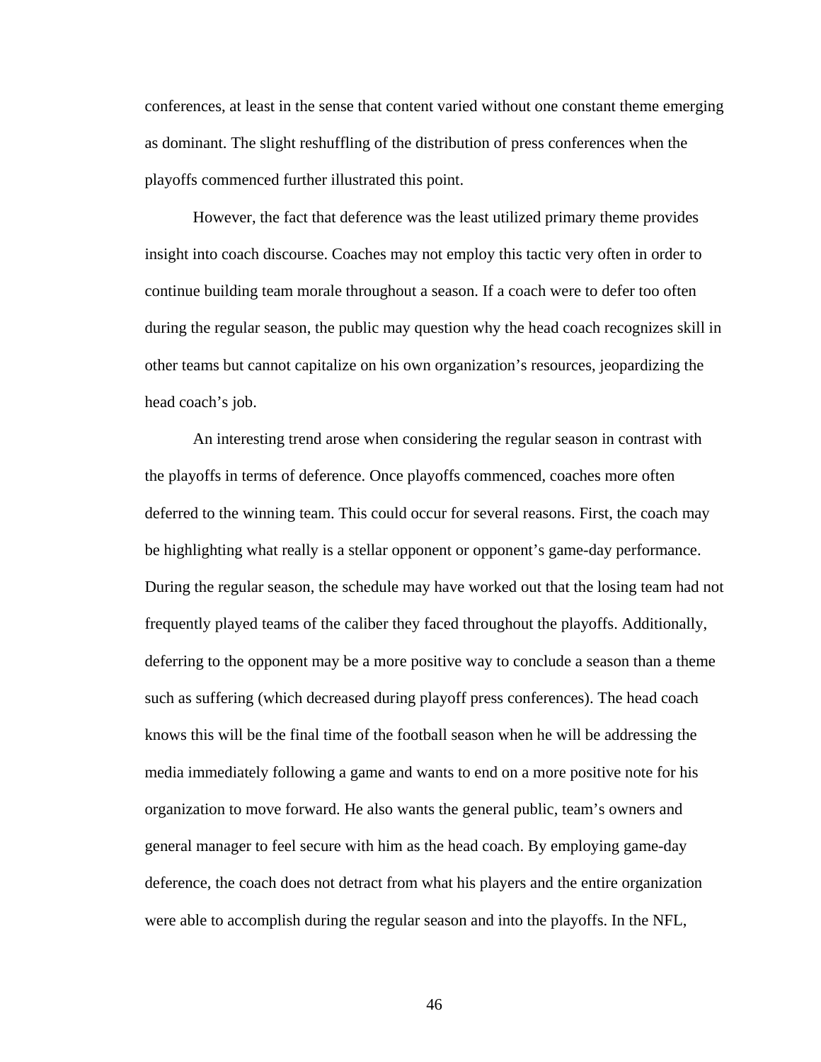conferences, at least in the sense that content varied without one constant theme emerging as dominant. The slight reshuffling of the distribution of press conferences when the playoffs commenced further illustrated this point.

However, the fact that deference was the least utilized primary theme provides insight into coach discourse. Coaches may not employ this tactic very often in order to continue building team morale throughout a season. If a coach were to defer too often during the regular season, the public may question why the head coach recognizes skill in other teams but cannot capitalize on his own organization's resources, jeopardizing the head coach's job.

An interesting trend arose when considering the regular season in contrast with the playoffs in terms of deference. Once playoffs commenced, coaches more often deferred to the winning team. This could occur for several reasons. First, the coach may be highlighting what really is a stellar opponent or opponent's game-day performance. During the regular season, the schedule may have worked out that the losing team had not frequently played teams of the caliber they faced throughout the playoffs. Additionally, deferring to the opponent may be a more positive way to conclude a season than a theme such as suffering (which decreased during playoff press conferences). The head coach knows this will be the final time of the football season when he will be addressing the media immediately following a game and wants to end on a more positive note for his organization to move forward. He also wants the general public, team's owners and general manager to feel secure with him as the head coach. By employing game-day deference, the coach does not detract from what his players and the entire organization were able to accomplish during the regular season and into the playoffs. In the NFL,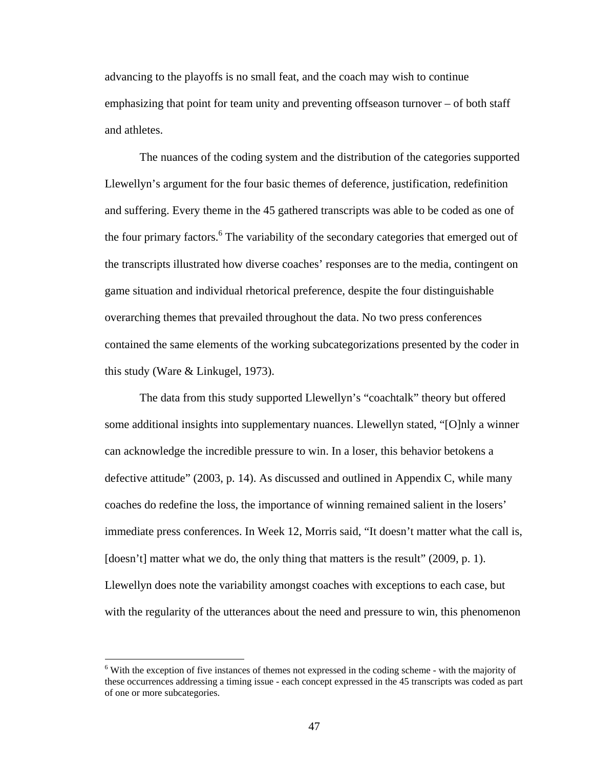advancing to the playoffs is no small feat, and the coach may wish to continue emphasizing that point for team unity and preventing offseason turnover – of both staff and athletes.

The nuances of the coding system and the distribution of the categories supported Llewellyn's argument for the four basic themes of deference, justification, redefinition and suffering. Every theme in the 45 gathered transcripts was able to be coded as one of the four primary factors.[6] The variability of the secondary categories that emerged out of the transcripts illustrated how diverse coaches' responses are to the media, contingent on game situation and individual rhetorical preference, despite the four distinguishable overarching themes that prevailed throughout the data. No two press conferences contained the same elements of the working subcategorizations presented by the coder in this study (Ware & Linkugel, 1973).

The data from this study supported Llewellyn's "coachtalk" theory but offered some additional insights into supplementary nuances. Llewellyn stated, "[O]nly a winner can acknowledge the incredible pressure to win. In a loser, this behavior betokens a defective attitude" (2003, p. 14). As discussed and outlined in Appendix C, while many coaches do redefine the loss, the importance of winning remained salient in the losers' immediate press conferences. In Week 12, Morris said, "It doesn't matter what the call is, [doesn't] matter what we do, the only thing that matters is the result" (2009, p. 1). Llewellyn does note the variability amongst coaches with exceptions to each case, but with the regularity of the utterances about the need and pressure to win, this phenomenon

[6] With the exception of five instances of themes not expressed in the coding scheme - with the majority of these occurrences addressing a timing issue - each concept expressed in the 45 transcripts was coded as part of one or more subcategories.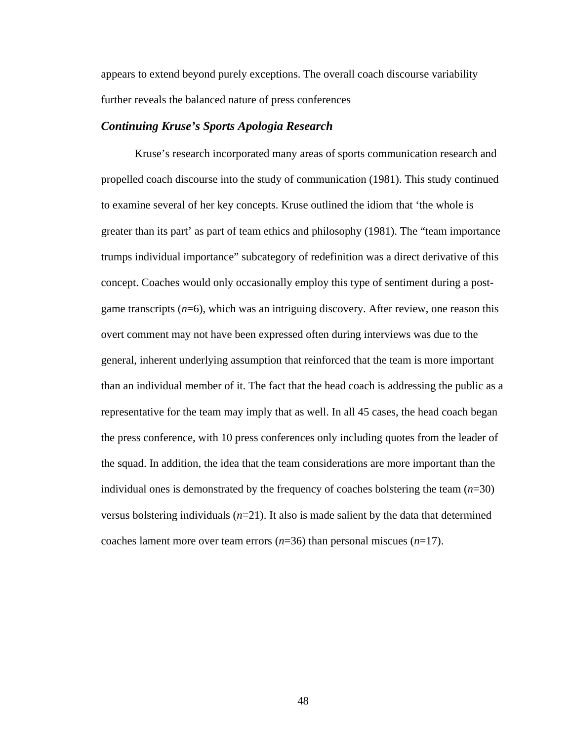appears to extend beyond purely exceptions. The overall coach discourse variability further reveals the balanced nature of press conferences

### ***Continuing Kruse's Sports Apologia Research***

Kruse's research incorporated many areas of sports communication research and propelled coach discourse into the study of communication (1981). This study continued to examine several of her key concepts. Kruse outlined the idiom that 'the whole is greater than its part' as part of team ethics and philosophy (1981). The "team importance trumps individual importance" subcategory of redefinition was a direct derivative of this concept. Coaches would only occasionally employ this type of sentiment during a post-game transcripts ($n$=6), which was an intriguing discovery. After review, one reason this overt comment may not have been expressed often during interviews was due to the general, inherent underlying assumption that reinforced that the team is more important than an individual member of it. The fact that the head coach is addressing the public as a representative for the team may imply that as well. In all 45 cases, the head coach began the press conference, with 10 press conferences only including quotes from the leader of the squad. In addition, the idea that the team considerations are more important than the individual ones is demonstrated by the frequency of coaches bolstering the team ($n$=30) versus bolstering individuals ($n$=21). It also is made salient by the data that determined coaches lament more over team errors ($n$=36) than personal miscues ($n$=17).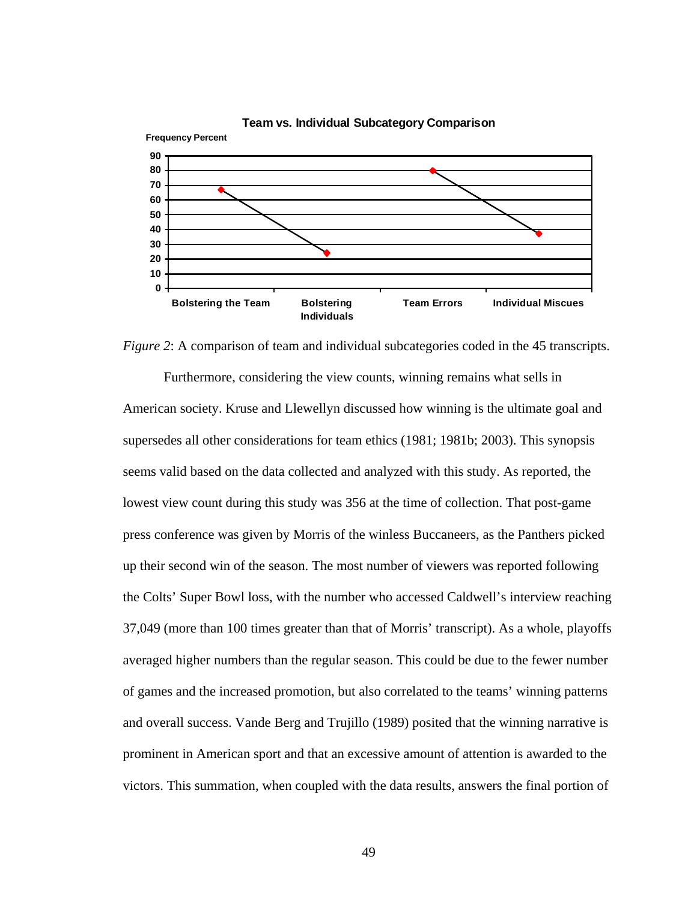**Team vs. Individual Subcategory Comparison**

*Figure 2*: A comparison of team and individual subcategories coded in the 45 transcripts.

Furthermore, considering the view counts, winning remains what sells in American society. Kruse and Llewellyn discussed how winning is the ultimate goal and supersedes all other considerations for team ethics (1981; 1981b; 2003). This synopsis seems valid based on the data collected and analyzed with this study. As reported, the lowest view count during this study was 356 at the time of collection. That post-game press conference was given by Morris of the winless Buccaneers, as the Panthers picked up their second win of the season. The most number of viewers was reported following the Colts' Super Bowl loss, with the number who accessed Caldwell's interview reaching 37,049 (more than 100 times greater than that of Morris' transcript). As a whole, playoffs averaged higher numbers than the regular season. This could be due to the fewer number of games and the increased promotion, but also correlated to the teams' winning patterns and overall success. Vande Berg and Trujillo (1989) posited that the winning narrative is prominent in American sport and that an excessive amount of attention is awarded to the victors. This summation, when coupled with the data results, answers the final portion of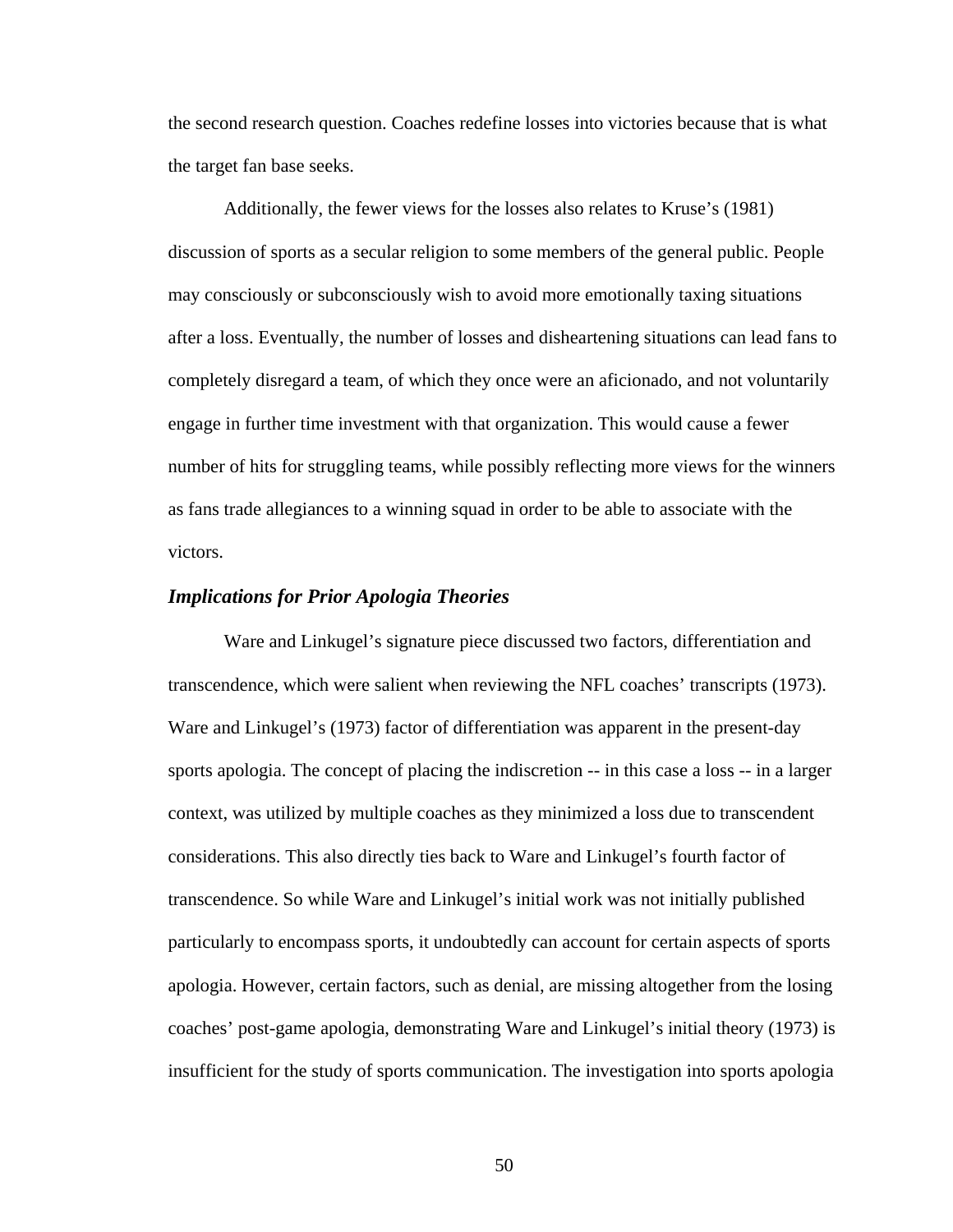the second research question. Coaches redefine losses into victories because that is what the target fan base seeks.

Additionally, the fewer views for the losses also relates to Kruse's (1981) discussion of sports as a secular religion to some members of the general public. People may consciously or subconsciously wish to avoid more emotionally taxing situations after a loss. Eventually, the number of losses and disheartening situations can lead fans to completely disregard a team, of which they once were an aficionado, and not voluntarily engage in further time investment with that organization. This would cause a fewer number of hits for struggling teams, while possibly reflecting more views for the winners as fans trade allegiances to a winning squad in order to be able to associate with the victors.

### *Implications for Prior Apologia Theories*

Ware and Linkugel's signature piece discussed two factors, differentiation and transcendence, which were salient when reviewing the NFL coaches' transcripts (1973). Ware and Linkugel's (1973) factor of differentiation was apparent in the present-day sports apologia. The concept of placing the indiscretion -- in this case a loss -- in a larger context, was utilized by multiple coaches as they minimized a loss due to transcendent considerations. This also directly ties back to Ware and Linkugel's fourth factor of transcendence. So while Ware and Linkugel's initial work was not initially published particularly to encompass sports, it undoubtedly can account for certain aspects of sports apologia. However, certain factors, such as denial, are missing altogether from the losing coaches' post-game apologia, demonstrating Ware and Linkugel's initial theory (1973) is insufficient for the study of sports communication. The investigation into sports apologia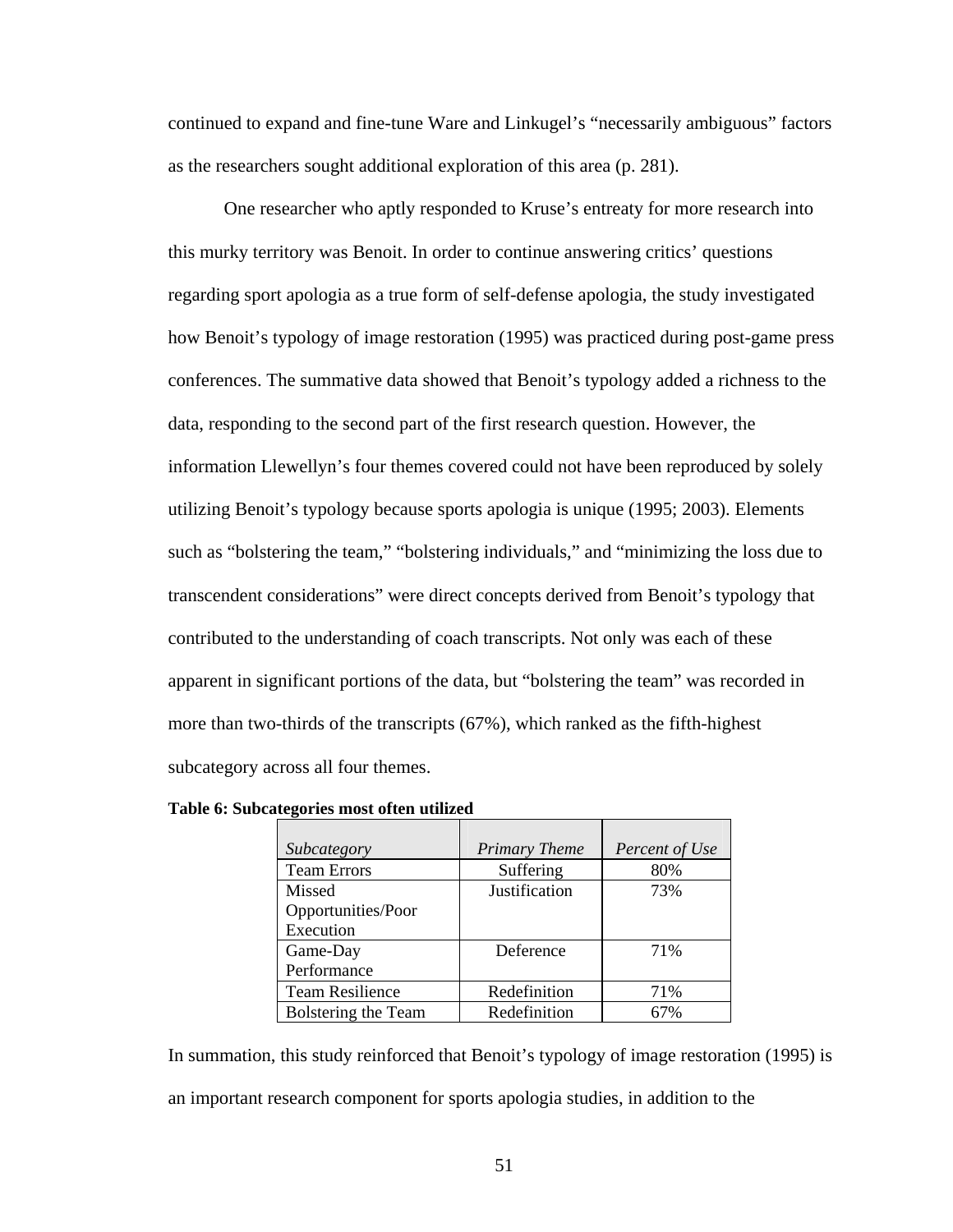continued to expand and fine-tune Ware and Linkugel's "necessarily ambiguous" factors as the researchers sought additional exploration of this area (p. 281).

One researcher who aptly responded to Kruse's entreaty for more research into this murky territory was Benoit. In order to continue answering critics' questions regarding sport apologia as a true form of self-defense apologia, the study investigated how Benoit's typology of image restoration (1995) was practiced during post-game press conferences. The summative data showed that Benoit's typology added a richness to the data, responding to the second part of the first research question. However, the information Llewellyn's four themes covered could not have been reproduced by solely utilizing Benoit's typology because sports apologia is unique (1995; 2003). Elements such as "bolstering the team," "bolstering individuals," and "minimizing the loss due to transcendent considerations" were direct concepts derived from Benoit's typology that contributed to the understanding of coach transcripts. Not only was each of these apparent in significant portions of the data, but "bolstering the team" was recorded in more than two-thirds of the transcripts (67%), which ranked as the fifth-highest subcategory across all four themes.

**Table 6: Subcategories most often utilized**

| *Subcategory* | *Primary Theme* | *Percent of Use* |
|---|---|---|
| Team Errors | Suffering | 80% |
| Missed Opportunities/Poor Execution | Justification | 73% |
| Game-Day Performance | Deference | 71% |
| Team Resilience | Redefinition | 71% |
| Bolstering the Team | Redefinition | 67% |

In summation, this study reinforced that Benoit's typology of image restoration (1995) is an important research component for sports apologia studies, in addition to the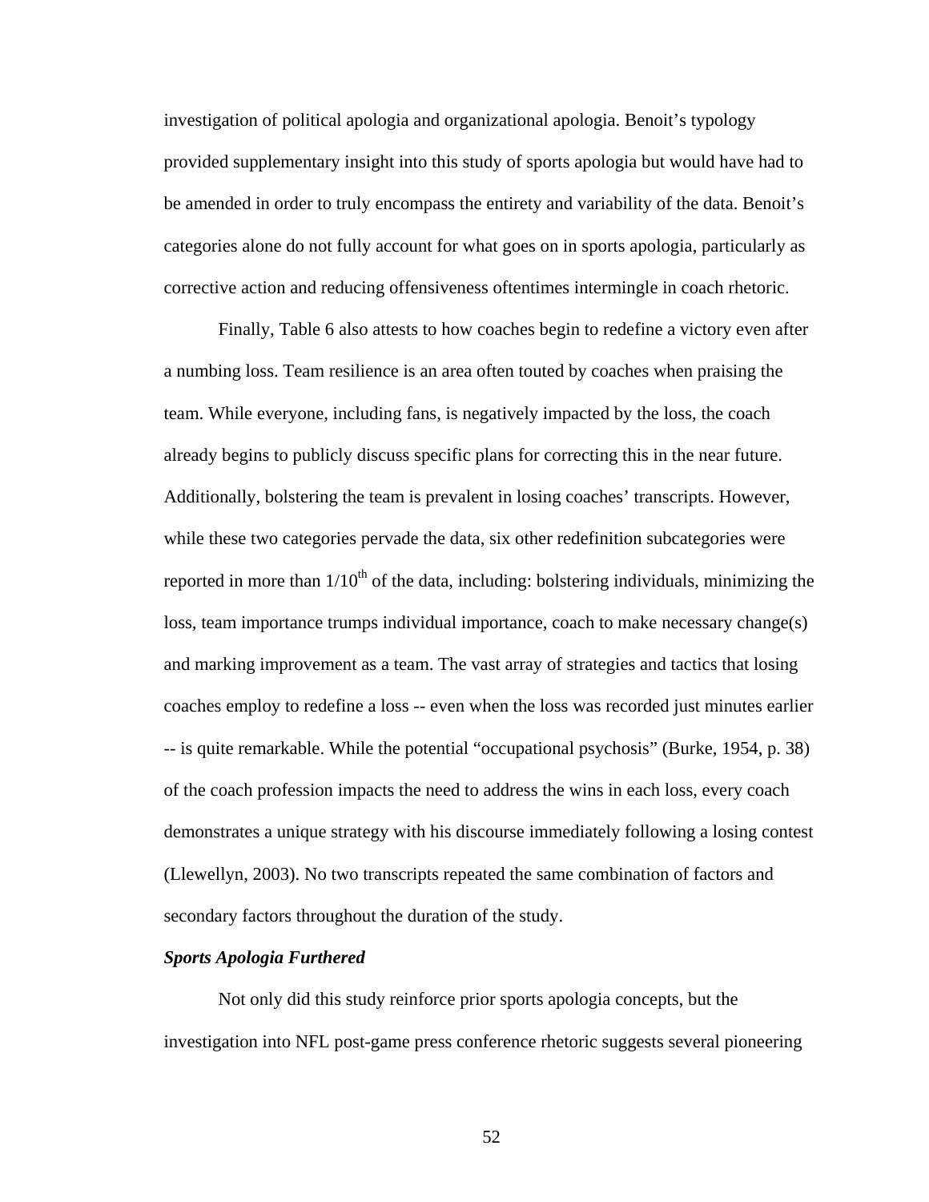investigation of political apologia and organizational apologia. Benoit's typology provided supplementary insight into this study of sports apologia but would have had to be amended in order to truly encompass the entirety and variability of the data. Benoit's categories alone do not fully account for what goes on in sports apologia, particularly as corrective action and reducing offensiveness oftentimes intermingle in coach rhetoric.

Finally, Table 6 also attests to how coaches begin to redefine a victory even after a numbing loss. Team resilience is an area often touted by coaches when praising the team. While everyone, including fans, is negatively impacted by the loss, the coach already begins to publicly discuss specific plans for correcting this in the near future. Additionally, bolstering the team is prevalent in losing coaches' transcripts. However, while these two categories pervade the data, six other redefinition subcategories were reported in more than 1/10th of the data, including: bolstering individuals, minimizing the loss, team importance trumps individual importance, coach to make necessary change(s) and marking improvement as a team. The vast array of strategies and tactics that losing coaches employ to redefine a loss -- even when the loss was recorded just minutes earlier -- is quite remarkable. While the potential "occupational psychosis" (Burke, 1954, p. 38) of the coach profession impacts the need to address the wins in each loss, every coach demonstrates a unique strategy with his discourse immediately following a losing contest (Llewellyn, 2003). No two transcripts repeated the same combination of factors and secondary factors throughout the duration of the study.

***Sports Apologia Furthered***

Not only did this study reinforce prior sports apologia concepts, but the investigation into NFL post-game press conference rhetoric suggests several pioneering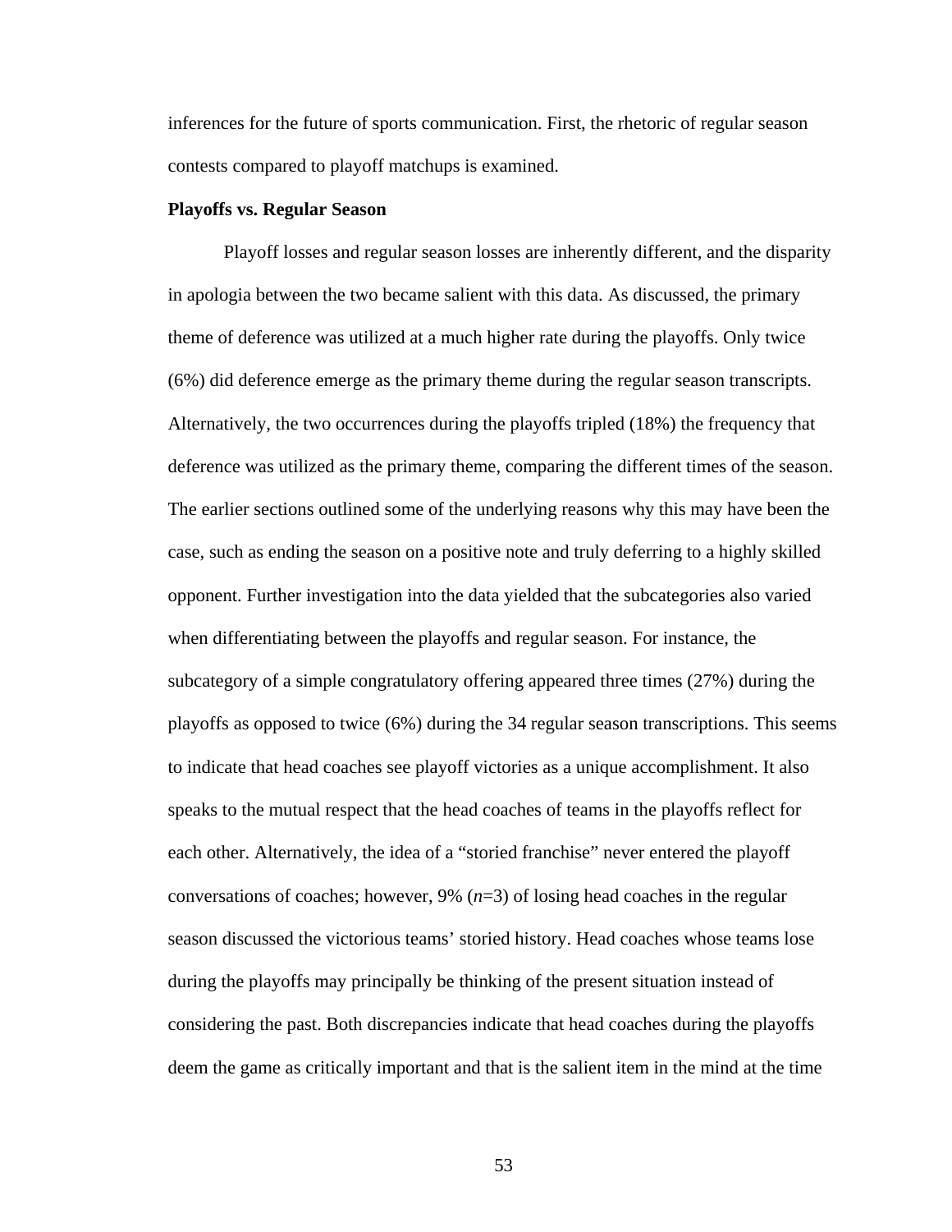inferences for the future of sports communication. First, the rhetoric of regular season contests compared to playoff matchups is examined.

**Playoffs vs. Regular Season**

Playoff losses and regular season losses are inherently different, and the disparity in apologia between the two became salient with this data. As discussed, the primary theme of deference was utilized at a much higher rate during the playoffs. Only twice (6%) did deference emerge as the primary theme during the regular season transcripts. Alternatively, the two occurrences during the playoffs tripled (18%) the frequency that deference was utilized as the primary theme, comparing the different times of the season. The earlier sections outlined some of the underlying reasons why this may have been the case, such as ending the season on a positive note and truly deferring to a highly skilled opponent. Further investigation into the data yielded that the subcategories also varied when differentiating between the playoffs and regular season. For instance, the subcategory of a simple congratulatory offering appeared three times (27%) during the playoffs as opposed to twice (6%) during the 34 regular season transcriptions. This seems to indicate that head coaches see playoff victories as a unique accomplishment. It also speaks to the mutual respect that the head coaches of teams in the playoffs reflect for each other. Alternatively, the idea of a "storied franchise" never entered the playoff conversations of coaches; however, 9% (*n*=3) of losing head coaches in the regular season discussed the victorious teams' storied history. Head coaches whose teams lose during the playoffs may principally be thinking of the present situation instead of considering the past. Both discrepancies indicate that head coaches during the playoffs deem the game as critically important and that is the salient item in the mind at the time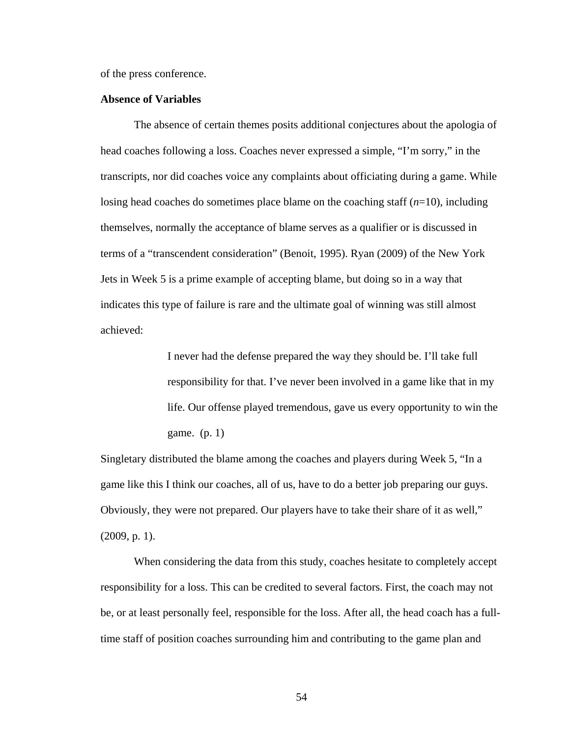of the press conference.

**Absence of Variables**

The absence of certain themes posits additional conjectures about the apologia of head coaches following a loss. Coaches never expressed a simple, "I'm sorry," in the transcripts, nor did coaches voice any complaints about officiating during a game. While losing head coaches do sometimes place blame on the coaching staff (*n*=10), including themselves, normally the acceptance of blame serves as a qualifier or is discussed in terms of a "transcendent consideration" (Benoit, 1995). Ryan (2009) of the New York Jets in Week 5 is a prime example of accepting blame, but doing so in a way that indicates this type of failure is rare and the ultimate goal of winning was still almost achieved:

> I never had the defense prepared the way they should be. I'll take full responsibility for that. I've never been involved in a game like that in my life. Our offense played tremendous, gave us every opportunity to win the game. (p. 1)

Singletary distributed the blame among the coaches and players during Week 5, "In a game like this I think our coaches, all of us, have to do a better job preparing our guys. Obviously, they were not prepared. Our players have to take their share of it as well," (2009, p. 1).

When considering the data from this study, coaches hesitate to completely accept responsibility for a loss. This can be credited to several factors. First, the coach may not be, or at least personally feel, responsible for the loss. After all, the head coach has a full-time staff of position coaches surrounding him and contributing to the game plan and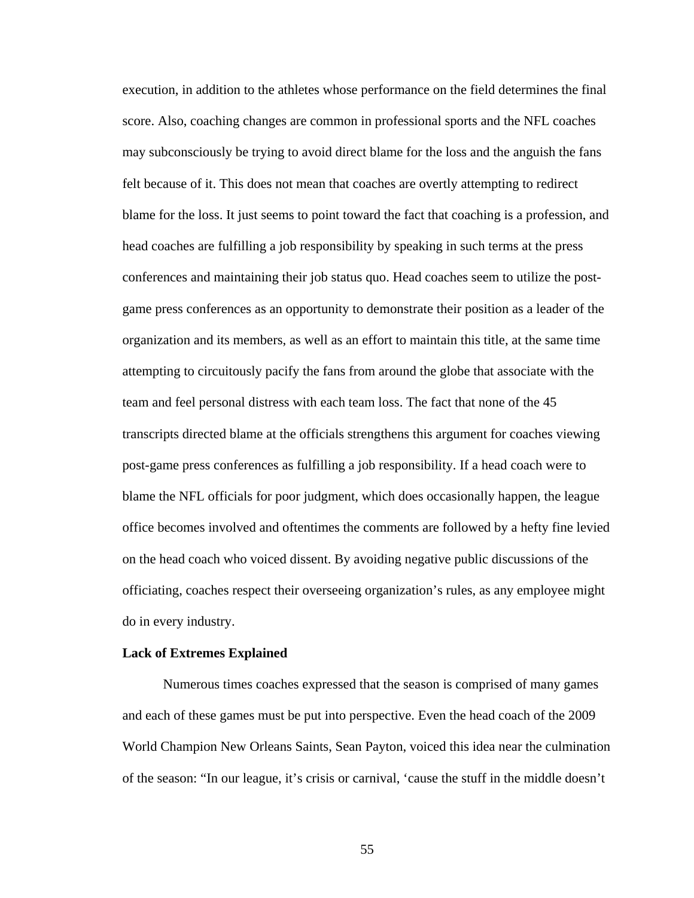execution, in addition to the athletes whose performance on the field determines the final score. Also, coaching changes are common in professional sports and the NFL coaches may subconsciously be trying to avoid direct blame for the loss and the anguish the fans felt because of it. This does not mean that coaches are overtly attempting to redirect blame for the loss. It just seems to point toward the fact that coaching is a profession, and head coaches are fulfilling a job responsibility by speaking in such terms at the press conferences and maintaining their job status quo. Head coaches seem to utilize the post-game press conferences as an opportunity to demonstrate their position as a leader of the organization and its members, as well as an effort to maintain this title, at the same time attempting to circuitously pacify the fans from around the globe that associate with the team and feel personal distress with each team loss. The fact that none of the 45 transcripts directed blame at the officials strengthens this argument for coaches viewing post-game press conferences as fulfilling a job responsibility. If a head coach were to blame the NFL officials for poor judgment, which does occasionally happen, the league office becomes involved and oftentimes the comments are followed by a hefty fine levied on the head coach who voiced dissent. By avoiding negative public discussions of the officiating, coaches respect their overseeing organization's rules, as any employee might do in every industry.

**Lack of Extremes Explained**

Numerous times coaches expressed that the season is comprised of many games and each of these games must be put into perspective. Even the head coach of the 2009 World Champion New Orleans Saints, Sean Payton, voiced this idea near the culmination of the season: "In our league, it's crisis or carnival, 'cause the stuff in the middle doesn't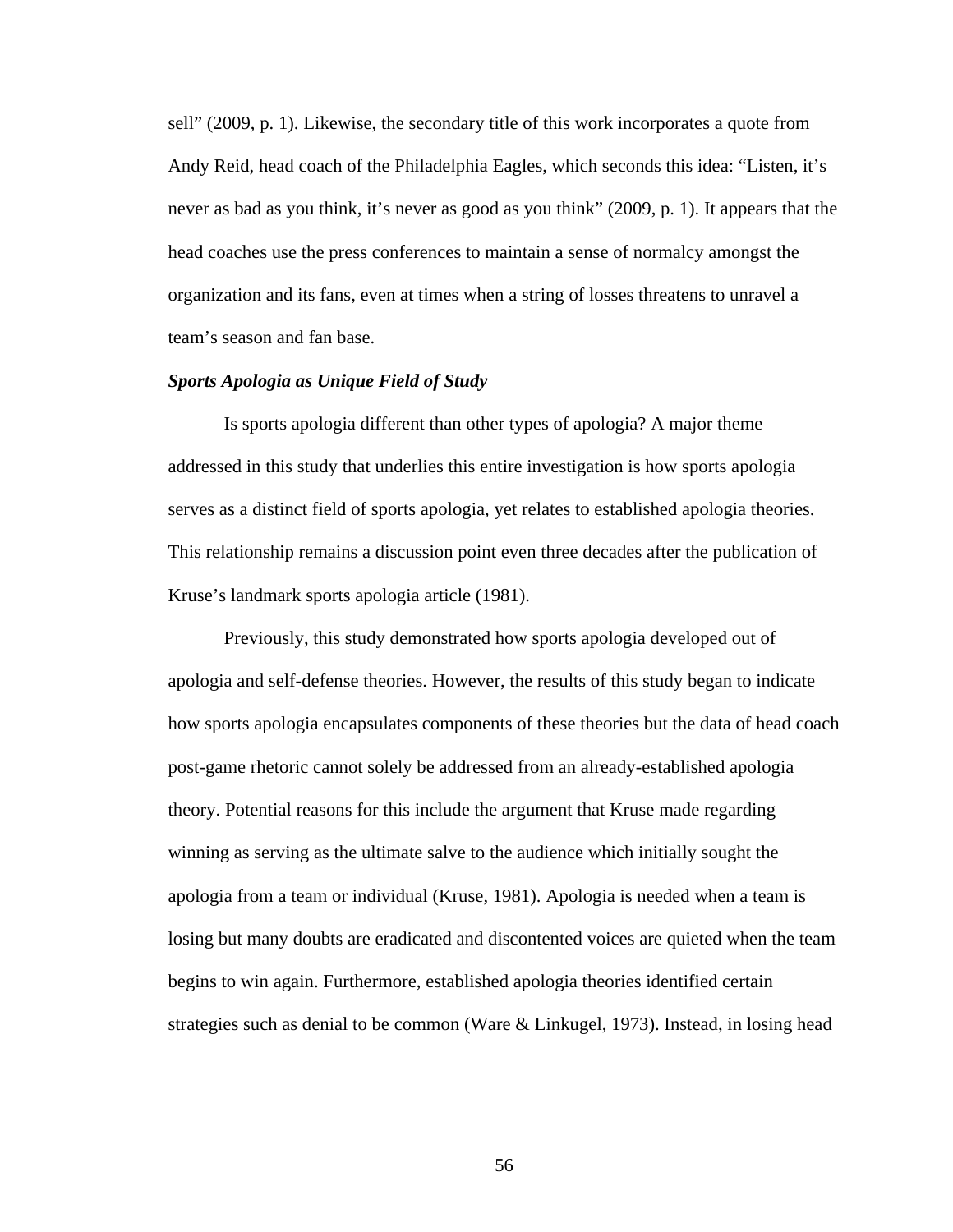sell" (2009, p. 1). Likewise, the secondary title of this work incorporates a quote from Andy Reid, head coach of the Philadelphia Eagles, which seconds this idea: "Listen, it's never as bad as you think, it's never as good as you think" (2009, p. 1). It appears that the head coaches use the press conferences to maintain a sense of normalcy amongst the organization and its fans, even at times when a string of losses threatens to unravel a team's season and fan base.

***Sports Apologia as Unique Field of Study***

Is sports apologia different than other types of apologia? A major theme addressed in this study that underlies this entire investigation is how sports apologia serves as a distinct field of sports apologia, yet relates to established apologia theories. This relationship remains a discussion point even three decades after the publication of Kruse's landmark sports apologia article (1981).

Previously, this study demonstrated how sports apologia developed out of apologia and self-defense theories. However, the results of this study began to indicate how sports apologia encapsulates components of these theories but the data of head coach post-game rhetoric cannot solely be addressed from an already-established apologia theory. Potential reasons for this include the argument that Kruse made regarding winning as serving as the ultimate salve to the audience which initially sought the apologia from a team or individual (Kruse, 1981). Apologia is needed when a team is losing but many doubts are eradicated and discontented voices are quieted when the team begins to win again. Furthermore, established apologia theories identified certain strategies such as denial to be common (Ware & Linkugel, 1973). Instead, in losing head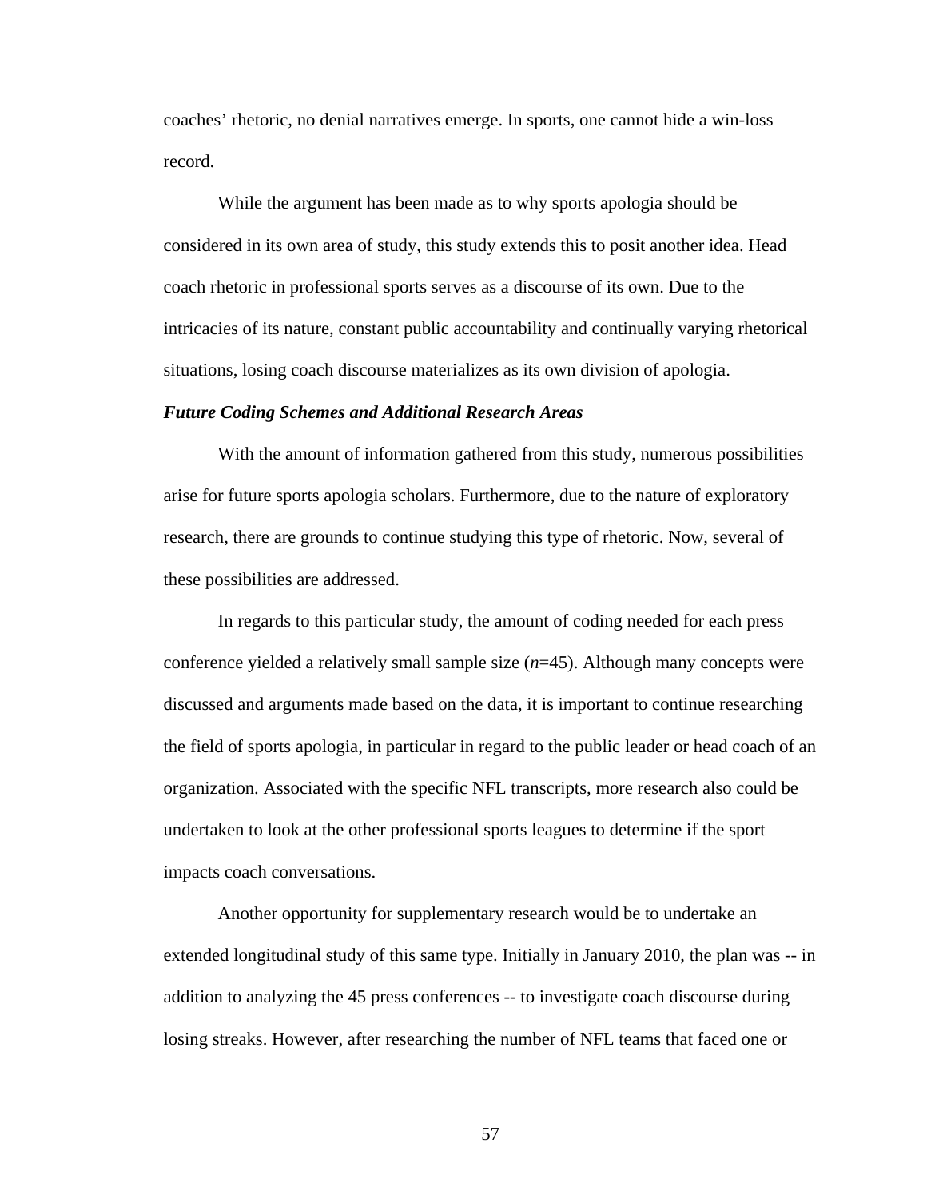coaches' rhetoric, no denial narratives emerge. In sports, one cannot hide a win-loss record.

While the argument has been made as to why sports apologia should be considered in its own area of study, this study extends this to posit another idea. Head coach rhetoric in professional sports serves as a discourse of its own. Due to the intricacies of its nature, constant public accountability and continually varying rhetorical situations, losing coach discourse materializes as its own division of apologia.

***Future Coding Schemes and Additional Research Areas***

With the amount of information gathered from this study, numerous possibilities arise for future sports apologia scholars. Furthermore, due to the nature of exploratory research, there are grounds to continue studying this type of rhetoric. Now, several of these possibilities are addressed.

In regards to this particular study, the amount of coding needed for each press conference yielded a relatively small sample size ($n$=45). Although many concepts were discussed and arguments made based on the data, it is important to continue researching the field of sports apologia, in particular in regard to the public leader or head coach of an organization. Associated with the specific NFL transcripts, more research also could be undertaken to look at the other professional sports leagues to determine if the sport impacts coach conversations.

Another opportunity for supplementary research would be to undertake an extended longitudinal study of this same type. Initially in January 2010, the plan was -- in addition to analyzing the 45 press conferences -- to investigate coach discourse during losing streaks. However, after researching the number of NFL teams that faced one or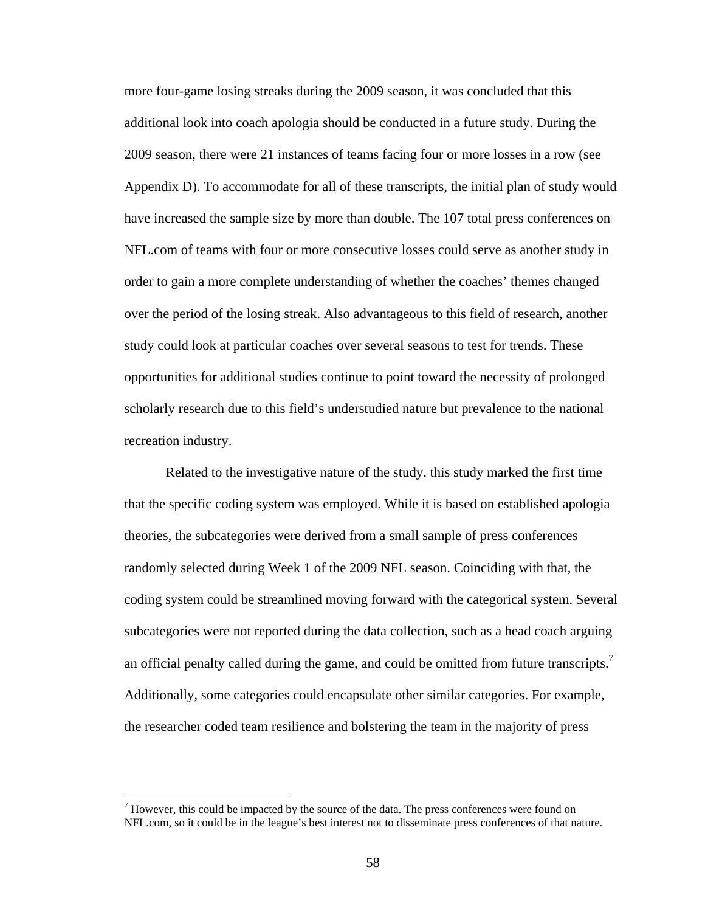more four-game losing streaks during the 2009 season, it was concluded that this additional look into coach apologia should be conducted in a future study. During the 2009 season, there were 21 instances of teams facing four or more losses in a row (see Appendix D). To accommodate for all of these transcripts, the initial plan of study would have increased the sample size by more than double. The 107 total press conferences on NFL.com of teams with four or more consecutive losses could serve as another study in order to gain a more complete understanding of whether the coaches' themes changed over the period of the losing streak. Also advantageous to this field of research, another study could look at particular coaches over several seasons to test for trends. These opportunities for additional studies continue to point toward the necessity of prolonged scholarly research due to this field's understudied nature but prevalence to the national recreation industry.

Related to the investigative nature of the study, this study marked the first time that the specific coding system was employed. While it is based on established apologia theories, the subcategories were derived from a small sample of press conferences randomly selected during Week 1 of the 2009 NFL season. Coinciding with that, the coding system could be streamlined moving forward with the categorical system. Several subcategories were not reported during the data collection, such as a head coach arguing an official penalty called during the game, and could be omitted from future transcripts.[7] Additionally, some categories could encapsulate other similar categories. For example, the researcher coded team resilience and bolstering the team in the majority of press

[7] However, this could be impacted by the source of the data. The press conferences were found on NFL.com, so it could be in the league's best interest not to disseminate press conferences of that nature.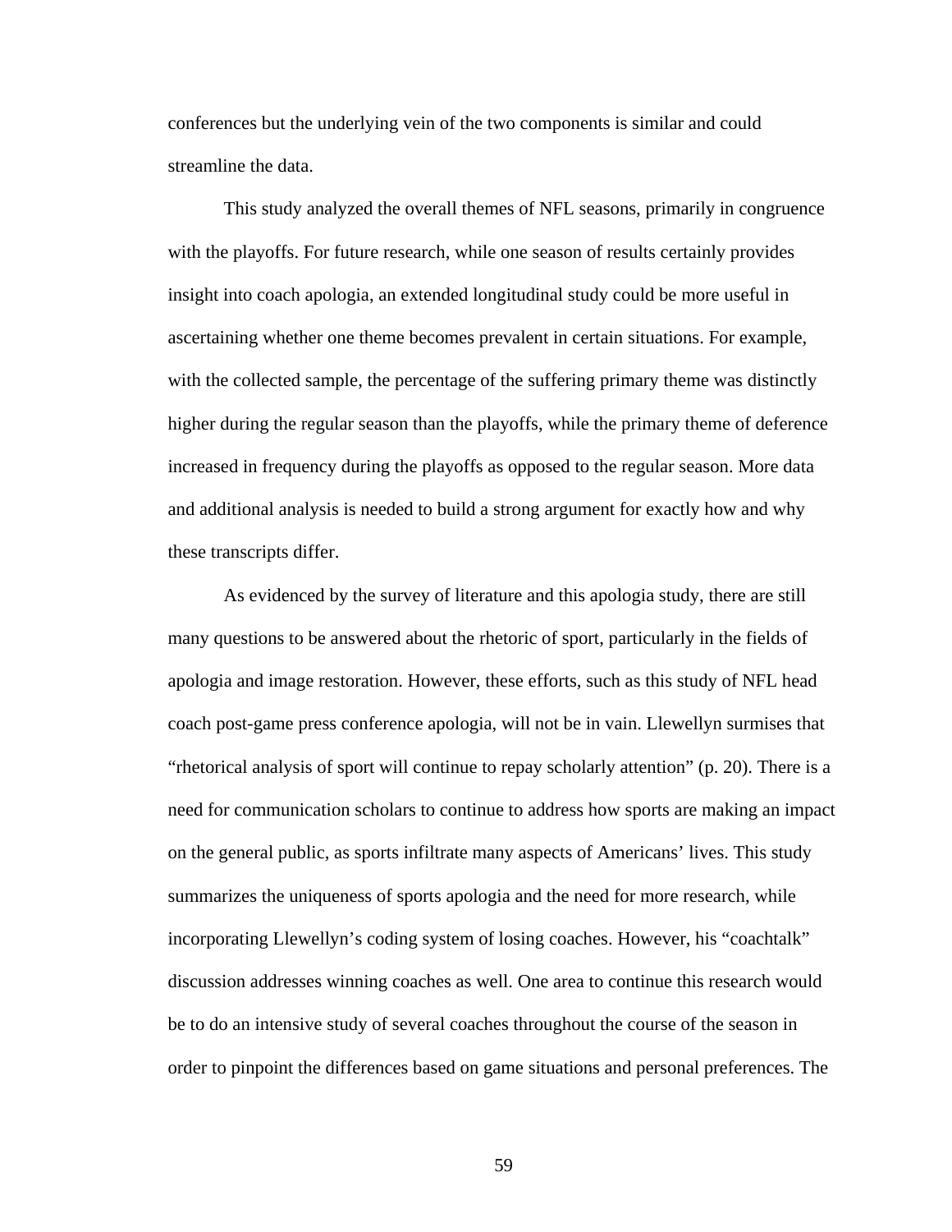conferences but the underlying vein of the two components is similar and could streamline the data.

This study analyzed the overall themes of NFL seasons, primarily in congruence with the playoffs. For future research, while one season of results certainly provides insight into coach apologia, an extended longitudinal study could be more useful in ascertaining whether one theme becomes prevalent in certain situations. For example, with the collected sample, the percentage of the suffering primary theme was distinctly higher during the regular season than the playoffs, while the primary theme of deference increased in frequency during the playoffs as opposed to the regular season. More data and additional analysis is needed to build a strong argument for exactly how and why these transcripts differ.

As evidenced by the survey of literature and this apologia study, there are still many questions to be answered about the rhetoric of sport, particularly in the fields of apologia and image restoration. However, these efforts, such as this study of NFL head coach post-game press conference apologia, will not be in vain. Llewellyn surmises that "rhetorical analysis of sport will continue to repay scholarly attention" (p. 20). There is a need for communication scholars to continue to address how sports are making an impact on the general public, as sports infiltrate many aspects of Americans' lives. This study summarizes the uniqueness of sports apologia and the need for more research, while incorporating Llewellyn's coding system of losing coaches. However, his "coachtalk" discussion addresses winning coaches as well. One area to continue this research would be to do an intensive study of several coaches throughout the course of the season in order to pinpoint the differences based on game situations and personal preferences. The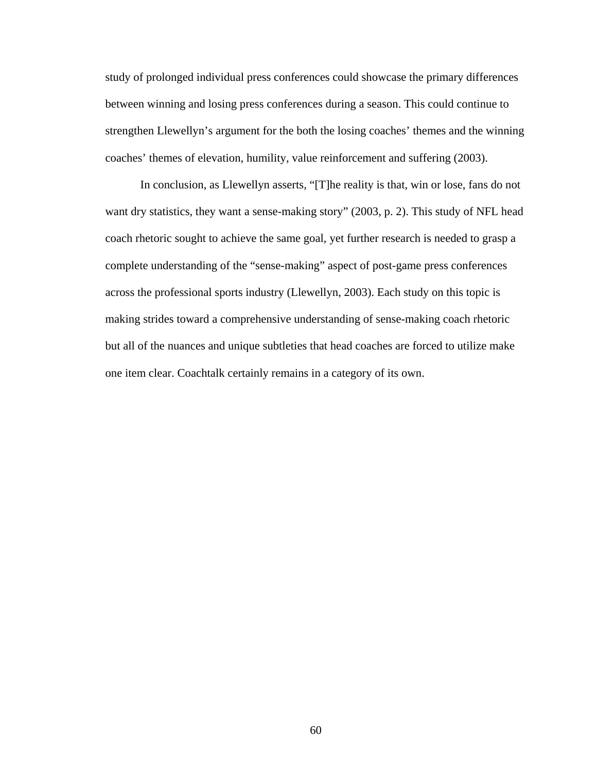study of prolonged individual press conferences could showcase the primary differences between winning and losing press conferences during a season. This could continue to strengthen Llewellyn's argument for the both the losing coaches' themes and the winning coaches' themes of elevation, humility, value reinforcement and suffering (2003).

In conclusion, as Llewellyn asserts, "[T]he reality is that, win or lose, fans do not want dry statistics, they want a sense-making story" (2003, p. 2). This study of NFL head coach rhetoric sought to achieve the same goal, yet further research is needed to grasp a complete understanding of the "sense-making" aspect of post-game press conferences across the professional sports industry (Llewellyn, 2003). Each study on this topic is making strides toward a comprehensive understanding of sense-making coach rhetoric but all of the nuances and unique subtleties that head coaches are forced to utilize make one item clear. Coachtalk certainly remains in a category of its own.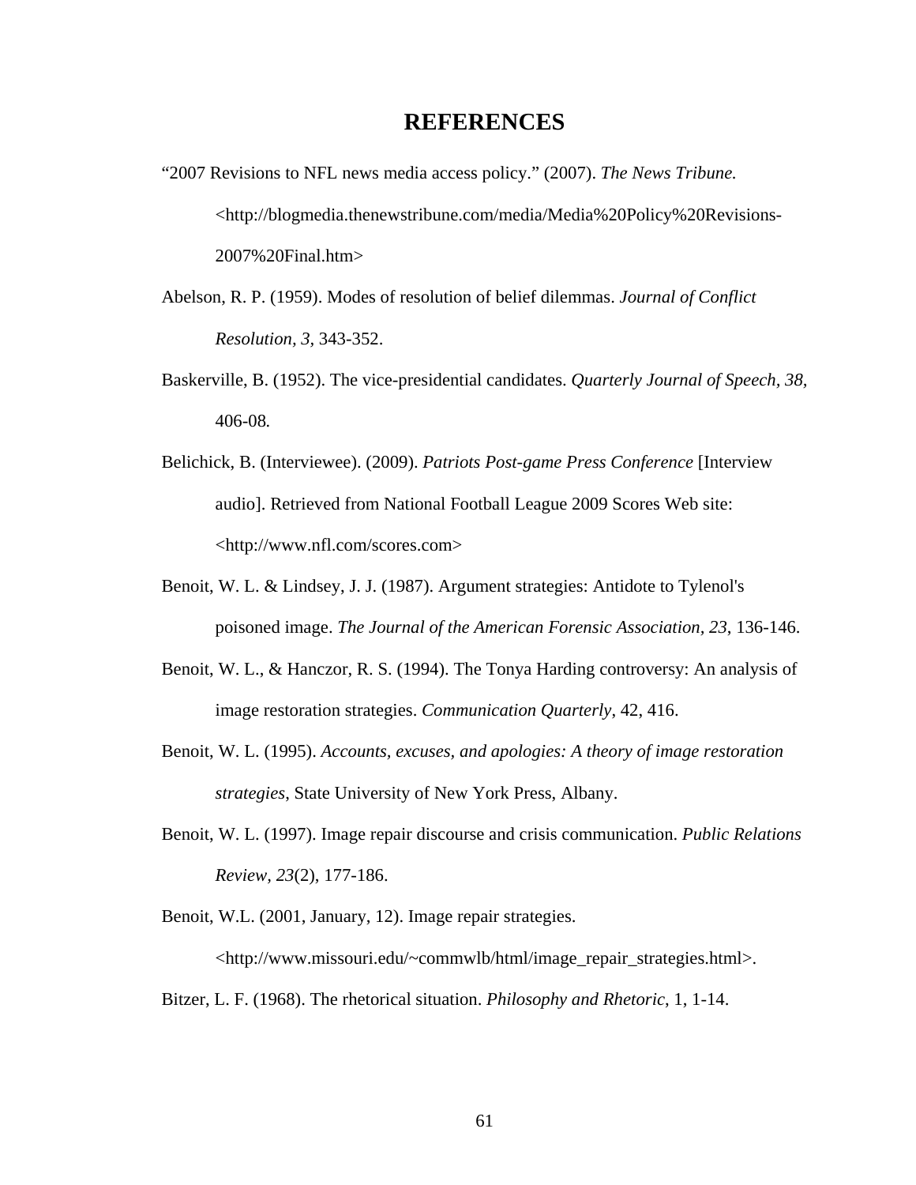# REFERENCES

"2007 Revisions to NFL news media access policy." (2007). *The News Tribune.* <http://blogmedia.thenewstribune.com/media/Media%20Policy%20Revisions-2007%20Final.htm>

Abelson, R. P. (1959). Modes of resolution of belief dilemmas. *Journal of Conflict Resolution, 3,* 343-352.

Baskerville, B. (1952). The vice-presidential candidates. *Quarterly Journal of Speech, 38,* 406-08.

Belichick, B. (Interviewee). (2009). *Patriots Post-game Press Conference* [Interview audio]. Retrieved from National Football League 2009 Scores Web site: <http://www.nfl.com/scores.com>

Benoit, W. L. & Lindsey, J. J. (1987). Argument strategies: Antidote to Tylenol's poisoned image. *The Journal of the American Forensic Association, 23,* 136-146.

Benoit, W. L., & Hanczor, R. S. (1994). The Tonya Harding controversy: An analysis of image restoration strategies. *Communication Quarterly*, 42, 416.

Benoit, W. L. (1995). *Accounts, excuses, and apologies: A theory of image restoration strategies,* State University of New York Press, Albany.

Benoit, W. L. (1997). Image repair discourse and crisis communication. *Public Relations Review, 23*(2), 177-186.

Benoit, W.L. (2001, January, 12). Image repair strategies. <http://www.missouri.edu/~commwlb/html/image_repair_strategies.html>.

Bitzer, L. F. (1968). The rhetorical situation. *Philosophy and Rhetoric*, 1, 1-14.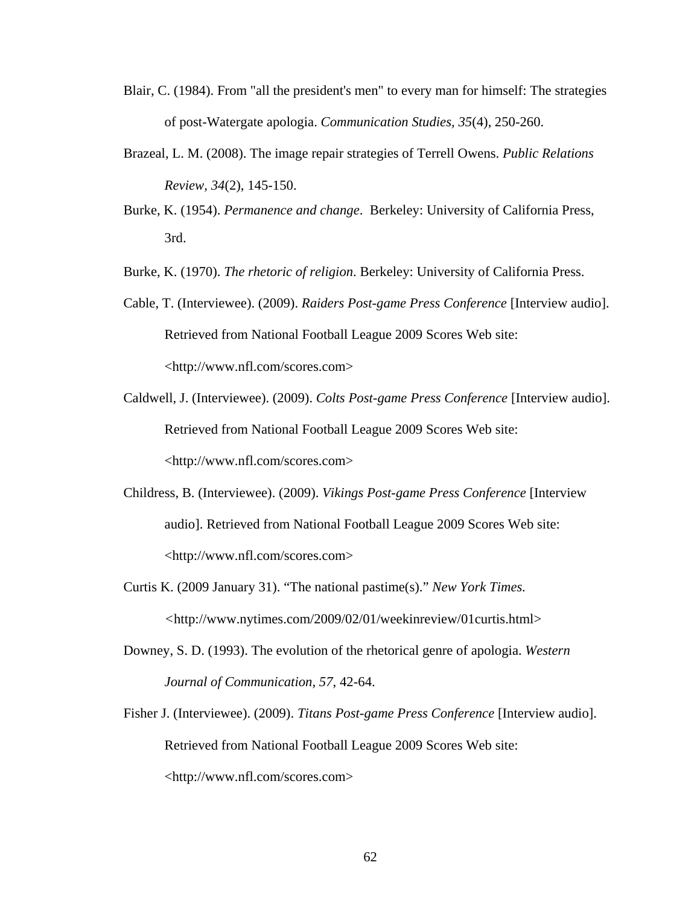Blair, C. (1984). From "all the president's men" to every man for himself: The strategies of post-Watergate apologia. *Communication Studies, 35*(4), 250-260.

Brazeal, L. M. (2008). The image repair strategies of Terrell Owens. *Public Relations Review, 34*(2), 145-150.

Burke, K. (1954). *Permanence and change*. Berkeley: University of California Press, 3rd.

Burke, K. (1970). *The rhetoric of religion*. Berkeley: University of California Press.

Cable, T. (Interviewee). (2009). *Raiders Post-game Press Conference* [Interview audio]. Retrieved from National Football League 2009 Scores Web site: <http://www.nfl.com/scores.com>

Caldwell, J. (Interviewee). (2009). *Colts Post-game Press Conference* [Interview audio]. Retrieved from National Football League 2009 Scores Web site: <http://www.nfl.com/scores.com>

Childress, B. (Interviewee). (2009). *Vikings Post-game Press Conference* [Interview audio]. Retrieved from National Football League 2009 Scores Web site: <http://www.nfl.com/scores.com>

Curtis K. (2009 January 31). "The national pastime(s)." *New York Times.* <http://www.nytimes.com/2009/02/01/weekinreview/01curtis.html>

Downey, S. D. (1993). The evolution of the rhetorical genre of apologia. *Western Journal of Communication, 57*, 42-64.

Fisher J. (Interviewee). (2009). *Titans Post-game Press Conference* [Interview audio]. Retrieved from National Football League 2009 Scores Web site: <http://www.nfl.com/scores.com>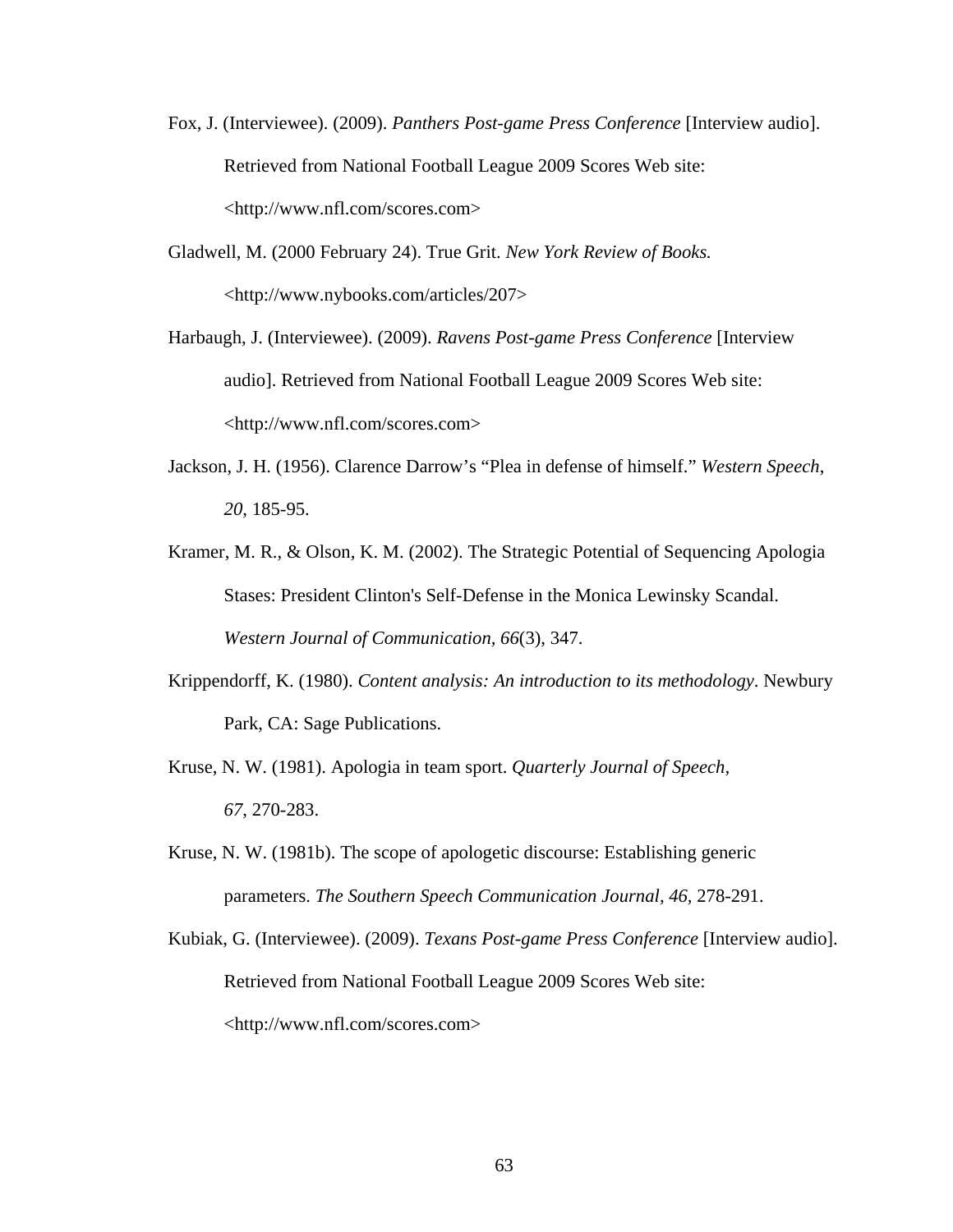Fox, J. (Interviewee). (2009). *Panthers Post-game Press Conference* [Interview audio]. Retrieved from National Football League 2009 Scores Web site: <http://www.nfl.com/scores.com>

Gladwell, M. (2000 February 24). True Grit. *New York Review of Books.* <http://www.nybooks.com/articles/207>

Harbaugh, J. (Interviewee). (2009). *Ravens Post-game Press Conference* [Interview audio]. Retrieved from National Football League 2009 Scores Web site: <http://www.nfl.com/scores.com>

Jackson, J. H. (1956). Clarence Darrow's "Plea in defense of himself." *Western Speech*, *20*, 185-95.

Kramer, M. R., & Olson, K. M. (2002). The Strategic Potential of Sequencing Apologia Stases: President Clinton's Self-Defense in the Monica Lewinsky Scandal. *Western Journal of Communication, 66*(3), 347.

Krippendorff, K. (1980). *Content analysis: An introduction to its methodology*. Newbury Park, CA: Sage Publications.

Kruse, N. W. (1981). Apologia in team sport. *Quarterly Journal of Speech*, *67*, 270-283.

Kruse, N. W. (1981b). The scope of apologetic discourse: Establishing generic parameters. *The Southern Speech Communication Journal, 46*, 278-291.

Kubiak, G. (Interviewee). (2009). *Texans Post-game Press Conference* [Interview audio]. Retrieved from National Football League 2009 Scores Web site: <http://www.nfl.com/scores.com>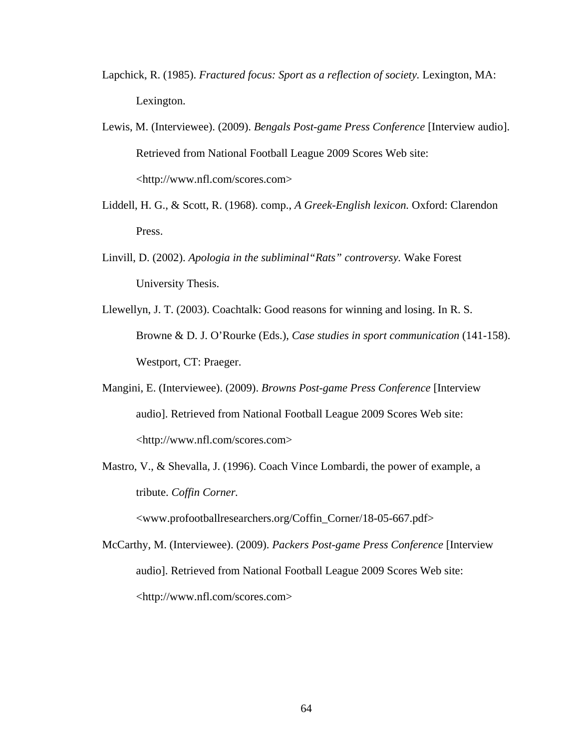Lapchick, R. (1985). *Fractured focus: Sport as a reflection of society.* Lexington, MA: Lexington.

Lewis, M. (Interviewee). (2009). *Bengals Post-game Press Conference* [Interview audio]. Retrieved from National Football League 2009 Scores Web site: <http://www.nfl.com/scores.com>

Liddell, H. G., & Scott, R. (1968). comp., *A Greek-English lexicon.* Oxford: Clarendon Press.

Linvill, D. (2002). *Apologia in the subliminal"Rats" controversy.* Wake Forest University Thesis.

Llewellyn, J. T. (2003). Coachtalk: Good reasons for winning and losing. In R. S. Browne & D. J. O'Rourke (Eds.), *Case studies in sport communication* (141-158). Westport, CT: Praeger.

Mangini, E. (Interviewee). (2009). *Browns Post-game Press Conference* [Interview audio]. Retrieved from National Football League 2009 Scores Web site: <http://www.nfl.com/scores.com>

Mastro, V., & Shevalla, J. (1996). Coach Vince Lombardi, the power of example, a tribute. *Coffin Corner.* <www.profootballresearchers.org/Coffin_Corner/18-05-667.pdf>

McCarthy, M. (Interviewee). (2009). *Packers Post-game Press Conference* [Interview audio]. Retrieved from National Football League 2009 Scores Web site: <http://www.nfl.com/scores.com>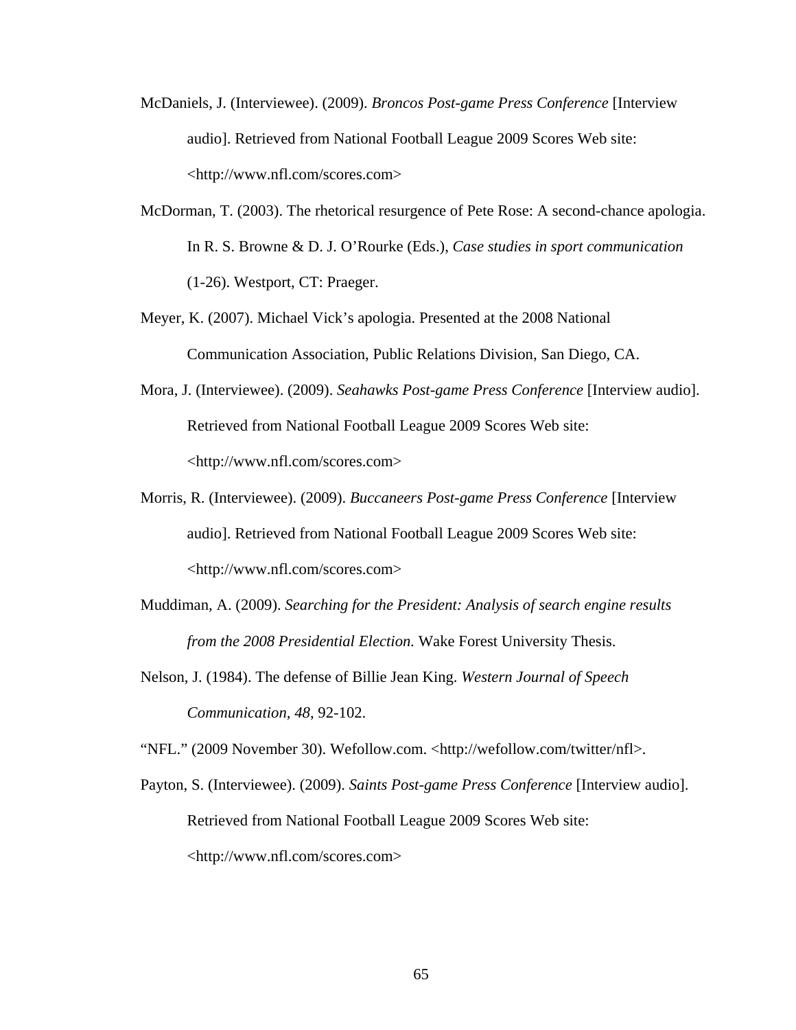McDaniels, J. (Interviewee). (2009). *Broncos Post-game Press Conference* [Interview audio]. Retrieved from National Football League 2009 Scores Web site: <http://www.nfl.com/scores.com>

McDorman, T. (2003). The rhetorical resurgence of Pete Rose: A second-chance apologia. In R. S. Browne & D. J. O'Rourke (Eds.), *Case studies in sport communication* (1-26). Westport, CT: Praeger.

Meyer, K. (2007). Michael Vick's apologia. Presented at the 2008 National Communication Association, Public Relations Division, San Diego, CA.

Mora, J. (Interviewee). (2009). *Seahawks Post-game Press Conference* [Interview audio]. Retrieved from National Football League 2009 Scores Web site: <http://www.nfl.com/scores.com>

Morris, R. (Interviewee). (2009). *Buccaneers Post-game Press Conference* [Interview audio]. Retrieved from National Football League 2009 Scores Web site: <http://www.nfl.com/scores.com>

Muddiman, A. (2009). *Searching for the President: Analysis of search engine results from the 2008 Presidential Election.* Wake Forest University Thesis.

Nelson, J. (1984). The defense of Billie Jean King. *Western Journal of Speech Communication*, *48*, 92-102.

"NFL." (2009 November 30). Wefollow.com. <http://wefollow.com/twitter/nfl>.

Payton, S. (Interviewee). (2009). *Saints Post-game Press Conference* [Interview audio]. Retrieved from National Football League 2009 Scores Web site: <http://www.nfl.com/scores.com>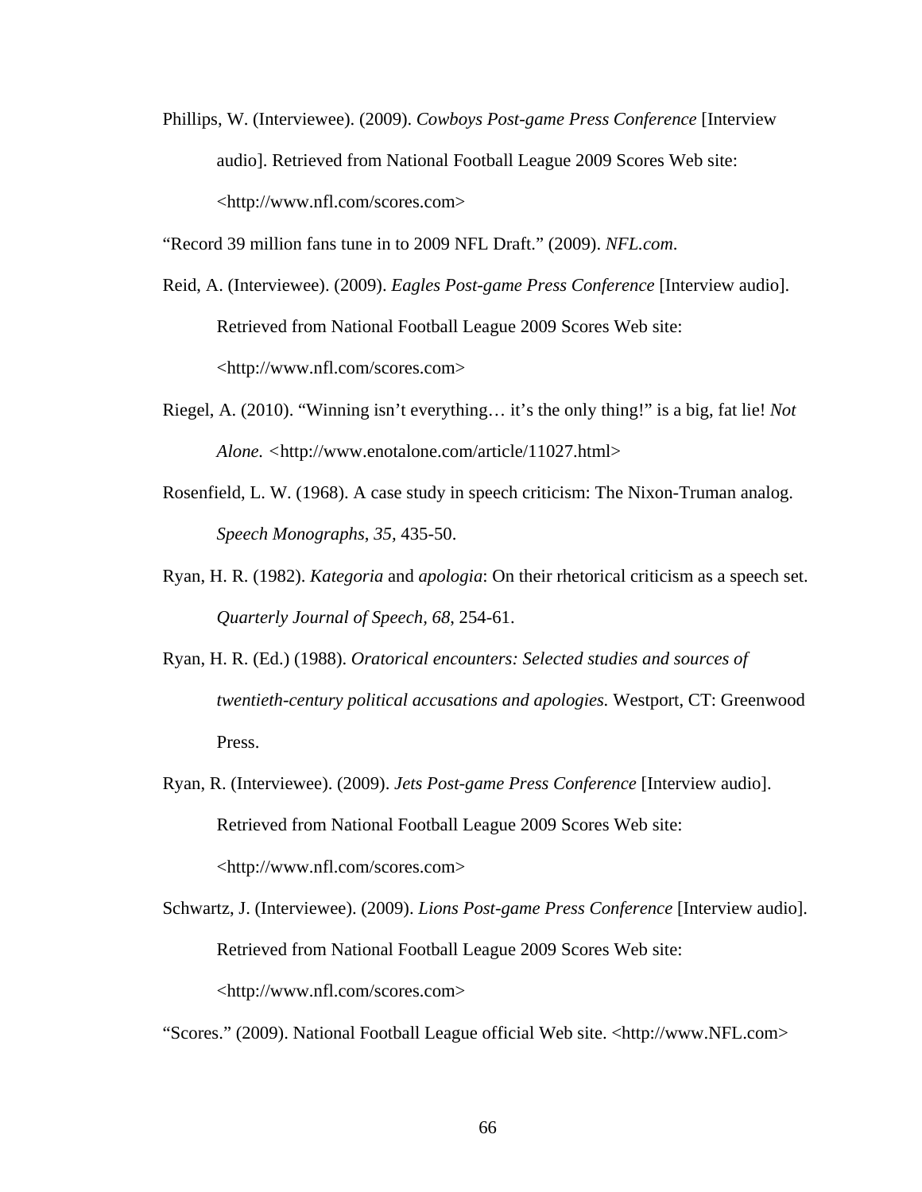Phillips, W. (Interviewee). (2009). *Cowboys Post-game Press Conference* [Interview audio]. Retrieved from National Football League 2009 Scores Web site: <http://www.nfl.com/scores.com>

"Record 39 million fans tune in to 2009 NFL Draft." (2009). *NFL.com*.

Reid, A. (Interviewee). (2009). *Eagles Post-game Press Conference* [Interview audio]. Retrieved from National Football League 2009 Scores Web site: <http://www.nfl.com/scores.com>

Riegel, A. (2010). "Winning isn't everything… it's the only thing!" is a big, fat lie! *Not Alone.* <http://www.enotalone.com/article/11027.html>

Rosenfield, L. W. (1968). A case study in speech criticism: The Nixon-Truman analog. *Speech Monographs*, *35*, 435-50.

Ryan, H. R. (1982). *Kategoria* and *apologia*: On their rhetorical criticism as a speech set. *Quarterly Journal of Speech, 68*, 254-61.

Ryan, H. R. (Ed.) (1988). *Oratorical encounters: Selected studies and sources of twentieth-century political accusations and apologies.* Westport, CT: Greenwood Press.

Ryan, R. (Interviewee). (2009). *Jets Post-game Press Conference* [Interview audio]. Retrieved from National Football League 2009 Scores Web site: <http://www.nfl.com/scores.com>

Schwartz, J. (Interviewee). (2009). *Lions Post-game Press Conference* [Interview audio]. Retrieved from National Football League 2009 Scores Web site: <http://www.nfl.com/scores.com>

"Scores." (2009). National Football League official Web site. <http://www.NFL.com>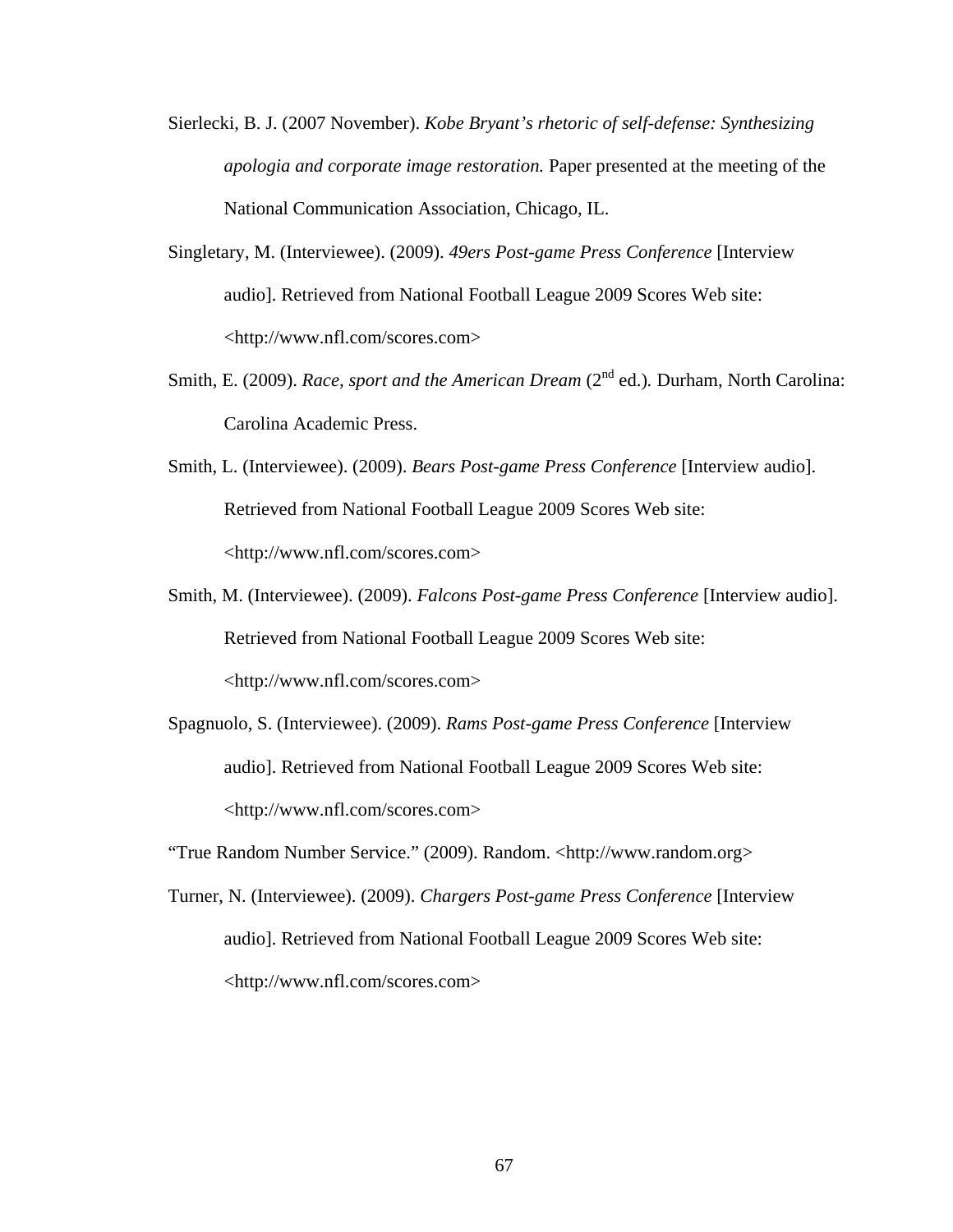Sierlecki, B. J. (2007 November). *Kobe Bryant's rhetoric of self-defense: Synthesizing apologia and corporate image restoration.* Paper presented at the meeting of the National Communication Association, Chicago, IL.

Singletary, M. (Interviewee). (2009). *49ers Post-game Press Conference* [Interview audio]. Retrieved from National Football League 2009 Scores Web site: <http://www.nfl.com/scores.com>

Smith, E. (2009). *Race, sport and the American Dream* (2nd ed.)*.* Durham, North Carolina: Carolina Academic Press.

Smith, L. (Interviewee). (2009). *Bears Post-game Press Conference* [Interview audio]. Retrieved from National Football League 2009 Scores Web site: <http://www.nfl.com/scores.com>

Smith, M. (Interviewee). (2009). *Falcons Post-game Press Conference* [Interview audio]. Retrieved from National Football League 2009 Scores Web site: <http://www.nfl.com/scores.com>

Spagnuolo, S. (Interviewee). (2009). *Rams Post-game Press Conference* [Interview audio]. Retrieved from National Football League 2009 Scores Web site: <http://www.nfl.com/scores.com>

"True Random Number Service." (2009). Random. <http://www.random.org>

Turner, N. (Interviewee). (2009). *Chargers Post-game Press Conference* [Interview audio]. Retrieved from National Football League 2009 Scores Web site: <http://www.nfl.com/scores.com>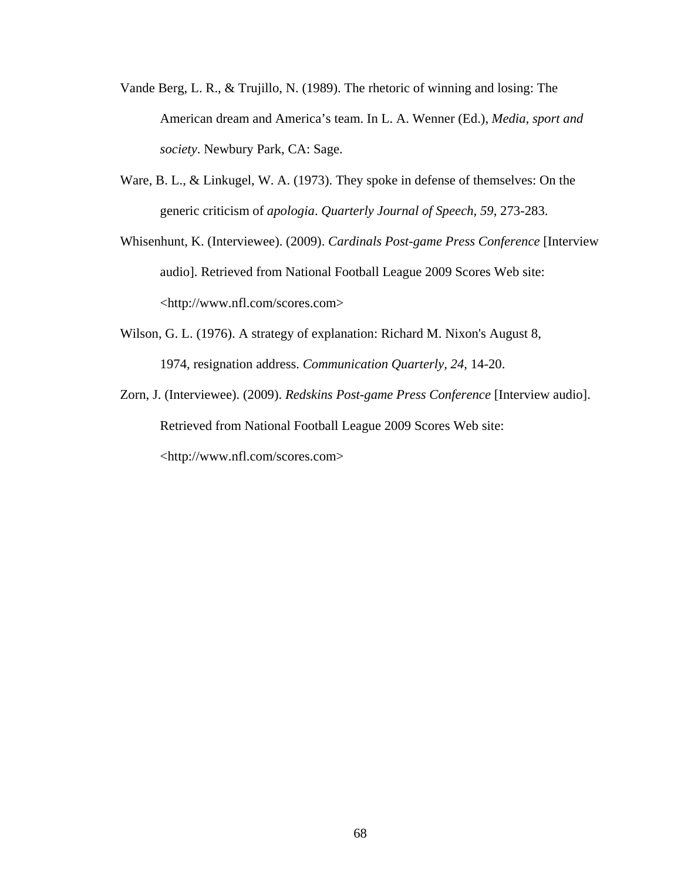Vande Berg, L. R., & Trujillo, N. (1989). The rhetoric of winning and losing: The American dream and America's team. In L. A. Wenner (Ed.), *Media, sport and society*. Newbury Park, CA: Sage.

Ware, B. L., & Linkugel, W. A. (1973). They spoke in defense of themselves: On the generic criticism of *apologia*. *Quarterly Journal of Speech*, *59*, 273-283.

Whisenhunt, K. (Interviewee). (2009). *Cardinals Post-game Press Conference* [Interview audio]. Retrieved from National Football League 2009 Scores Web site: <http://www.nfl.com/scores.com>

Wilson, G. L. (1976). A strategy of explanation: Richard M. Nixon's August 8, 1974, resignation address. *Communication Quarterly*, *24*, 14-20.

Zorn, J. (Interviewee). (2009). *Redskins Post-game Press Conference* [Interview audio]. Retrieved from National Football League 2009 Scores Web site: <http://www.nfl.com/scores.com>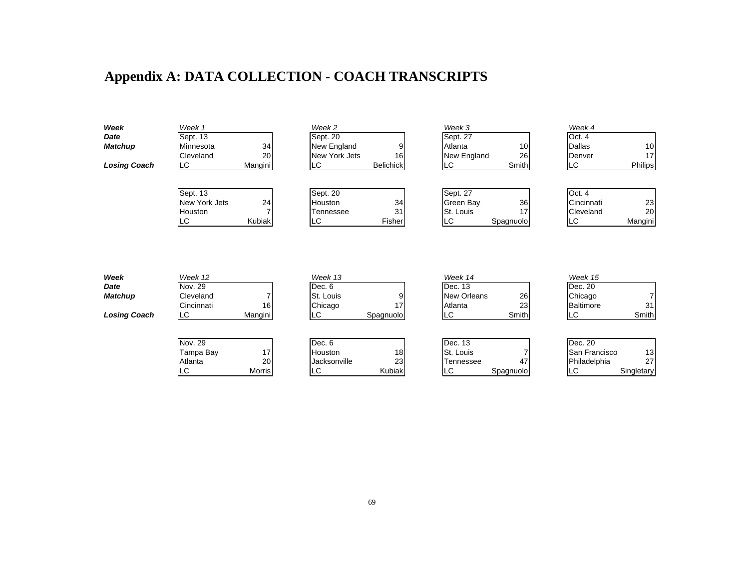# Appendix A: DATA COLLECTION - COACH TRANSCRIPTS

| ***Week*** | *Week 1* | | *Week 2* | | *Week 3* | | *Week 4* | |
|---|---|---|---|---|---|---|---|---|
| ***Date*** | Sept. 13 | | Sept. 20 | | Sept. 27 | | Oct. 4 | |
| ***Matchup*** | Minnesota | 34 | New England | 9 | Atlanta | 10 | Dallas | 10 |
| | Cleveland | 20 | New York Jets | 16 | New England | 26 | Denver | 17 |
| ***Losing Coach*** | LC | Mangini | LC | Belichick | LC | Smith | LC | Philips |
| | Sept. 13 | | Sept. 20 | | Sept. 27 | | Oct. 4 | |
| | New York Jets | 24 | Houston | 34 | Green Bay | 36 | Cincinnati | 23 |
| | Houston | 7 | Tennessee | 31 | St. Louis | 17 | Cleveland | 20 |
| | LC | Kubiak | LC | Fisher | LC | Spagnuolo | LC | Mangini |

| ***Week*** | *Week 12* | | *Week 13* | | *Week 14* | | *Week 15* | |
|---|---|---|---|---|---|---|---|---|
| ***Date*** | Nov. 29 | | Dec. 6 | | Dec. 13 | | Dec. 20 | |
| ***Matchup*** | Cleveland | 7 | St. Louis | 9 | New Orleans | 26 | Chicago | 7 |
| | Cincinnati | 16 | Chicago | 17 | Atlanta | 23 | Baltimore | 31 |
| ***Losing Coach*** | LC | Mangini | LC | Spagnuolo | LC | Smith | LC | Smith |
| | Nov. 29 | | Dec. 6 | | Dec. 13 | | Dec. 20 | |
| | Tampa Bay | 17 | Houston | 18 | St. Louis | 7 | San Francisco | 13 |
| | Atlanta | 20 | Jacksonville | 23 | Tennessee | 47 | Philadelphia | 27 |
| | LC | Morris | LC | Kubiak | LC | Spagnuolo | LC | Singletary |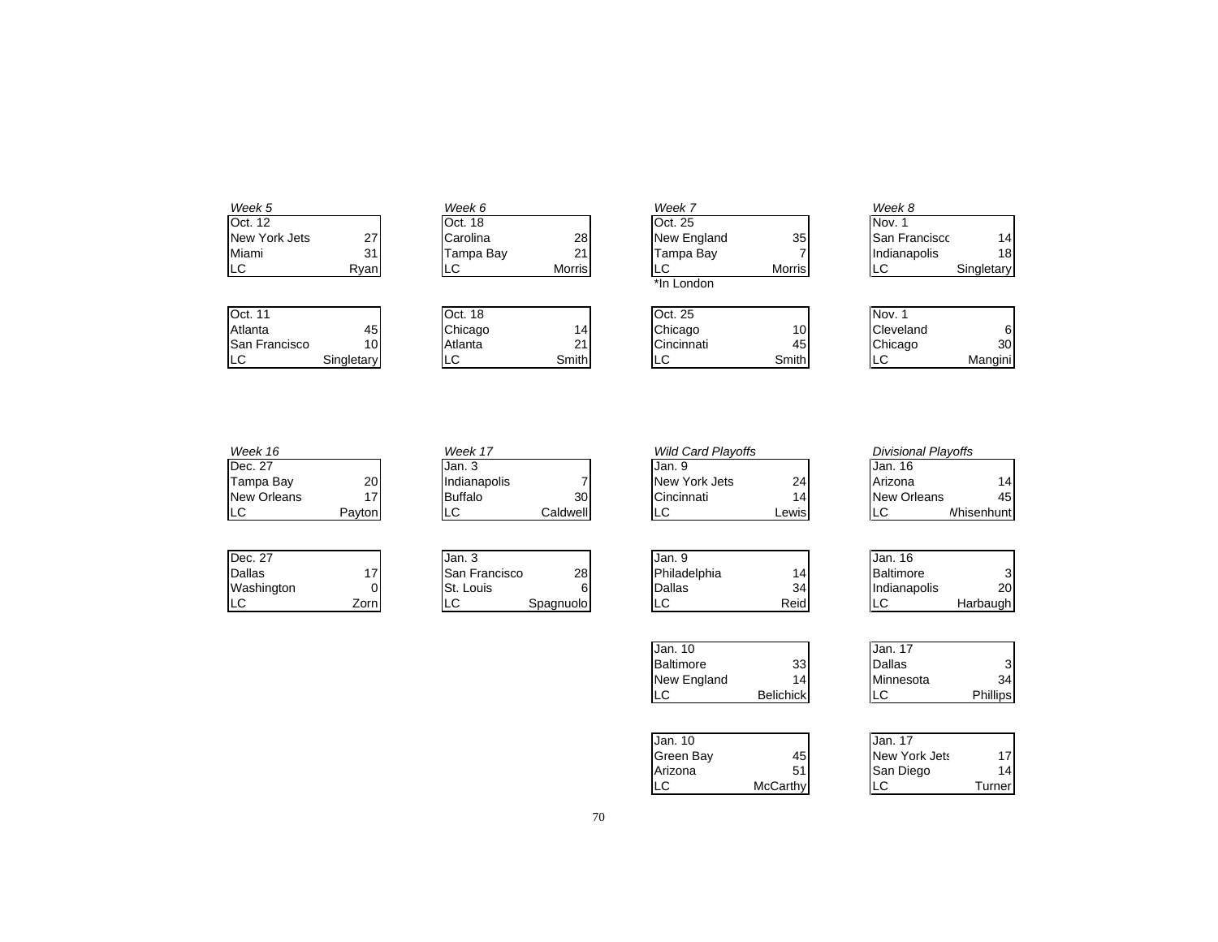*Week 5*

| Oct. 12 | |
|---|---|
| New York Jets | 27 |
| Miami | 31 |
| LC | Ryan |

| Oct. 11 | |
|---|---|
| Atlanta | 45 |
| San Francisco | 10 |
| LC | Singletary |

*Week 6*

| Oct. 18 | |
|---|---|
| Carolina | 28 |
| Tampa Bay | 21 |
| LC | Morris |

| Oct. 18 | |
|---|---|
| Chicago | 14 |
| Atlanta | 21 |
| LC | Smith |

*Week 7*

| Oct. 25 | |
|---|---|
| New England | 35 |
| Tampa Bay | 7 |
| LC | Morris |

*In London

| Oct. 25 | |
|---|---|
| Chicago | 10 |
| Cincinnati | 45 |
| LC | Smith |

*Week 8*

| Nov. 1 | |
|---|---|
| San Francisco | 14 |
| Indianapolis | 18 |
| LC | Singletary |

| Nov. 1 | |
|---|---|
| Cleveland | 6 |
| Chicago | 30 |
| LC | Mangini |

*Week 16*

| Dec. 27 | |
|---|---|
| Tampa Bay | 20 |
| New Orleans | 17 |
| LC | Payton |

| Dec. 27 | |
|---|---|
| Dallas | 17 |
| Washington | 0 |
| LC | Zorn |

*Week 17*

| Jan. 3 | |
|---|---|
| Indianapolis | 7 |
| Buffalo | 30 |
| LC | Caldwell |

| Jan. 3 | |
|---|---|
| San Francisco | 28 |
| St. Louis | 6 |
| LC | Spagnuolo |

*Wild Card Playoffs*

| Jan. 9 | |
|---|---|
| New York Jets | 24 |
| Cincinnati | 14 |
| LC | Lewis |

| Jan. 9 | |
|---|---|
| Philadelphia | 14 |
| Dallas | 34 |
| LC | Reid |

| Jan. 10 | |
|---|---|
| Baltimore | 33 |
| New England | 14 |
| LC | Belichick |

| Jan. 10 | |
|---|---|
| Green Bay | 45 |
| Arizona | 51 |
| LC | McCarthy |

*Divisional Playoffs*

| Jan. 16 | |
|---|---|
| Arizona | 14 |
| New Orleans | 45 |
| LC | Whisenhunt |

| Jan. 16 | |
|---|---|
| Baltimore | 3 |
| Indianapolis | 20 |
| LC | Harbaugh |

| Jan. 17 | |
|---|---|
| Dallas | 3 |
| Minnesota | 34 |
| LC | Phillips |

| Jan. 17 | |
|---|---|
| New York Jets | 17 |
| San Diego | 14 |
| LC | Turner |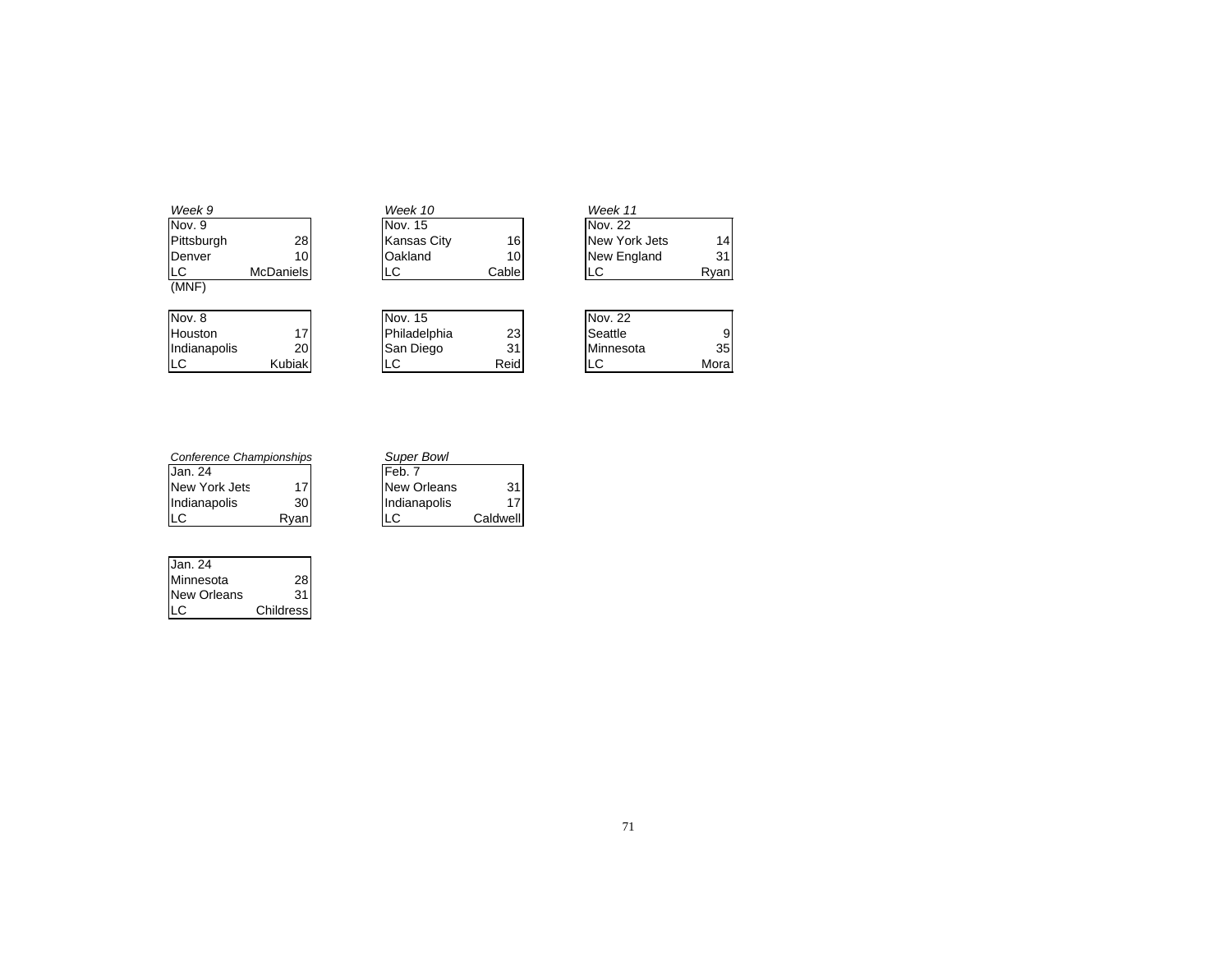*Week 9*

| Nov. 9 | |
|---|---|
| Pittsburgh | 28 |
| Denver | 10 |
| LC | McDaniels |

(MNF)

| Nov. 8 | |
|---|---|
| Houston | 17 |
| Indianapolis | 20 |
| LC | Kubiak |

*Week 10*

| Nov. 15 | |
|---|---|
| Kansas City | 16 |
| Oakland | 10 |
| LC | Cable |

| Nov. 15 | |
|---|---|
| Philadelphia | 23 |
| San Diego | 31 |
| LC | Reid |

*Week 11*

| Nov. 22 | |
|---|---|
| New York Jets | 14 |
| New England | 31 |
| LC | Ryan |

| Nov. 22 | |
|---|---|
| Seattle | 9 |
| Minnesota | 35 |
| LC | Mora |

*Conference Championships*

| Jan. 24 | |
|---|---|
| New York Jets | 17 |
| Indianapolis | 30 |
| LC | Ryan |

| Jan. 24 | |
|---|---|
| Minnesota | 28 |
| New Orleans | 31 |
| LC | Childress |

*Super Bowl*

| Feb. 7 | |
|---|---|
| New Orleans | 31 |
| Indianapolis | 17 |
| LC | Caldwell |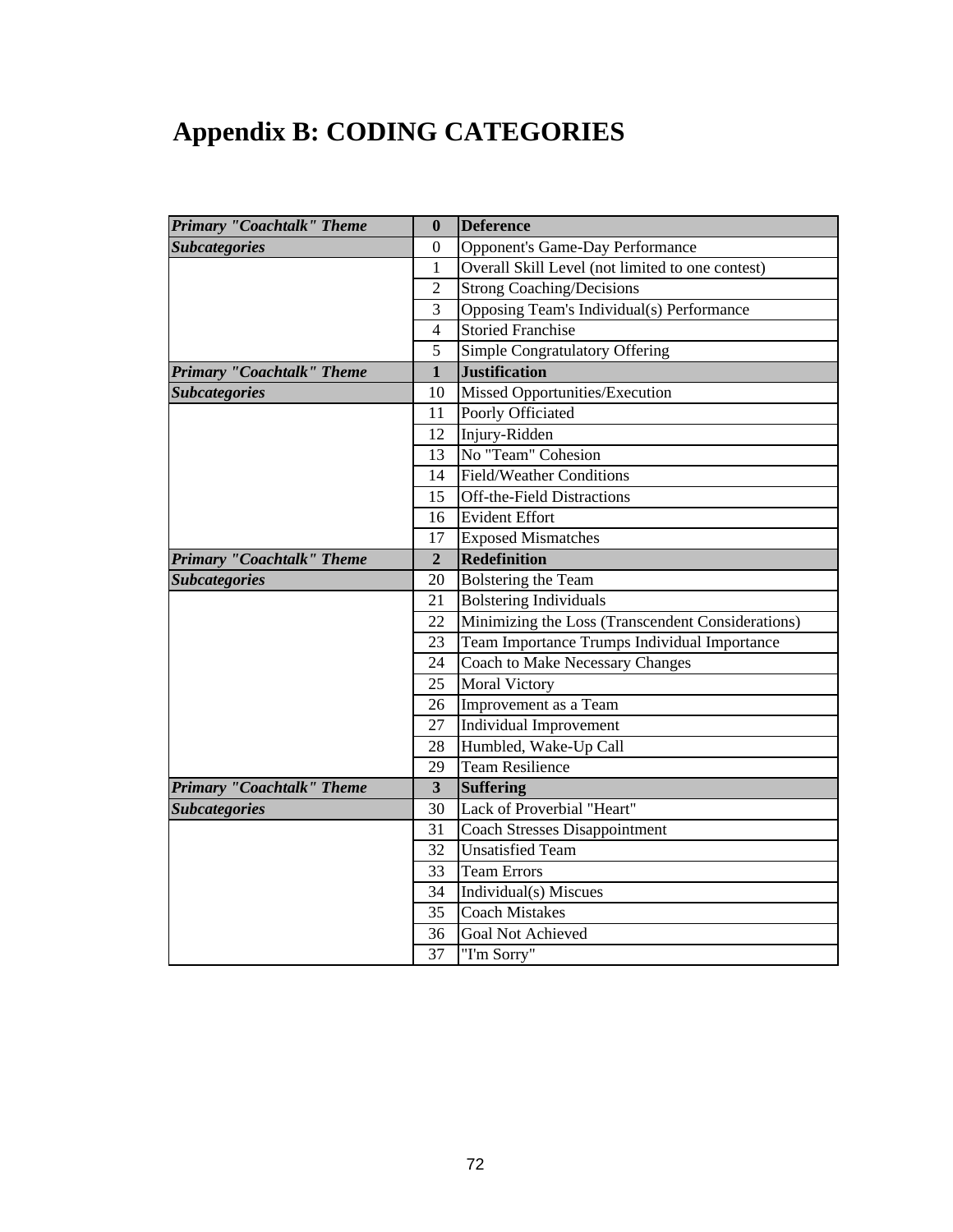# Appendix B: CODING CATEGORIES

| | | |
|---|---|---|
| ***Primary "Coachtalk" Theme*** | **0** | **Deference** |
| ***Subcategories*** | 0 | Opponent's Game-Day Performance |
| | 1 | Overall Skill Level (not limited to one contest) |
| | 2 | Strong Coaching/Decisions |
| | 3 | Opposing Team's Individual(s) Performance |
| | 4 | Storied Franchise |
| | 5 | Simple Congratulatory Offering |
| ***Primary "Coachtalk" Theme*** | **1** | **Justification** |
| ***Subcategories*** | 10 | Missed Opportunities/Execution |
| | 11 | Poorly Officiated |
| | 12 | Injury-Ridden |
| | 13 | No "Team" Cohesion |
| | 14 | Field/Weather Conditions |
| | 15 | Off-the-Field Distractions |
| | 16 | Evident Effort |
| | 17 | Exposed Mismatches |
| ***Primary "Coachtalk" Theme*** | **2** | **Redefinition** |
| ***Subcategories*** | 20 | Bolstering the Team |
| | 21 | Bolstering Individuals |
| | 22 | Minimizing the Loss (Transcendent Considerations) |
| | 23 | Team Importance Trumps Individual Importance |
| | 24 | Coach to Make Necessary Changes |
| | 25 | Moral Victory |
| | 26 | Improvement as a Team |
| | 27 | Individual Improvement |
| | 28 | Humbled, Wake-Up Call |
| | 29 | Team Resilience |
| ***Primary "Coachtalk" Theme*** | **3** | **Suffering** |
| ***Subcategories*** | 30 | Lack of Proverbial "Heart" |
| | 31 | Coach Stresses Disappointment |
| | 32 | Unsatisfied Team |
| | 33 | Team Errors |
| | 34 | Individual(s) Miscues |
| | 35 | Coach Mistakes |
| | 36 | Goal Not Achieved |
| | 37 | "I'm Sorry" |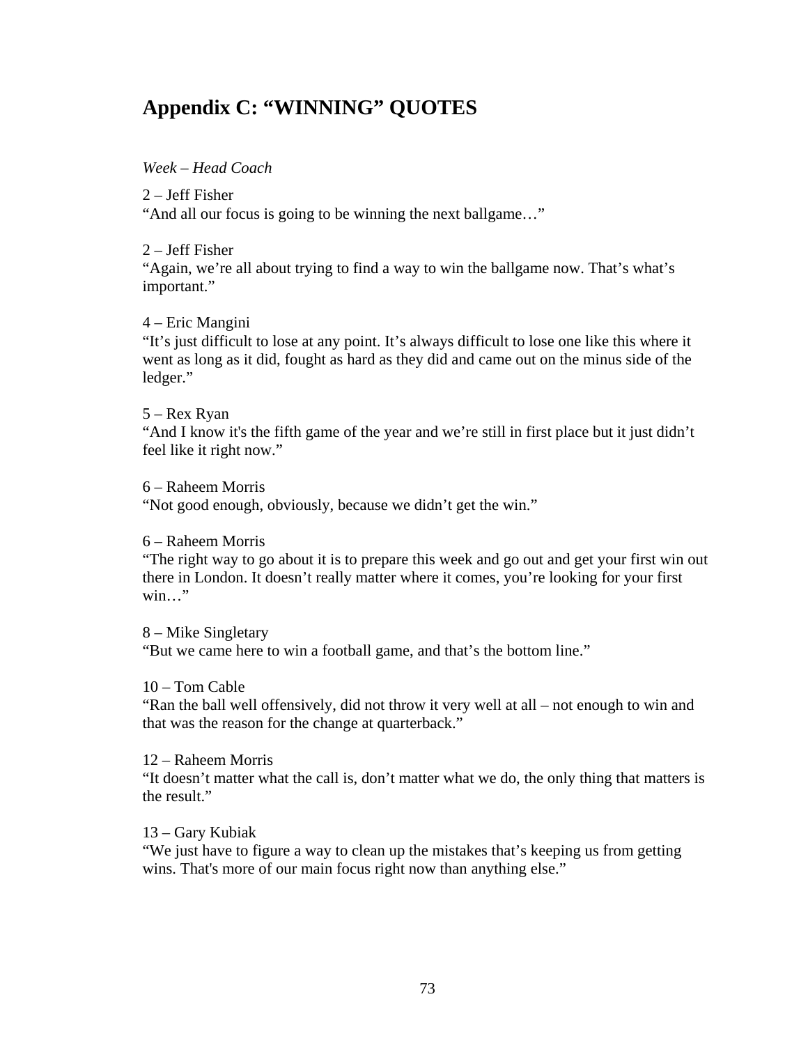## Appendix C: "WINNING" QUOTES

*Week – Head Coach*

2 – Jeff Fisher
"And all our focus is going to be winning the next ballgame…"

2 – Jeff Fisher
"Again, we're all about trying to find a way to win the ballgame now. That's what's important."

4 – Eric Mangini
"It's just difficult to lose at any point. It's always difficult to lose one like this where it went as long as it did, fought as hard as they did and came out on the minus side of the ledger."

5 – Rex Ryan
"And I know it's the fifth game of the year and we're still in first place but it just didn't feel like it right now."

6 – Raheem Morris
"Not good enough, obviously, because we didn't get the win."

6 – Raheem Morris
"The right way to go about it is to prepare this week and go out and get your first win out there in London. It doesn't really matter where it comes, you're looking for your first win…"

8 – Mike Singletary
"But we came here to win a football game, and that's the bottom line."

10 – Tom Cable
"Ran the ball well offensively, did not throw it very well at all – not enough to win and that was the reason for the change at quarterback."

12 – Raheem Morris
"It doesn't matter what the call is, don't matter what we do, the only thing that matters is the result."

13 – Gary Kubiak
"We just have to figure a way to clean up the mistakes that's keeping us from getting wins. That's more of our main focus right now than anything else."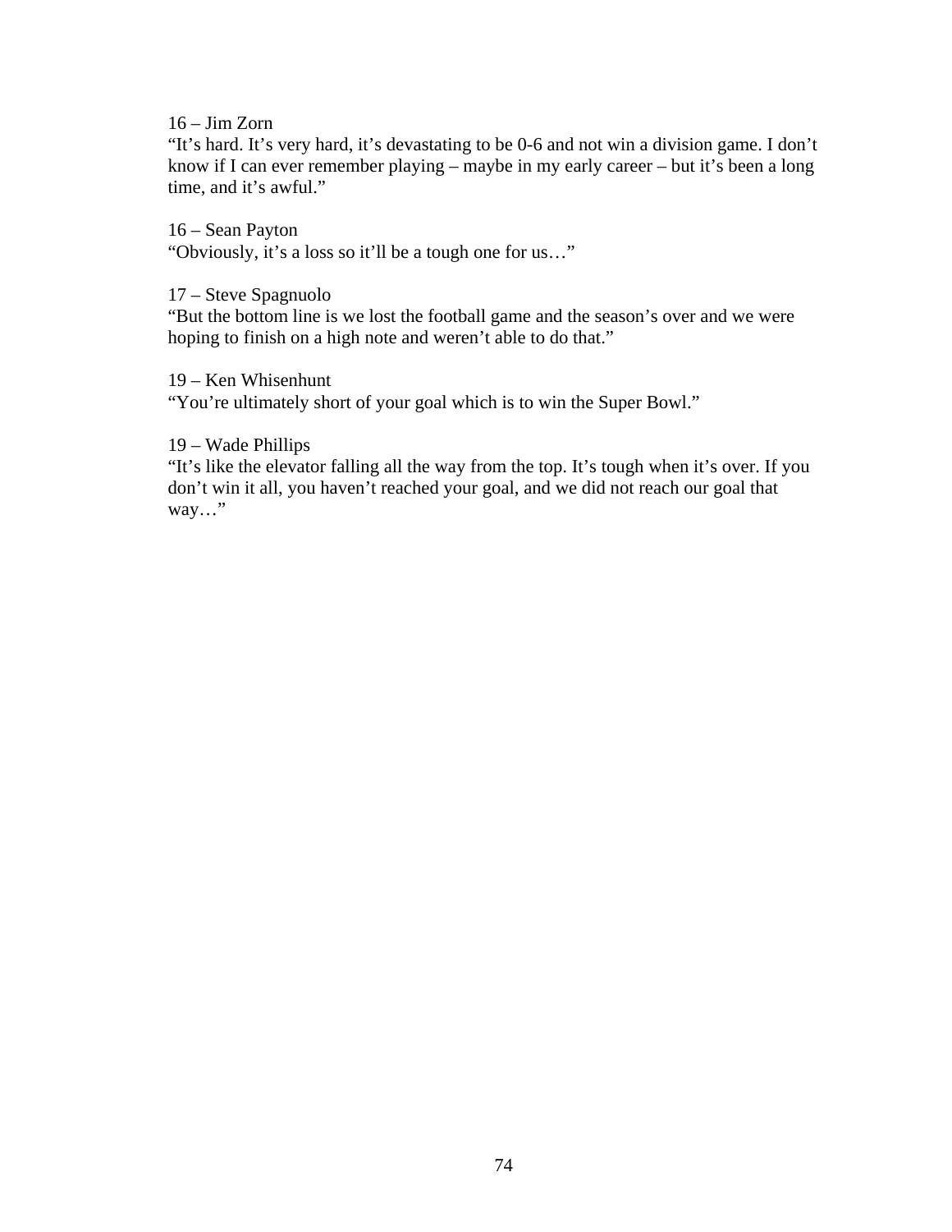16 – Jim Zorn
“It’s hard. It’s very hard, it’s devastating to be 0-6 and not win a division game. I don’t know if I can ever remember playing – maybe in my early career – but it’s been a long time, and it’s awful.”

16 – Sean Payton
“Obviously, it’s a loss so it’ll be a tough one for us…”

17 – Steve Spagnuolo
“But the bottom line is we lost the football game and the season’s over and we were hoping to finish on a high note and weren’t able to do that.”

19 – Ken Whisenhunt
“You’re ultimately short of your goal which is to win the Super Bowl.”

19 – Wade Phillips
“It’s like the elevator falling all the way from the top. It’s tough when it’s over. If you don’t win it all, you haven’t reached your goal, and we did not reach our goal that way…”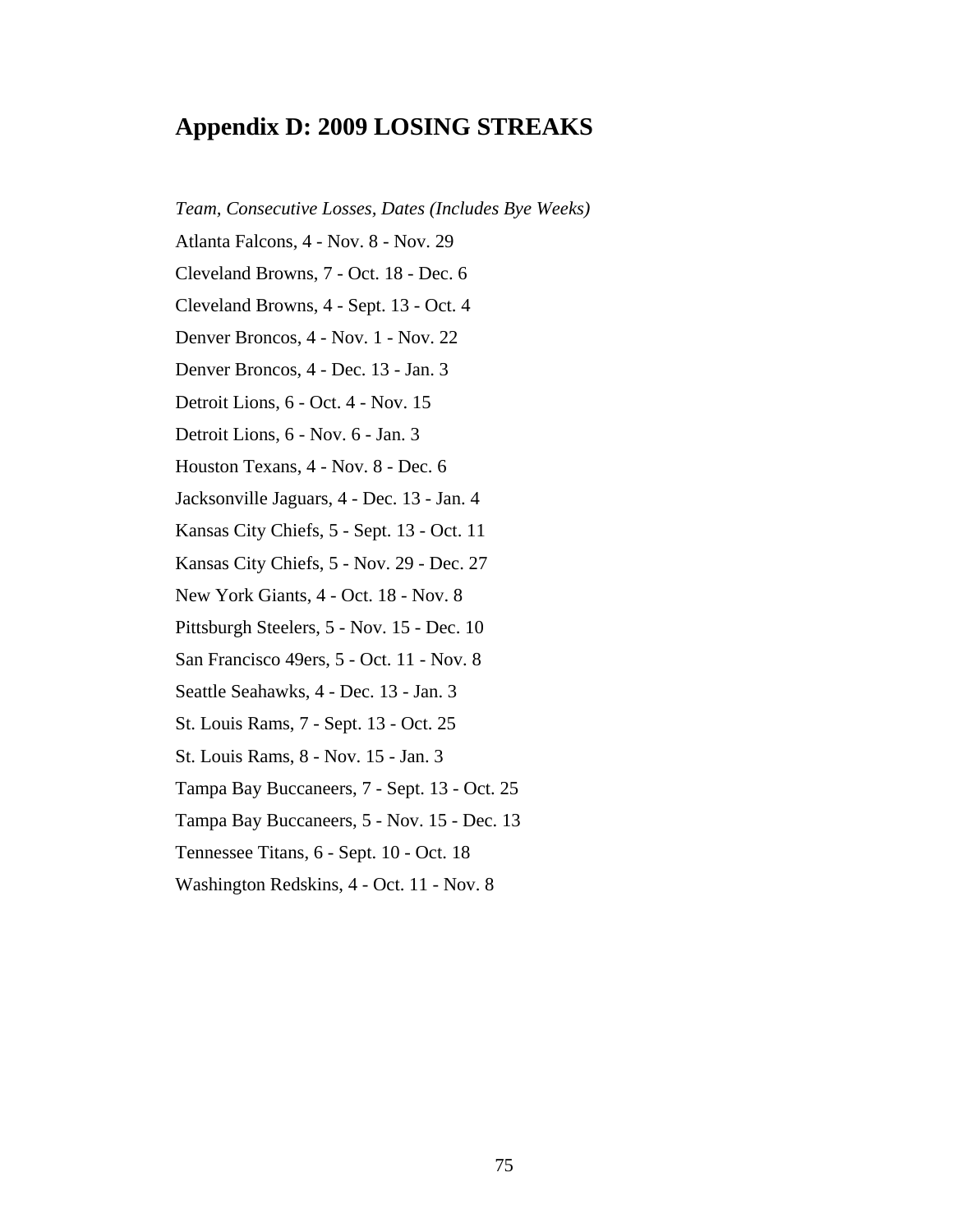## Appendix D: 2009 LOSING STREAKS

*Team, Consecutive Losses, Dates (Includes Bye Weeks)*

Atlanta Falcons, 4 - Nov. 8 - Nov. 29

Cleveland Browns, 7 - Oct. 18 - Dec. 6

Cleveland Browns, 4 - Sept. 13 - Oct. 4

Denver Broncos, 4 - Nov. 1 - Nov. 22

Denver Broncos, 4 - Dec. 13 - Jan. 3

Detroit Lions, 6 - Oct. 4 - Nov. 15

Detroit Lions, 6 - Nov. 6 - Jan. 3

Houston Texans, 4 - Nov. 8 - Dec. 6

Jacksonville Jaguars, 4 - Dec. 13 - Jan. 4

Kansas City Chiefs, 5 - Sept. 13 - Oct. 11

Kansas City Chiefs, 5 - Nov. 29 - Dec. 27

New York Giants, 4 - Oct. 18 - Nov. 8

Pittsburgh Steelers, 5 - Nov. 15 - Dec. 10

San Francisco 49ers, 5 - Oct. 11 - Nov. 8

Seattle Seahawks, 4 - Dec. 13 - Jan. 3

St. Louis Rams, 7 - Sept. 13 - Oct. 25

St. Louis Rams, 8 - Nov. 15 - Jan. 3

Tampa Bay Buccaneers, 7 - Sept. 13 - Oct. 25

Tampa Bay Buccaneers, 5 - Nov. 15 - Dec. 13

Tennessee Titans, 6 - Sept. 10 - Oct. 18

Washington Redskins, 4 - Oct. 11 - Nov. 8